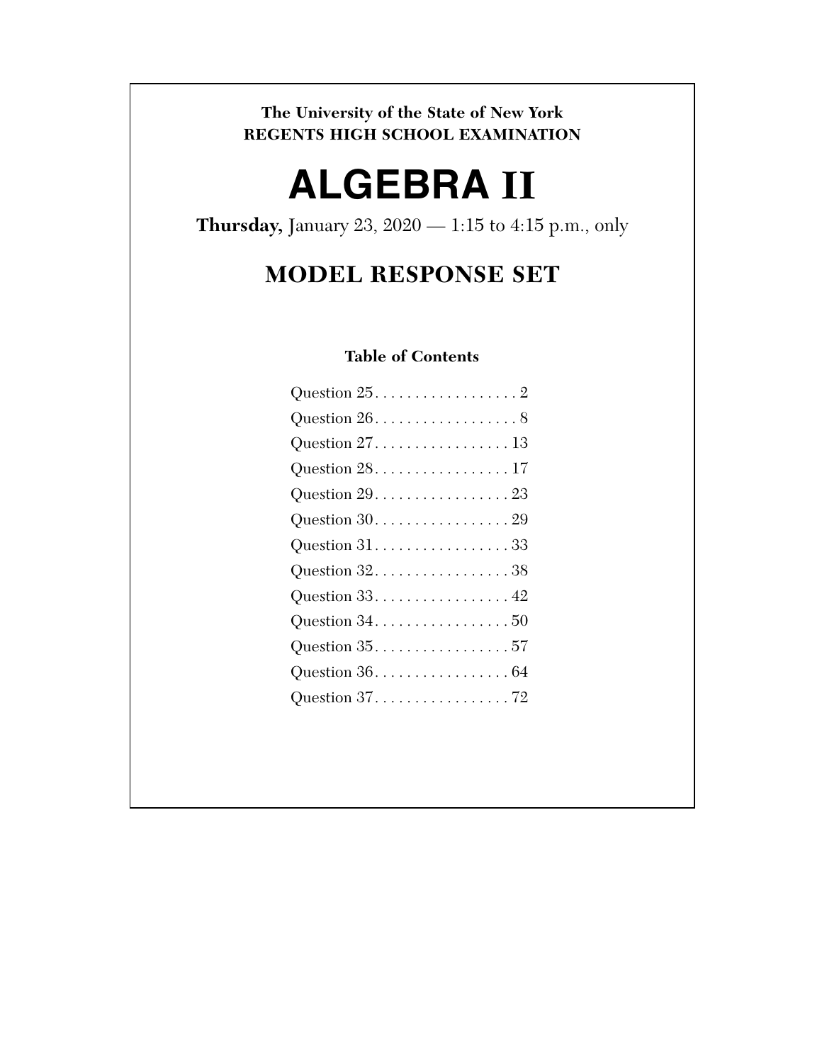**The University of the State of New York**
**REGENTS HIGH SCHOOL EXAMINATION**

# ALGEBRA II

**Thursday,** January 23, 2020 — 1:15 to 4:15 p.m., only

## MODEL RESPONSE SET

### Table of Contents

Question 25. . . . . . . . . . . . . . . . . . 2
Question 26. . . . . . . . . . . . . . . . . . 8
Question 27. . . . . . . . . . . . . . . . . 13
Question 28. . . . . . . . . . . . . . . . . 17
Question 29. . . . . . . . . . . . . . . . . 23
Question 30. . . . . . . . . . . . . . . . . 29
Question 31. . . . . . . . . . . . . . . . . 33
Question 32. . . . . . . . . . . . . . . . . 38
Question 33. . . . . . . . . . . . . . . . . 42
Question 34. . . . . . . . . . . . . . . . . 50
Question 35. . . . . . . . . . . . . . . . . 57
Question 36. . . . . . . . . . . . . . . . . 64
Question 37. . . . . . . . . . . . . . . . . 72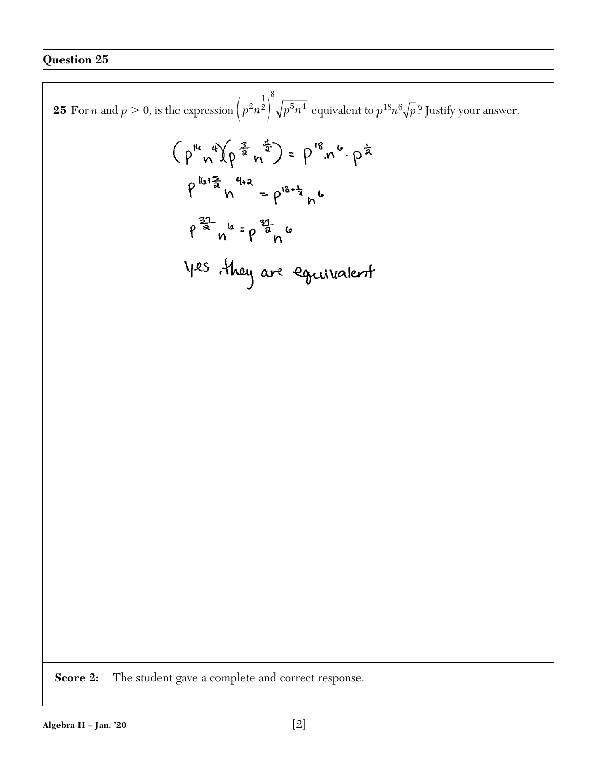## Question 25

**25** For $n$ and $p > 0$, is the expression $\left(p^2 n^{\frac{1}{2}}\right)^8 \sqrt{p^5 n^4}$ equivalent to $p^{18} n^6 \sqrt{p}$? Justify your answer.

$$\left(p^{16} n^{4}\right)\left(p^{\frac{5}{2}} n^{\frac{4}{2}}\right) = p^{18} \cdot n^{6} \cdot p^{\frac{1}{2}}$$

$$p^{16+\frac{5}{2}} n^{4+2} = p^{18+\frac{1}{2}} n^{6}$$

$$p^{\frac{37}{2}} n^{6} = p^{\frac{37}{2}} n^{6}$$

yes, they are equivalent

**Score 2:** The student gave a complete and correct response.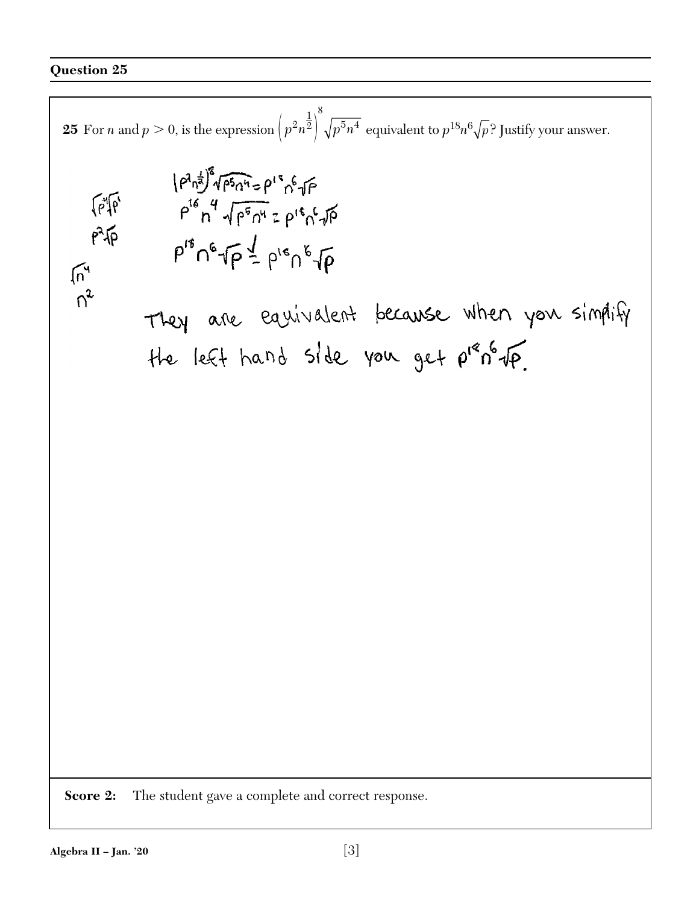## Question 25

**25** For $n$ and $p > 0$, is the expression $\left(p^2 n^{\frac{1}{2}}\right)^8 \sqrt{p^5 n^4}$ equivalent to $p^{18} n^6 \sqrt{p}$? Justify your answer.

$\sqrt{p^4}\sqrt{p^1}$

$p^2\sqrt{p}$

$\sqrt{n^4}$

$n^2$

$$\left(p^2 n^{\frac{1}{2}}\right)^8 \sqrt{p^5 n^4} = p^{18} n^6 \sqrt{p}$$

$$p^{16} n^4 \sqrt{p^5 n^4} = p^{18} n^6 \sqrt{p}$$

$$p^{18} n^6 \sqrt{p} \overset{\checkmark}{=} p^{18} n^6 \sqrt{p}$$

They are equivalent because when you simplify the left hand side you get $p^{18}n^6\sqrt{p}$.

**Score 2:** The student gave a complete and correct response.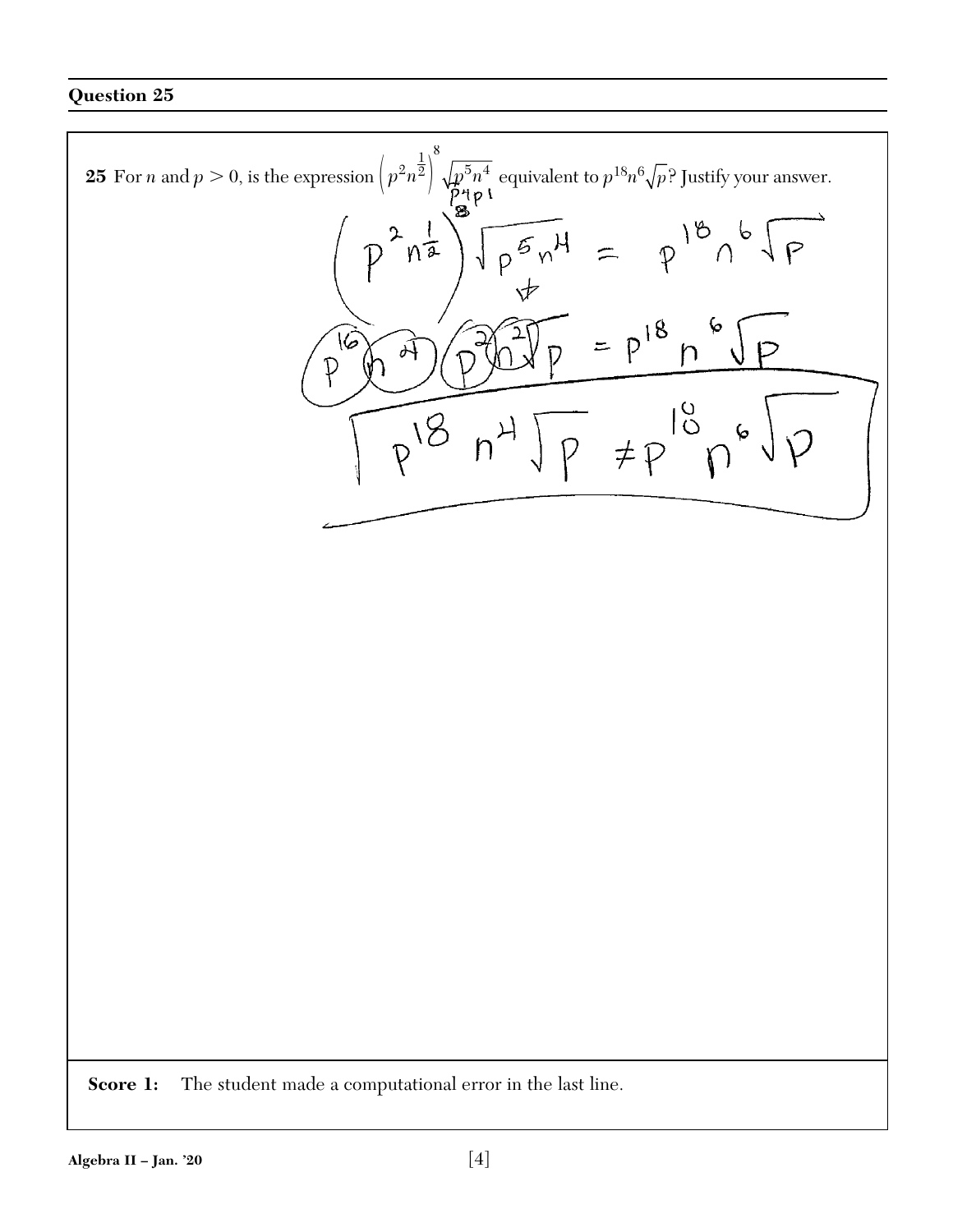## Question 25

**25** For $n$ and $p > 0$, is the expression $\left(p^2 n^{\frac{1}{2}}\right)^8 \sqrt{p^5 n^4}$ equivalent to $p^{18} n^6 \sqrt{p}$? Justify your answer.

$p^4 p^1$

$$\left(p^2 n^{\frac{1}{2}}\right)^8 \sqrt{p^5 n^4} = p^{18} n^6 \sqrt{p}$$

$$(p^{16})(n^4)(p^2)(n^2)\sqrt{p} = p^{18} n^6 \sqrt{p}$$

$$p^{18} n^4 \sqrt{p} \neq p^{18} n^6 \sqrt{p}$$

**Score 1:** The student made a computational error in the last line.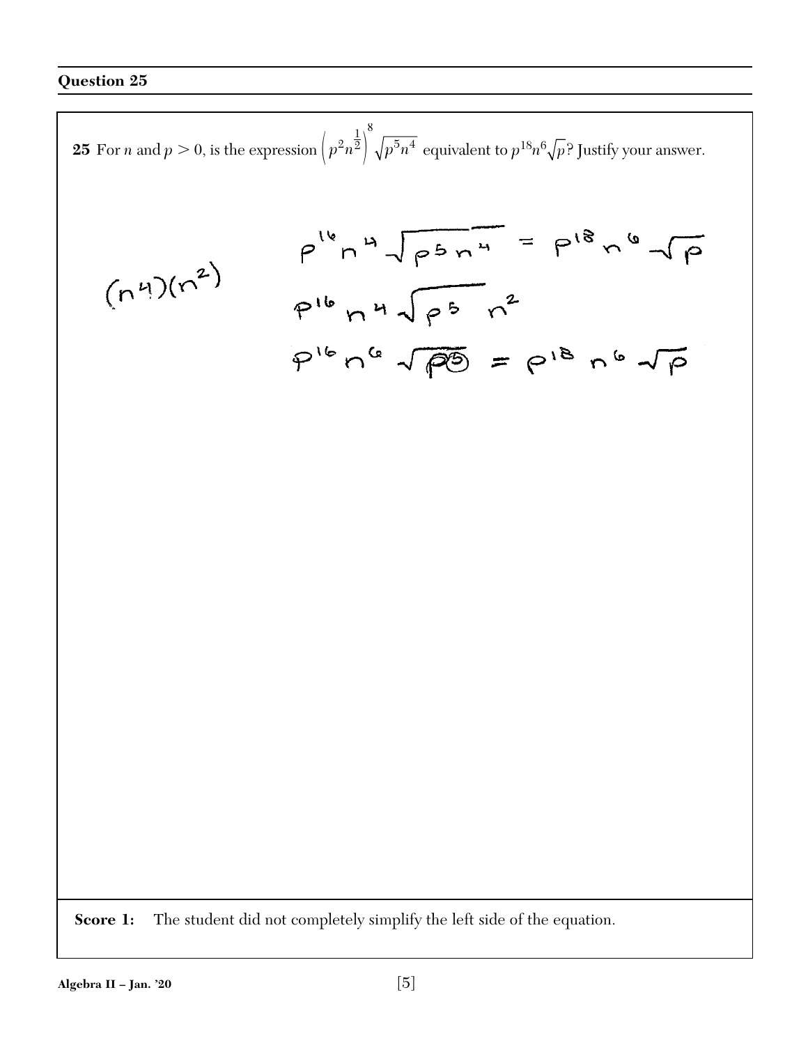## Question 25

**25** For $n$ and $p > 0$, is the expression $\left(p^2 n^{\frac{1}{2}}\right)^8 \sqrt{p^5 n^4}$ equivalent to $p^{18} n^6 \sqrt{p}$? Justify your answer.

$(n^4)(n^2)$

$$p^{16} n^4 \sqrt{p^5 n^4} = p^{18} n^6 \sqrt{p}$$

$$p^{16} n^4 \sqrt{p^5} \; n^2$$

$$p^{16} n^6 \sqrt{p^5} = p^{18} n^6 \sqrt{p}$$

**Score 1:** The student did not completely simplify the left side of the equation.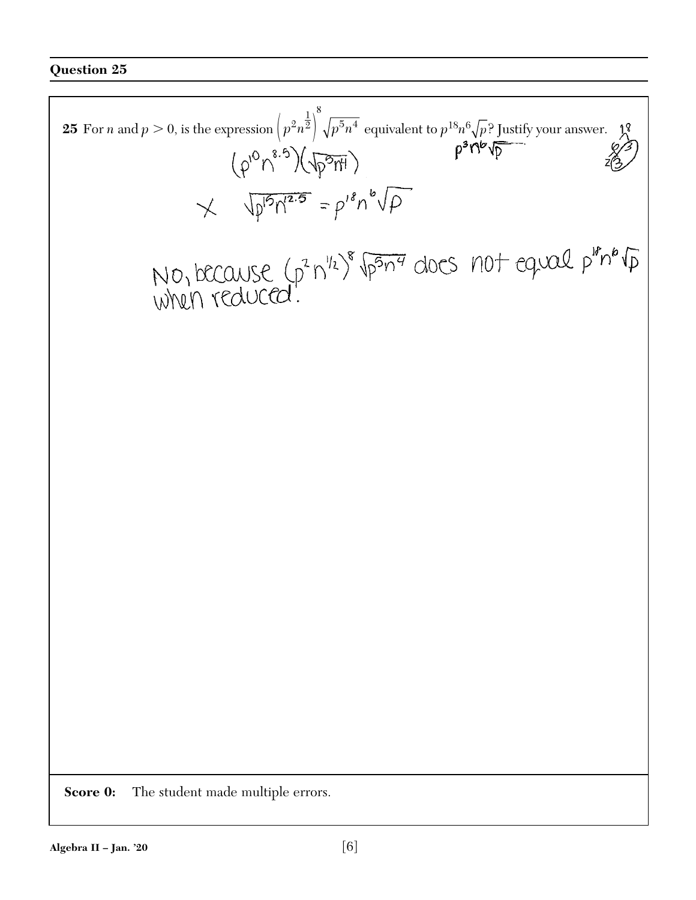## Question 25

**25** For $n$ and $p > 0$, is the expression $\left(p^2 n^{\frac{1}{2}}\right)^8 \sqrt{p^5 n^4}$ equivalent to $p^{18} n^6 \sqrt{p}$? Justify your answer.

$p^3 n^6 \sqrt{p}$

$(p^{10} n^{8.5})(\sqrt{p^5 n^4})$

$\times \quad \sqrt{p^{15} n^{12.5}} = p^{18} n^6 \sqrt{p}$

No, because $(p^2 n^{1/2})^8 \sqrt{p^5 n^4}$ does not equal $p^{18} n^6 \sqrt{p}$ when reduced.

**Score 0:** The student made multiple errors.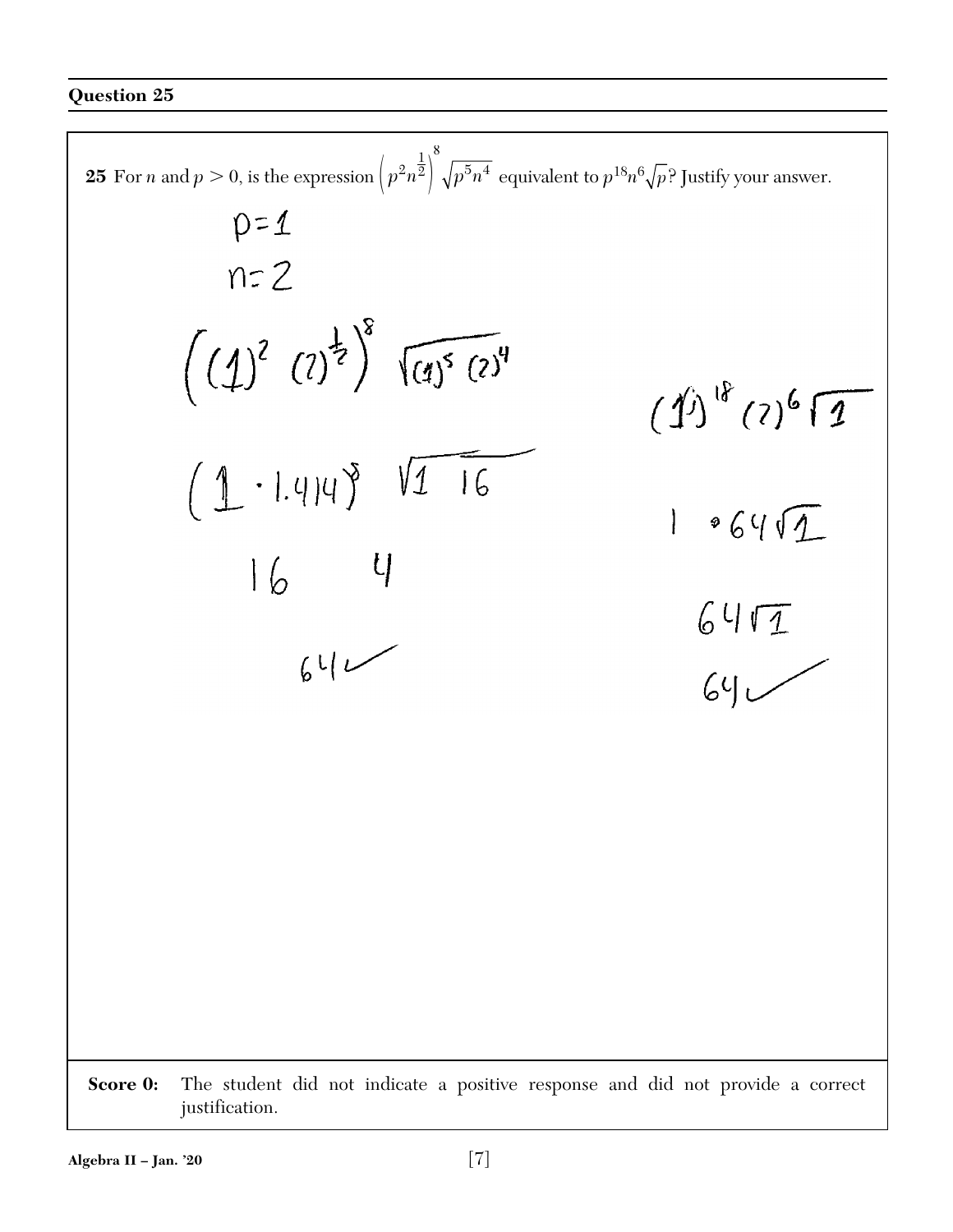## Question 25

**25** For $n$ and $p > 0$, is the expression $\left(p^2 n^{\frac{1}{2}}\right)^8 \sqrt{p^5 n^4}$ equivalent to $p^{18} n^6 \sqrt{p}$? Justify your answer.

$p = 1$

$n = 2$

$\left((1)^2 \ (2)^{\frac{1}{2}}\right)^8 \ \sqrt{(1)^5 \ (2)^4}$

$(1 \cdot 1.414)^8 \ \sqrt{1 \ \ 16}$

$16 \quad 4$

$64$ ✓

$(1)^{18} (2)^6 \sqrt{1}$

$1 \cdot 64\sqrt{1}$

$64\sqrt{1}$

$64$ ✓

**Score 0:** The student did not indicate a positive response and did not provide a correct justification.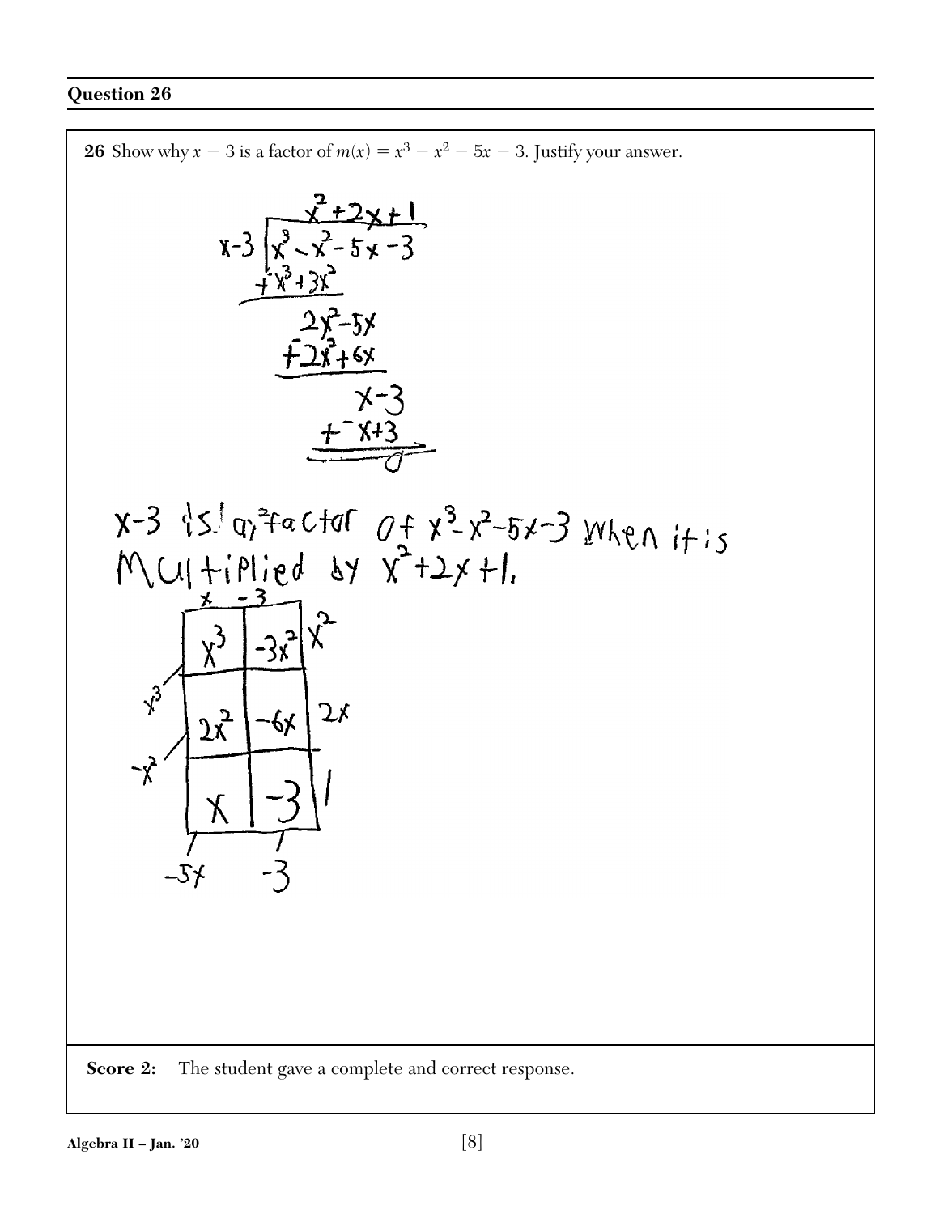## Question 26

**26** Show why $x - 3$ is a factor of $m(x) = x^3 - x^2 - 5x - 3$. Justify your answer.

$$
\begin{array}{r}
x^2 + 2x + 1 \\
x - 3 \overline{\left) x^3 - x^2 - 5x - 3 \right.} \\
+ {}^{-}x^3 + 3x^2 \\
\hline
2x^2 - 5x \\
+ {}^{-}2x^2 + 6x \\
\hline
x - 3 \\
+ {}^{-}x + 3 \\
\hline
0
\end{array}
$$

x-3 is a factor of $x^3 - x^2 - 5x - 3$ when it is multiplied by $x^2 + 2x + 1$.

|  | $x$ | $-3$ |
|---|---|---|
| $x^2$ | $x^3$ | $-3x^2$ |
| $2x$ | $2x^2$ | $-6x$ |
| $1$ | $x$ | $-3$ |

$x^3$, $-x^2$, $-5x$, $-3$

**Score 2:** The student gave a complete and correct response.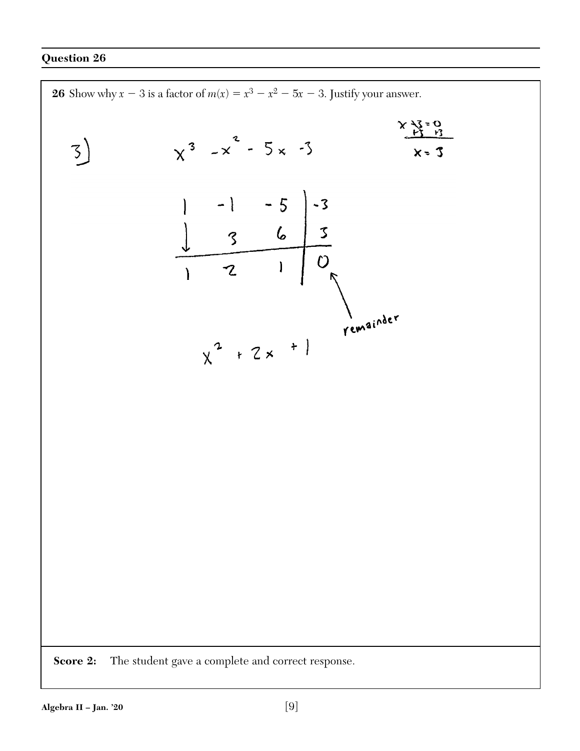## Question 26

**26** Show why $x - 3$ is a factor of $m(x) = x^3 - x^2 - 5x - 3$. Justify your answer.

$x - 3 = 0$
$+3 \quad +3$
$x = 3$

3) $x^3 - x^2 - 5x - 3$

| 1 | −1 | −5 | −3 |
|---|---|---|---|
| ↓ | 3 | 6 | 3 |
| 1 | 2 | 1 | 0 |

remainder

$x^2 + 2x + 1$

**Score 2:** The student gave a complete and correct response.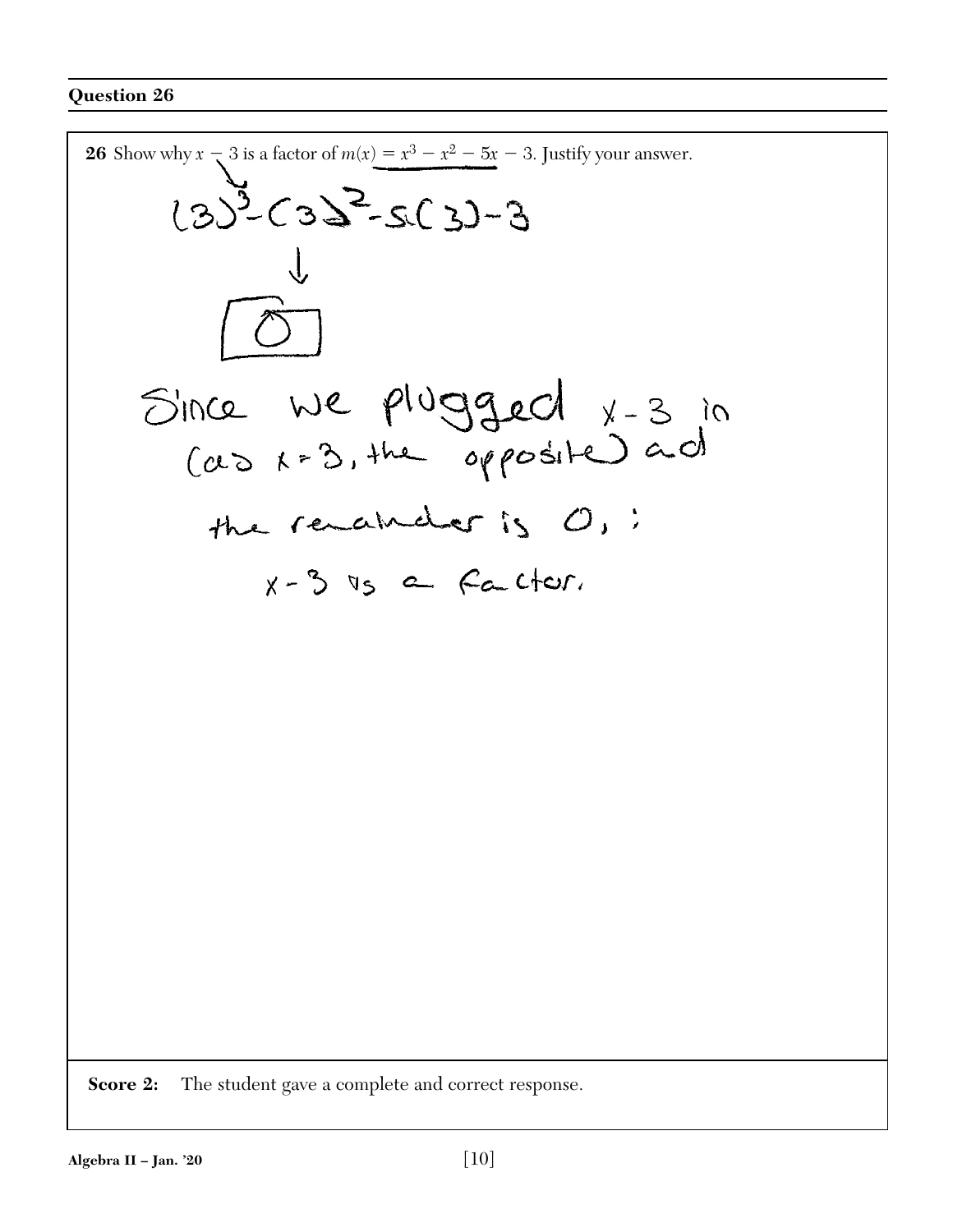## Question 26

**26** Show why $x - 3$ is a factor of $m(x) = x^3 - x^2 - 5x - 3$. Justify your answer.

$(3)^3 - (3)^2 - 5(3) - 3$

$\downarrow$

$\boxed{0}$

Since we plugged $x-3$ in (as $x=3$, the opposite) and the remainder is 0, $\therefore$ $x-3$ is a factor.

**Score 2:** The student gave a complete and correct response.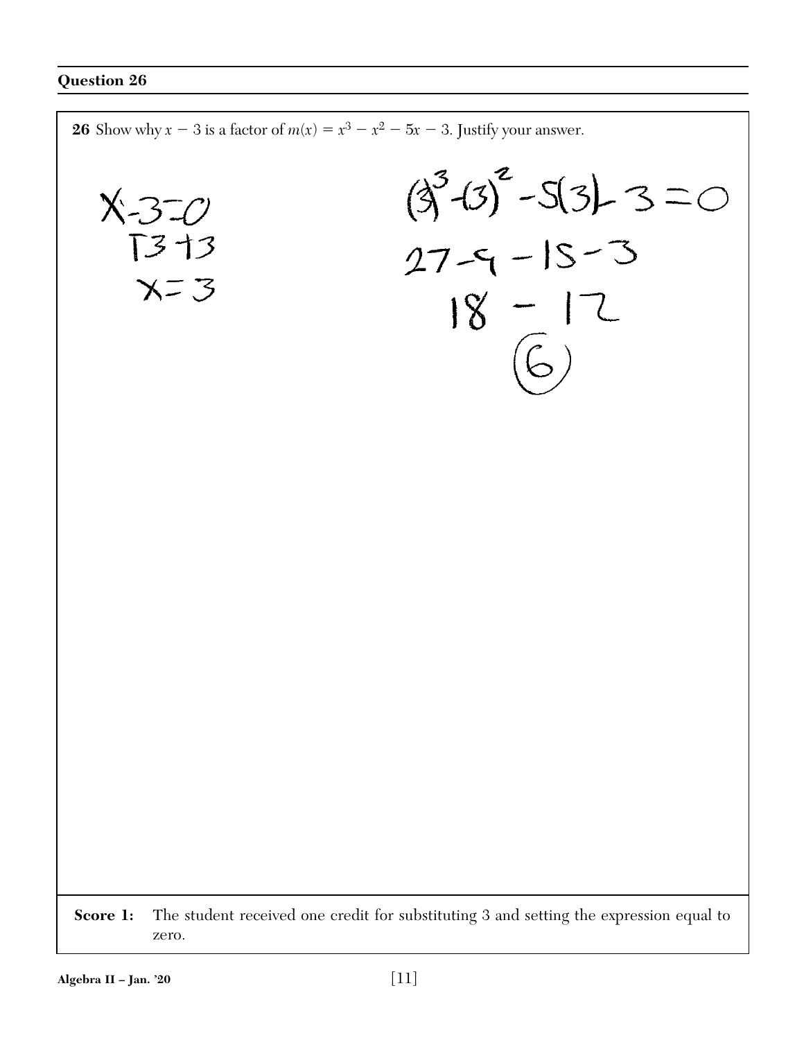## Question 26

**26** Show why $x - 3$ is a factor of $m(x) = x^3 - x^2 - 5x - 3$. Justify your answer.

$$x - 3 = 0$$
$$+3 \quad +3$$
$$x = 3$$

$$(3)^3 - (3)^2 - 5(3) - 3 = 0$$
$$27 - 9 - 15 - 3$$
$$18 - 12$$
$$6$$

**Score 1:** The student received one credit for substituting 3 and setting the expression equal to zero.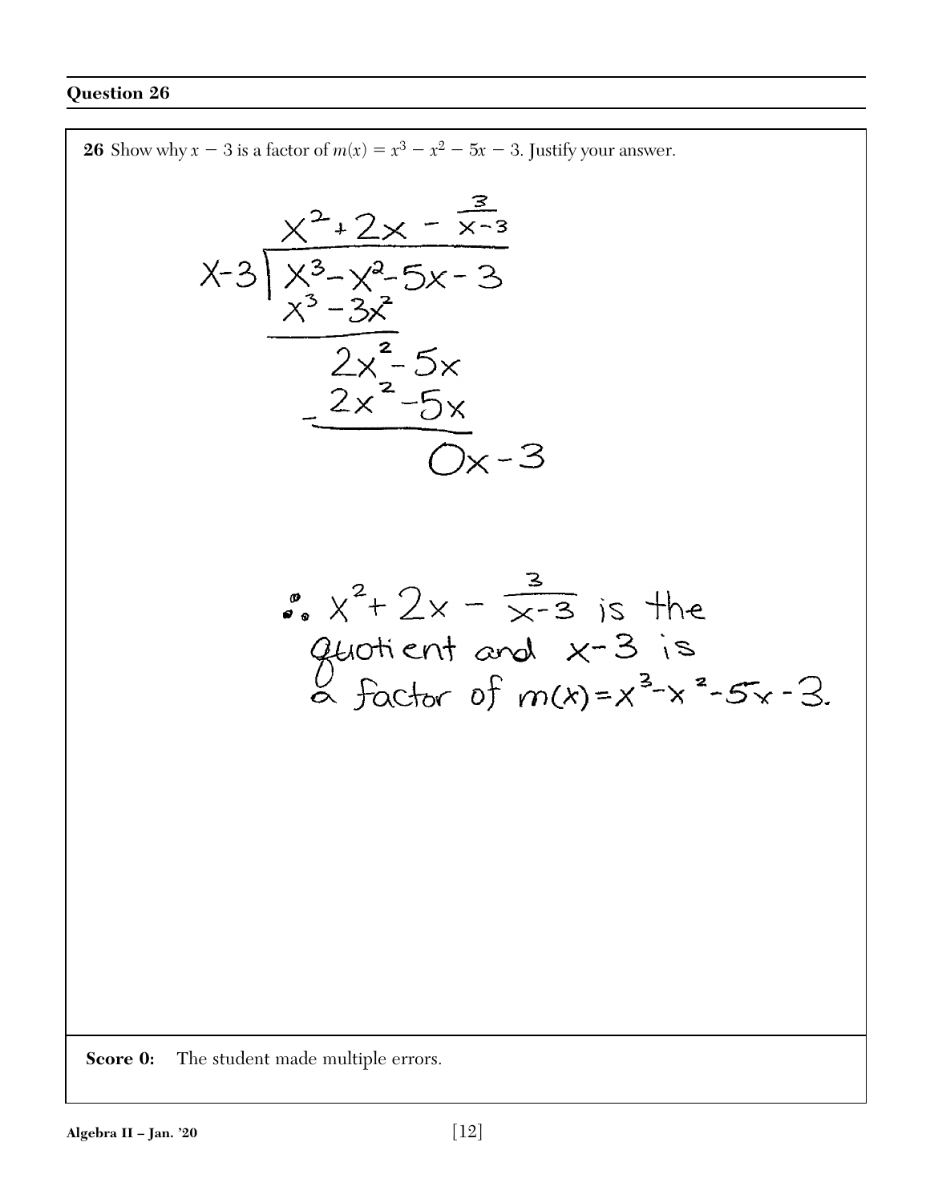## Question 26

**26** Show why $x - 3$ is a factor of $m(x) = x^3 - x^2 - 5x - 3$. Justify your answer.

$$
\begin{array}{r}
x^2 + 2x - \frac{3}{x-3} \\
x-3 \overline{\big) \, x^3 - x^2 - 5x - 3} \\
x^3 - 3x^2 \\
\hline
2x^2 - 5x \\
- \, 2x^2 - 5x \\
\hline
0x - 3
\end{array}
$$

$\therefore \; x^2 + 2x - \frac{3}{x-3}$ is the quotient and $x - 3$ is a factor of $m(x) = x^3 - x^2 - 5x - 3$.

**Score 0:** The student made multiple errors.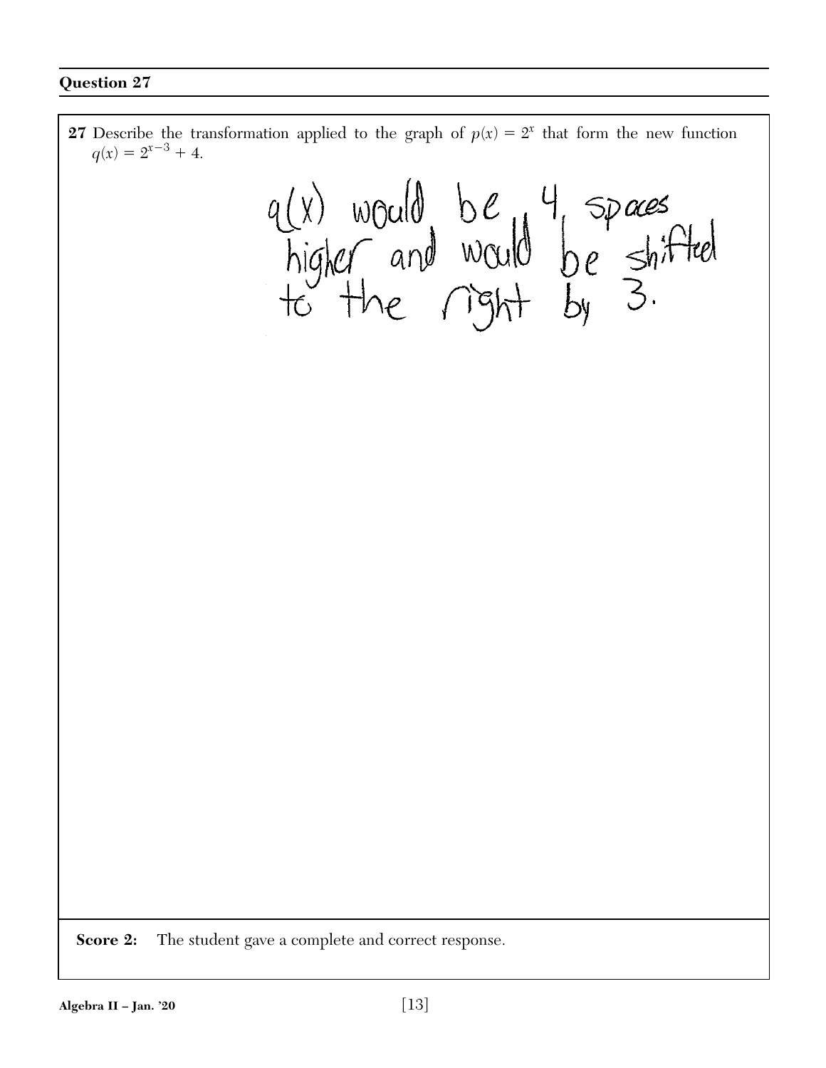## Question 27

**27** Describe the transformation applied to the graph of $p(x) = 2^x$ that form the new function $q(x) = 2^{x-3} + 4$.

q(x) would be 4 spaces higher and would be shifted to the right by 3.

**Score 2:** The student gave a complete and correct response.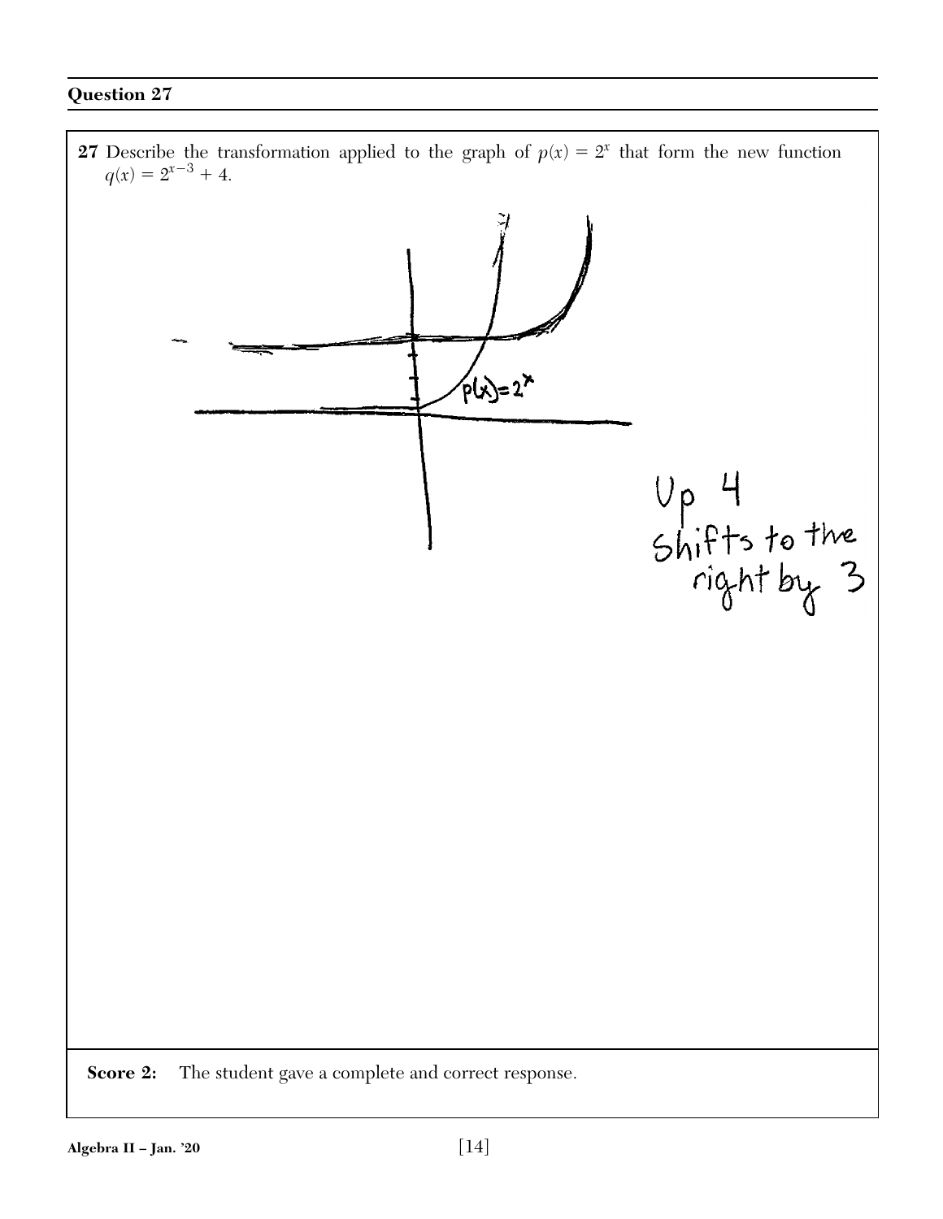## Question 27

**27** Describe the transformation applied to the graph of $p(x) = 2^x$ that form the new function $q(x) = 2^{x-3} + 4$.

$p(x) = 2^x$

Up 4
Shifts to the right by 3

**Score 2:** The student gave a complete and correct response.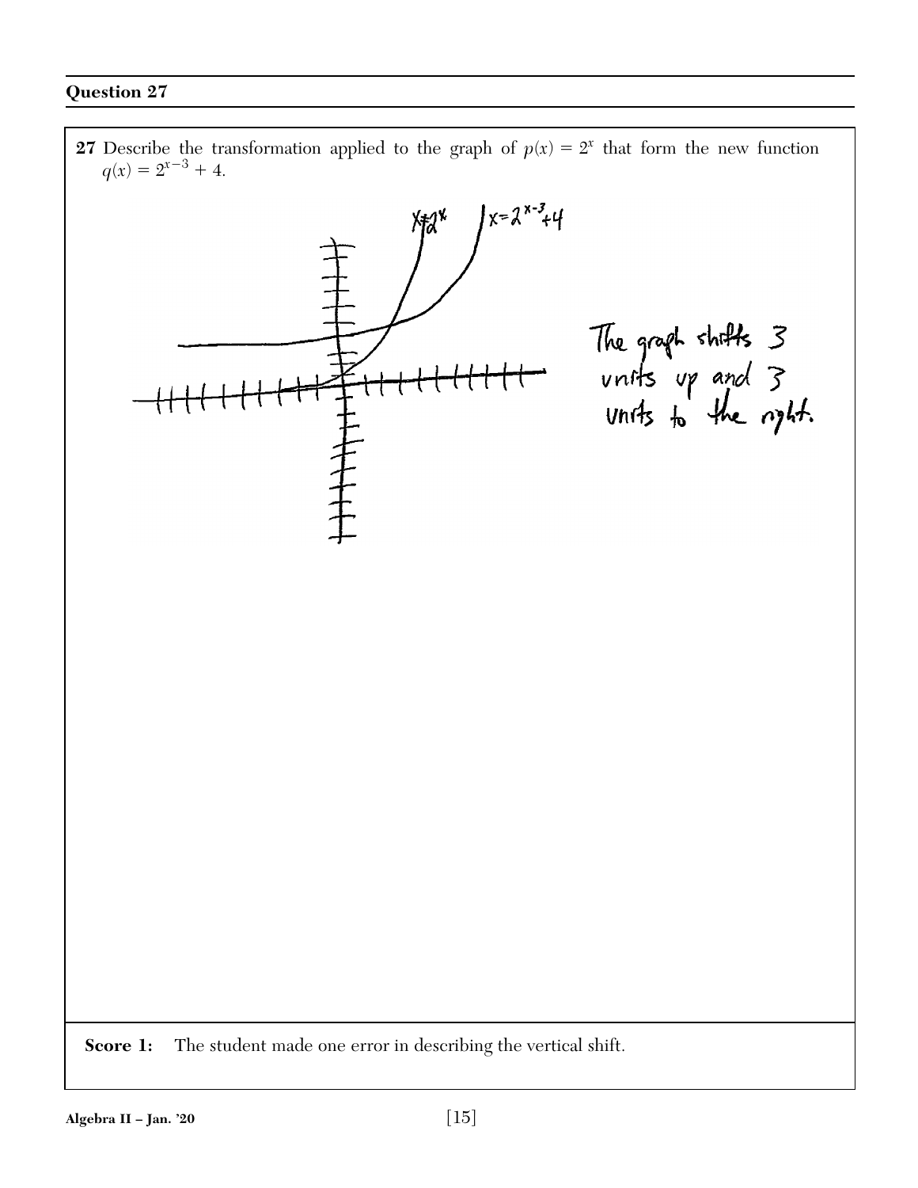## Question 27

**27** Describe the transformation applied to the graph of $p(x) = 2^x$ that form the new function $q(x) = 2^{x-3} + 4$.

$x = 2^x$ $\quad$ $x = 2^{x-3} + 4$

The graph shifts 3 units up and 3 units to the right.

**Score 1:** The student made one error in describing the vertical shift.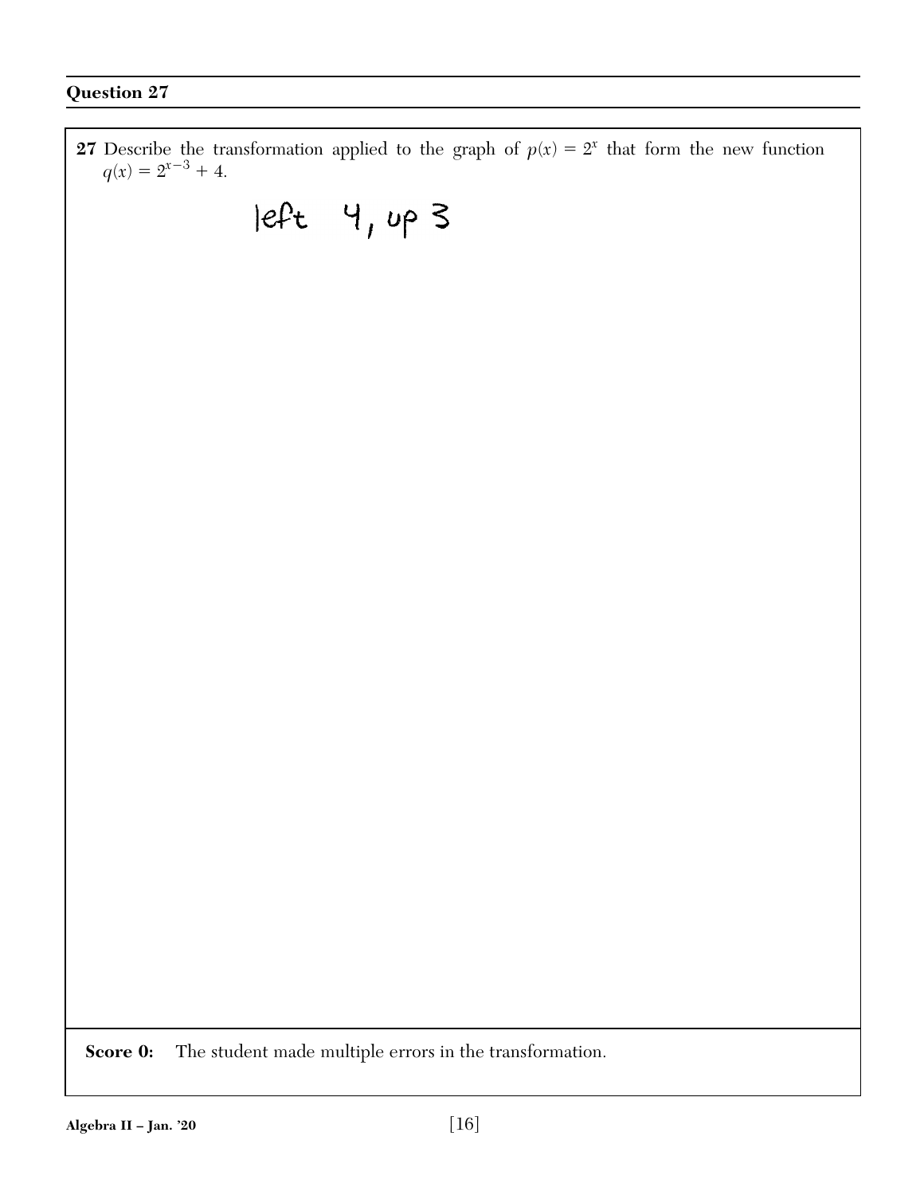## Question 27

**27** Describe the transformation applied to the graph of $p(x) = 2^x$ that form the new function $q(x) = 2^{x-3} + 4$.

left 4, up 3

**Score 0:** The student made multiple errors in the transformation.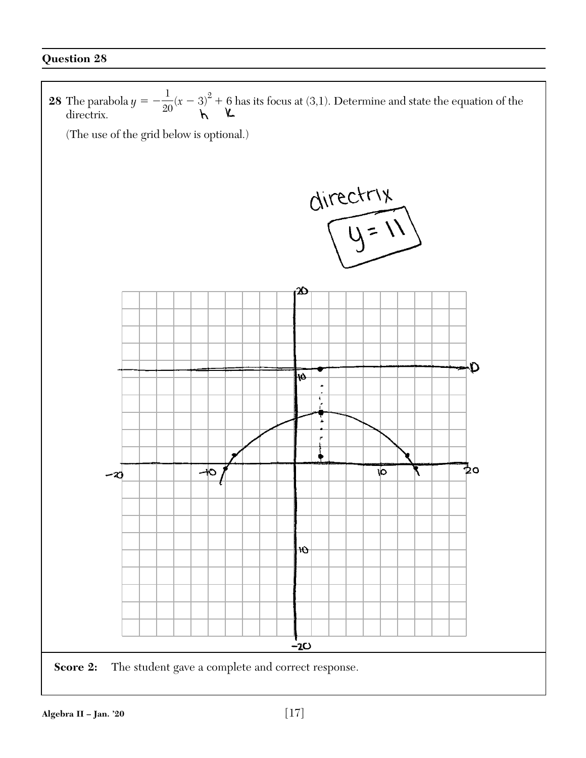## Question 28

**28** The parabola $y = -\frac{1}{20}(x-3)^2 + 6$ has its focus at (3,1). Determine and state the equation of the directrix.

h  k

(The use of the grid below is optional.)

directrix

$y = 11$

D

-20  -10  10  20

20  10  -10  -20

**Score 2:** The student gave a complete and correct response.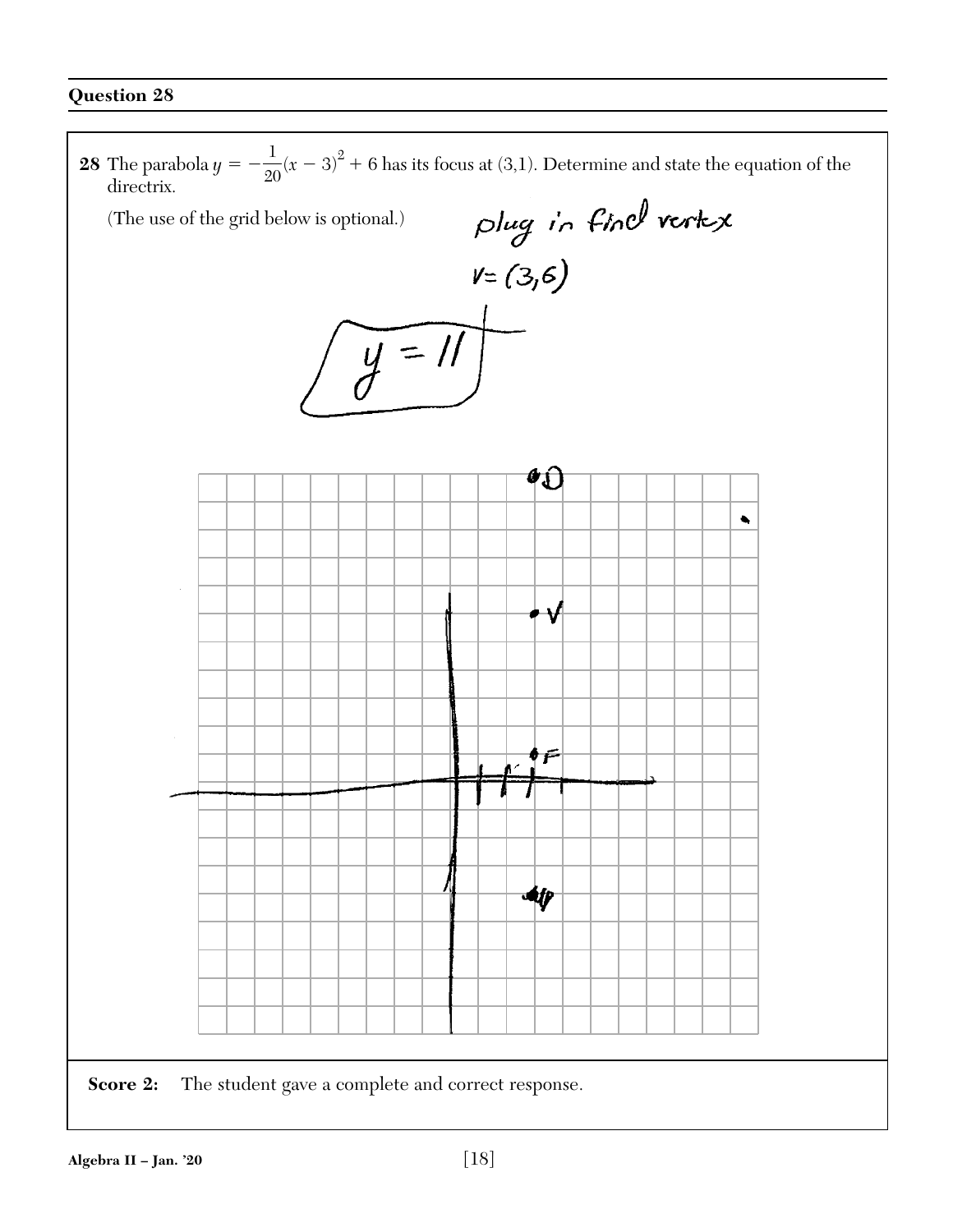## Question 28

**28** The parabola $y = -\frac{1}{20}(x-3)^2 + 6$ has its focus at (3,1). Determine and state the equation of the directrix.

(The use of the grid below is optional.)

plug in find vertex

$V = (3,6)$

$y = 11$

**Score 2:** The student gave a complete and correct response.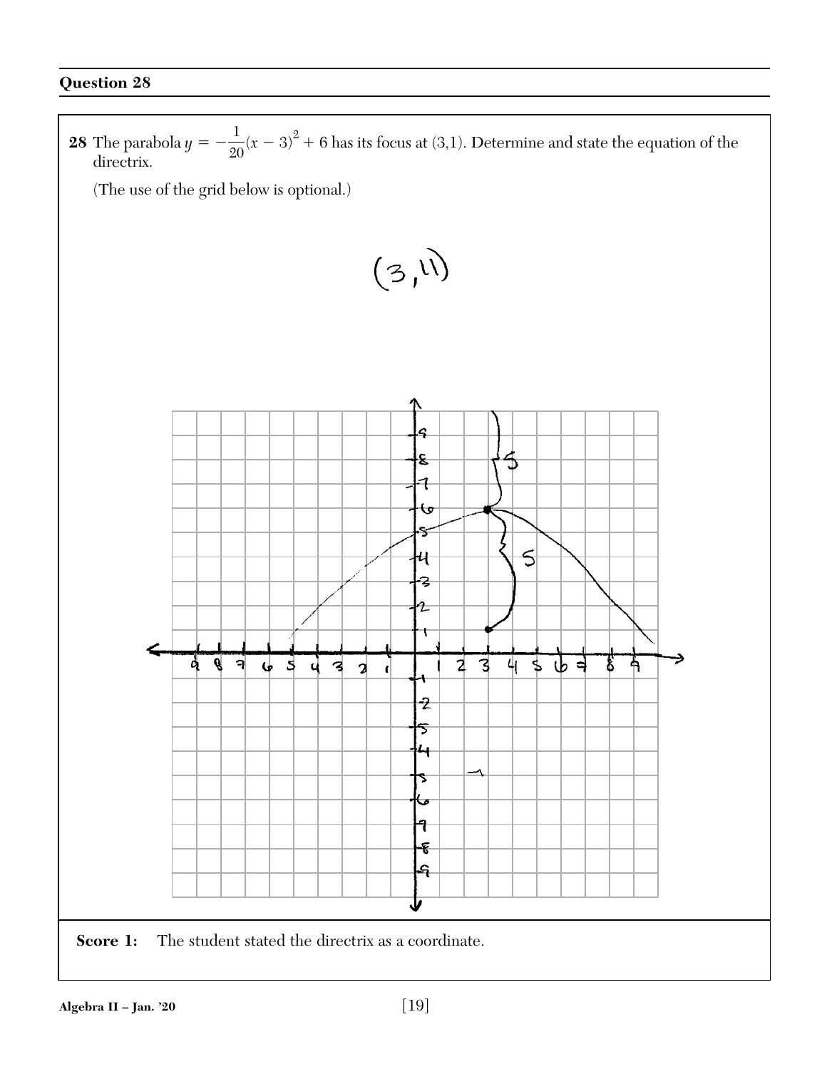## Question 28

**28** The parabola $y = -\frac{1}{20}(x - 3)^2 + 6$ has its focus at (3,1). Determine and state the equation of the directrix.

(The use of the grid below is optional.)

(3,11)

**Score 1:** The student stated the directrix as a coordinate.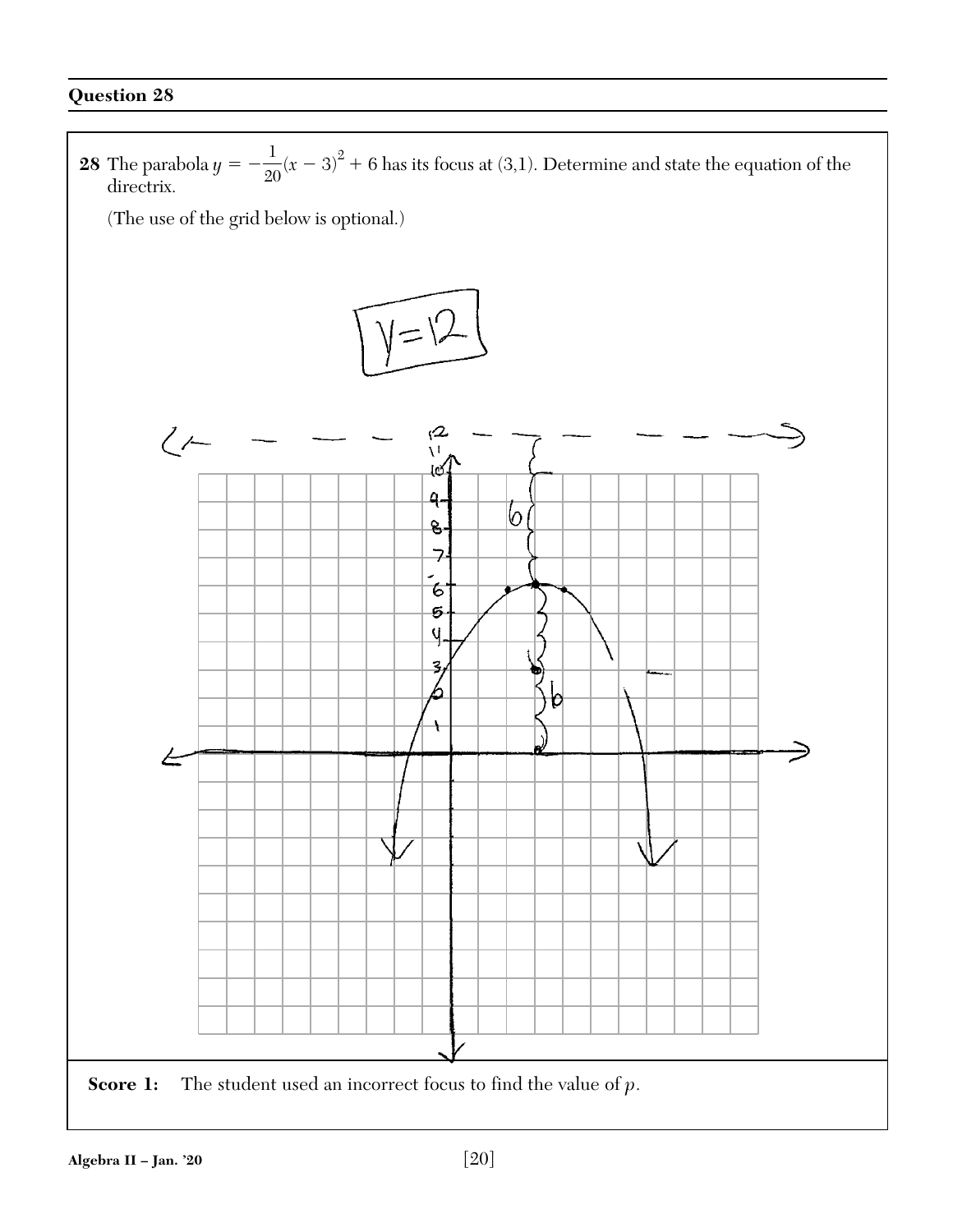## Question 28

**28** The parabola $y = -\frac{1}{20}(x-3)^2 + 6$ has its focus at (3,1). Determine and state the equation of the directrix.

(The use of the grid below is optional.)

$y = 12$

**Score 1:** The student used an incorrect focus to find the value of $p$.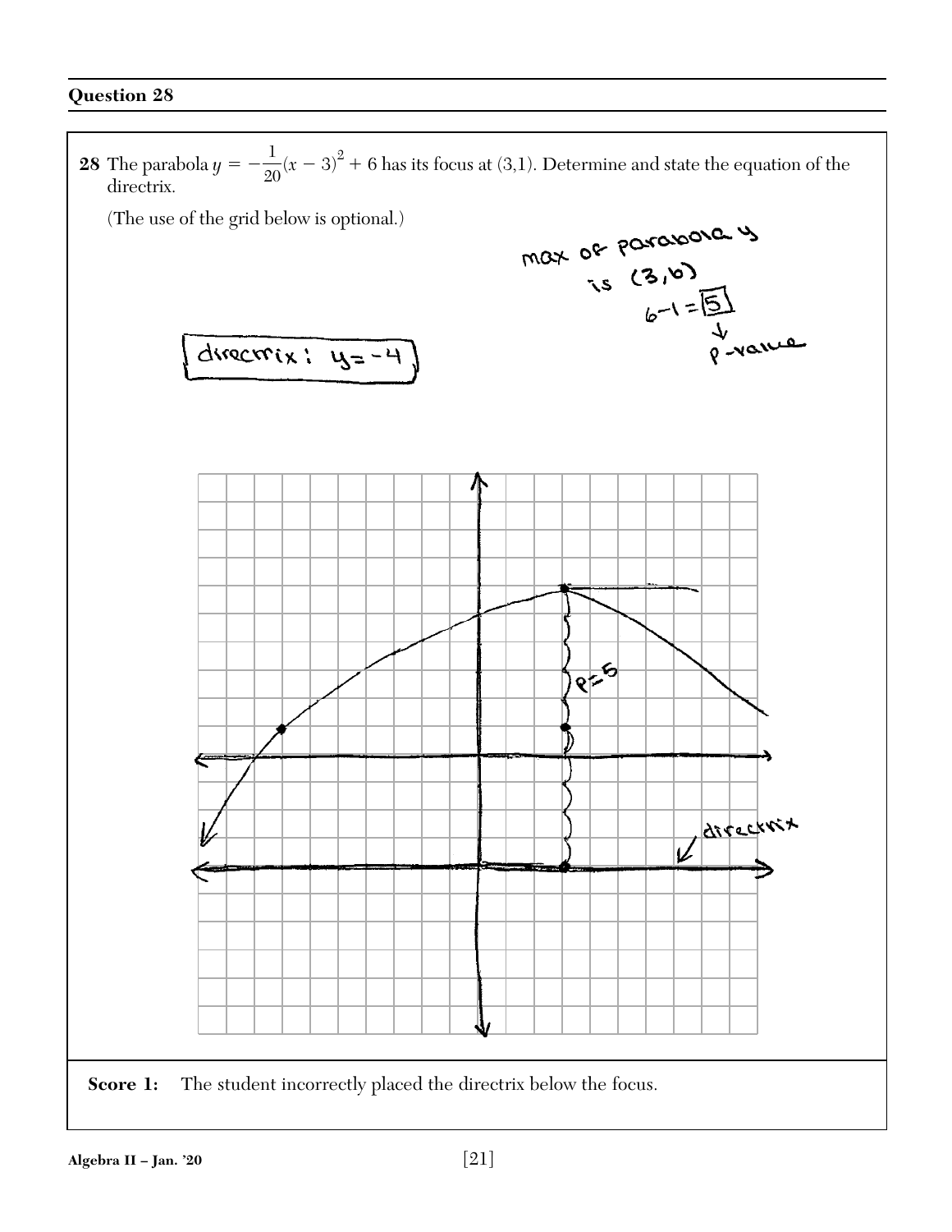## Question 28

**28** The parabola $y = -\frac{1}{20}(x-3)^2 + 6$ has its focus at (3,1). Determine and state the equation of the directrix.

(The use of the grid below is optional.)

max of parabola y is (3,6)

$6 - 1 = \boxed{5}$ → p-value

directrix: $y = -4$

$p = 5$

directrix

**Score 1:** The student incorrectly placed the directrix below the focus.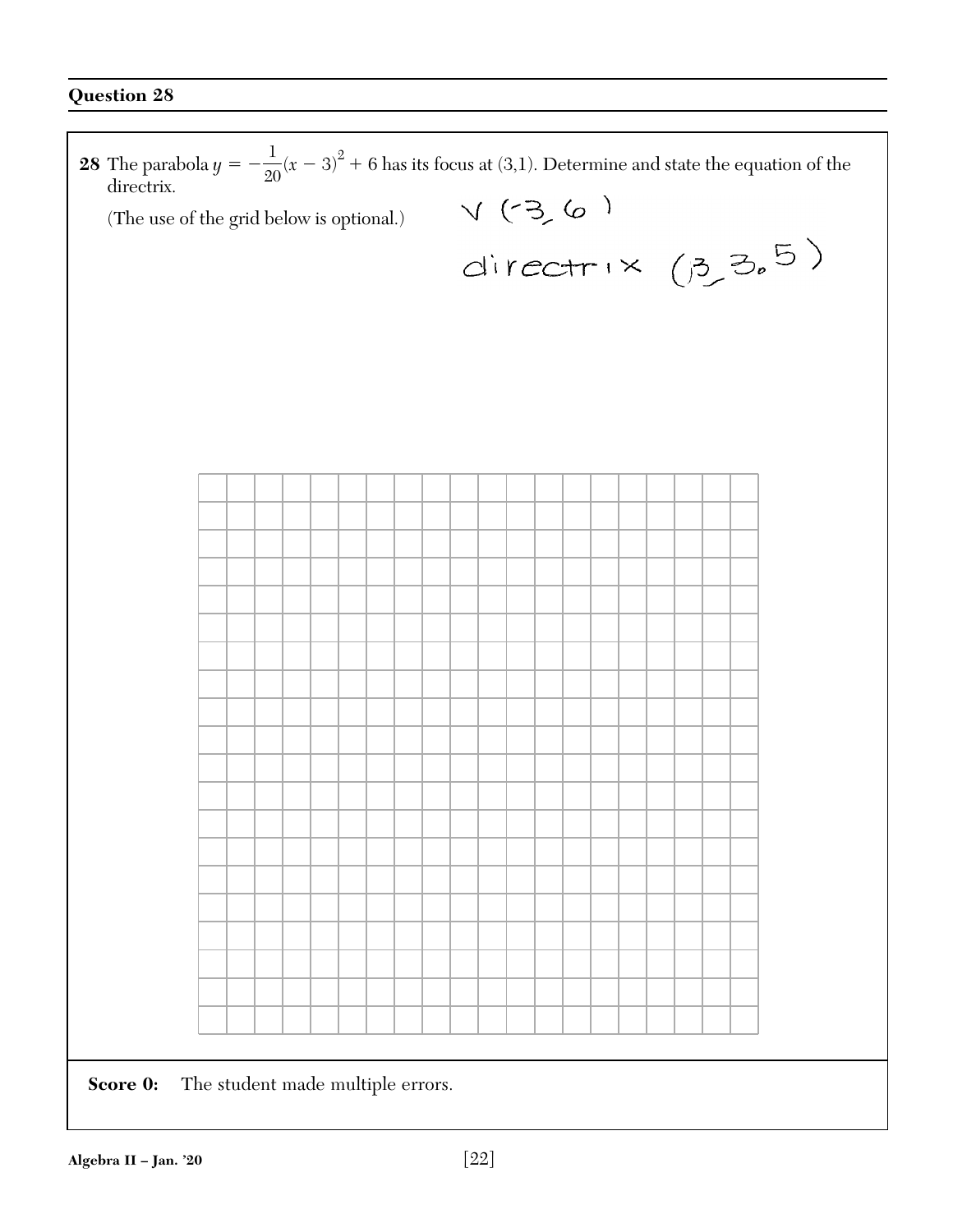## Question 28

**28** The parabola $y = -\frac{1}{20}(x - 3)^2 + 6$ has its focus at (3,1). Determine and state the equation of the directrix.

(The use of the grid below is optional.)

V (-3, 6)

directrix (3, 3.5)

**Score 0:** The student made multiple errors.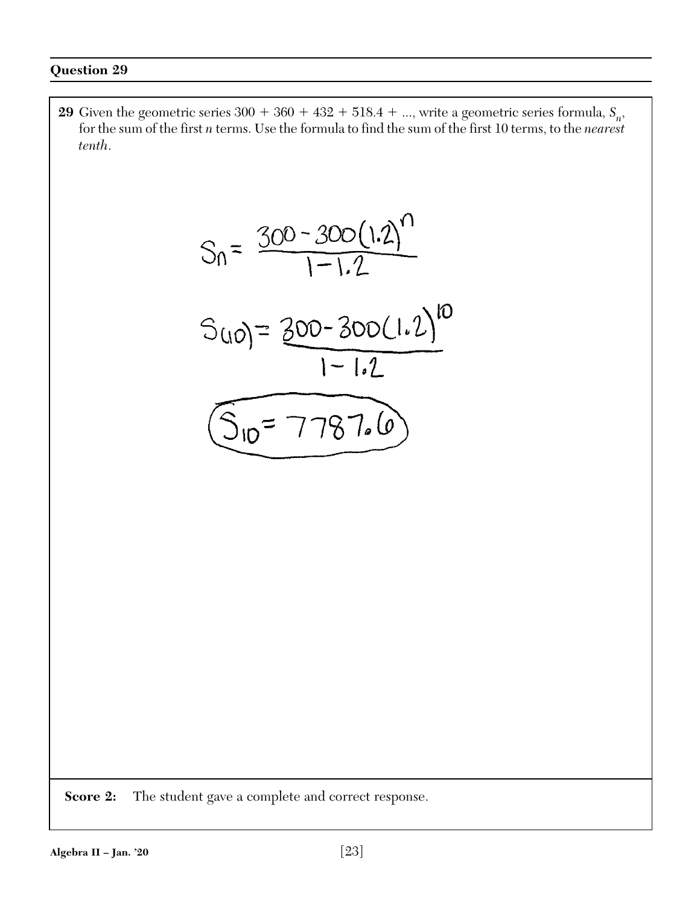## Question 29

**29** Given the geometric series $300 + 360 + 432 + 518.4 + \ldots$, write a geometric series formula, $S_n$, for the sum of the first $n$ terms. Use the formula to find the sum of the first 10 terms, to the *nearest tenth*.

$$S_n = \frac{300 - 300(1.2)^n}{1 - 1.2}$$

$$S(10) = \frac{300 - 300(1.2)^{10}}{1 - 1.2}$$

$$S_{10} = 7787.6$$

**Score 2:** The student gave a complete and correct response.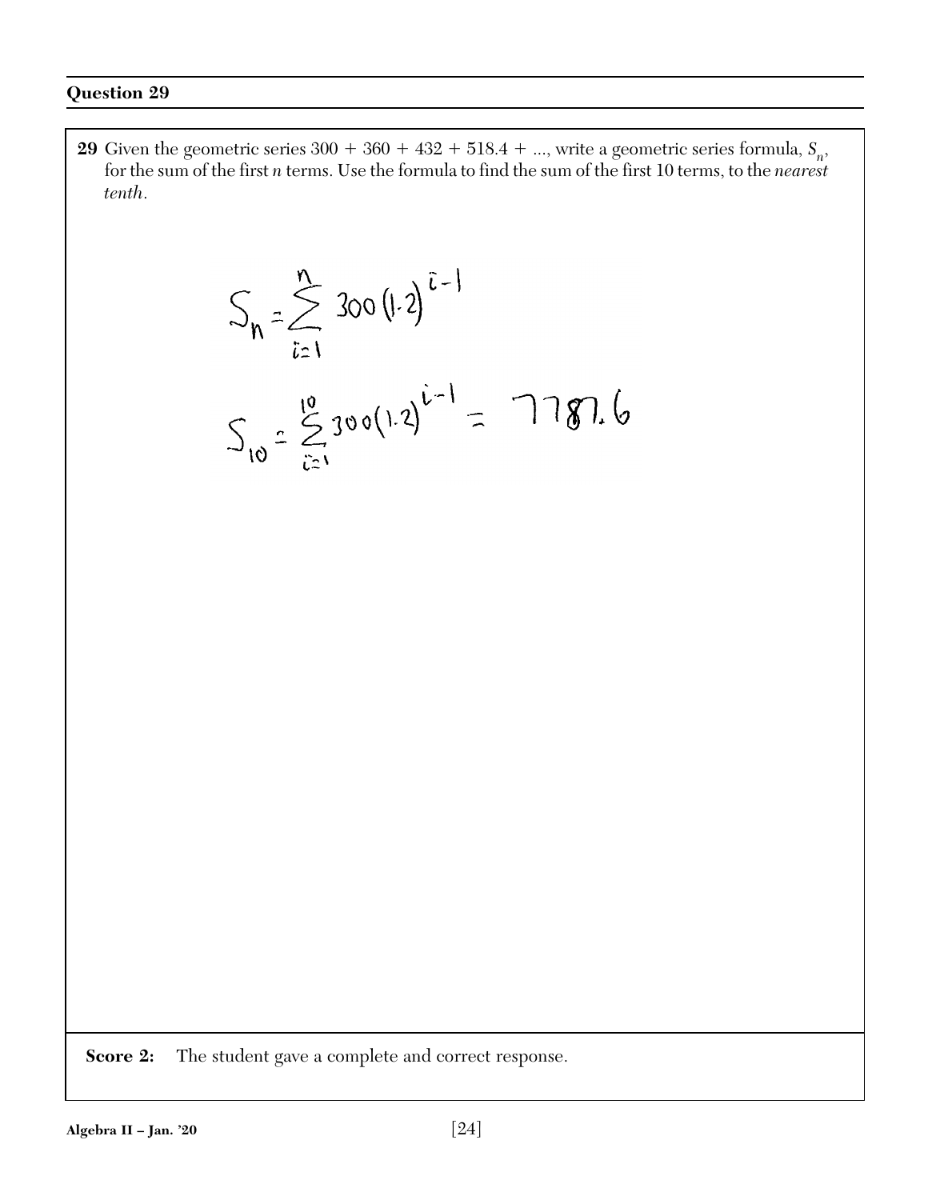## Question 29

**29** Given the geometric series $300 + 360 + 432 + 518.4 + \ldots$, write a geometric series formula, $S_n$, for the sum of the first $n$ terms. Use the formula to find the sum of the first 10 terms, to the *nearest tenth*.

$$S_n = \sum_{i=1}^{n} 300(1.2)^{i-1}$$

$$S_{10} = \sum_{i=1}^{10} 300(1.2)^{i-1} = 7787.6$$

**Score 2:** The student gave a complete and correct response.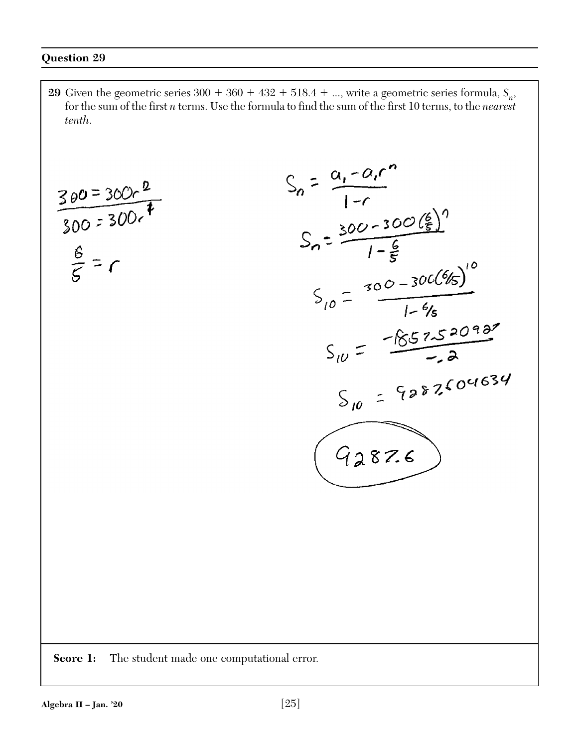## Question 29

**29** Given the geometric series $300 + 360 + 432 + 518.4 + \ldots$, write a geometric series formula, $S_n$, for the sum of the first $n$ terms. Use the formula to find the sum of the first 10 terms, to the *nearest tenth*.

$$\frac{360 = 300r^2}{300 = 300r^{?}}$$

$$\frac{6}{5} = r$$

$$S_n = \frac{a_1 - a_1 r^n}{1 - r}$$

$$S_n = \frac{300 - 300\left(\frac{6}{5}\right)^n}{1 - \frac{6}{5}}$$

$$S_{10} = \frac{300 - 300(6/5)^{10}}{1 - 6/5}$$

$$S_{10} = \frac{-1857.520927}{-.2}$$

$$S_{10} = 9287.604634$$

$$9287.6$$

**Score 1:** The student made one computational error.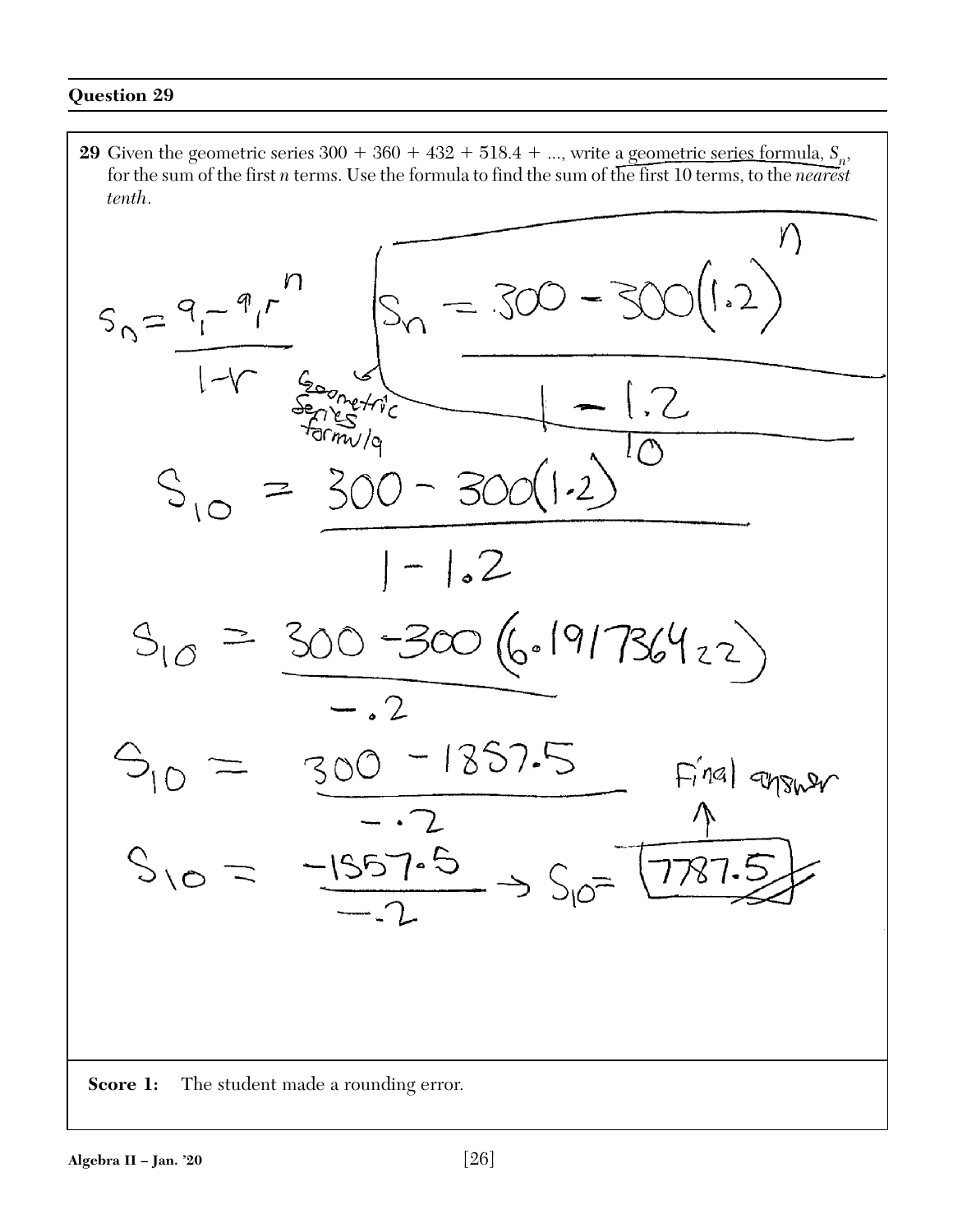## Question 29

**29** Given the geometric series $300 + 360 + 432 + 518.4 + ...$, write a geometric series formula, $S_n$, for the sum of the first $n$ terms. Use the formula to find the sum of the first 10 terms, to the *nearest tenth*.

$$S_n = \frac{a_1 - a_1 r^n}{1 - r}$$

$$S_n = \frac{300 - 300(1.2)^n}{1 - 1.2}$$

Geometric Series formula

$$S_{10} = \frac{300 - 300(1.2)^{10}}{1 - 1.2}$$

$$S_{10} = \frac{300 - 300(6.191736422)}{-.2}$$

$$S_{10} = \frac{300 - 1857.5}{-.2}$$

$$S_{10} = \frac{-1557.5}{-.2} \rightarrow S_{10} = 7787.5$$

Final answer

**Score 1:** The student made a rounding error.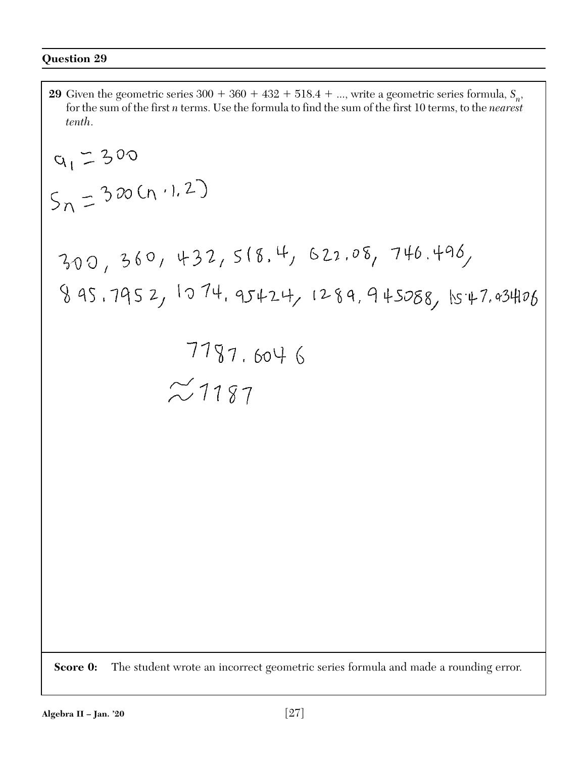## Question 29

**29** Given the geometric series $300 + 360 + 432 + 518.4 + \ldots$, write a geometric series formula, $S_n$, for the sum of the first $n$ terms. Use the formula to find the sum of the first 10 terms, to the *nearest tenth*.

$a_1 = 300$

$S_n = 300(n \cdot 1.2)$

300, 360, 432, 518.4, 622.08, 746.496,

895.7952, 1074.95424, 1289.945088, 1547.934106

7787.6046

$\approx 7787$

**Score 0:** The student wrote an incorrect geometric series formula and made a rounding error.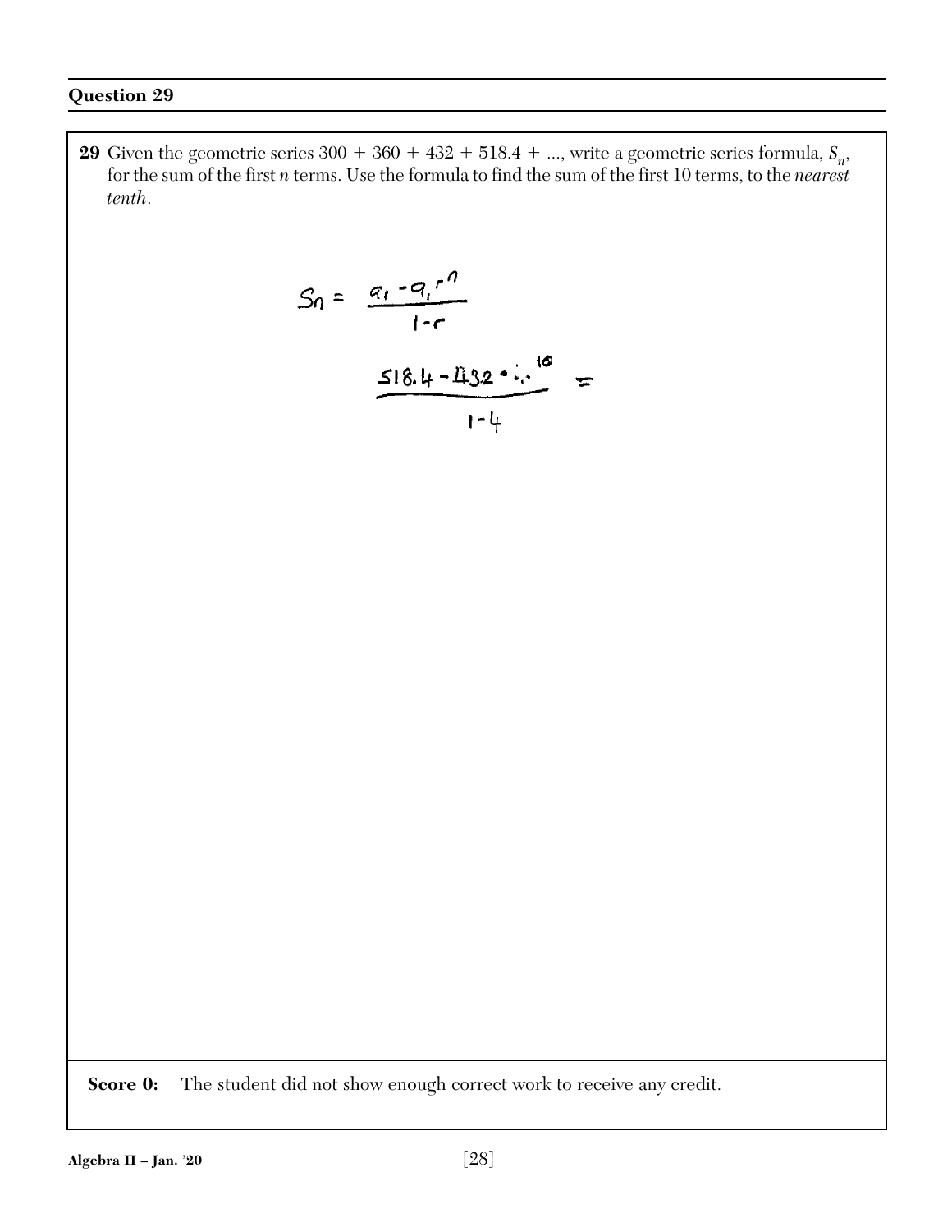## Question 29

**29** Given the geometric series 300 + 360 + 432 + 518.4 + ..., write a geometric series formula, $S_n$, for the sum of the first $n$ terms. Use the formula to find the sum of the first 10 terms, to the *nearest tenth*.

$$S_n = \frac{a_1 - a_1 r^n}{1 - r}$$

$$\frac{518.4 - 432 \cdot \therefore^{10}}{1-4} =$$

**Score 0:** The student did not show enough correct work to receive any credit.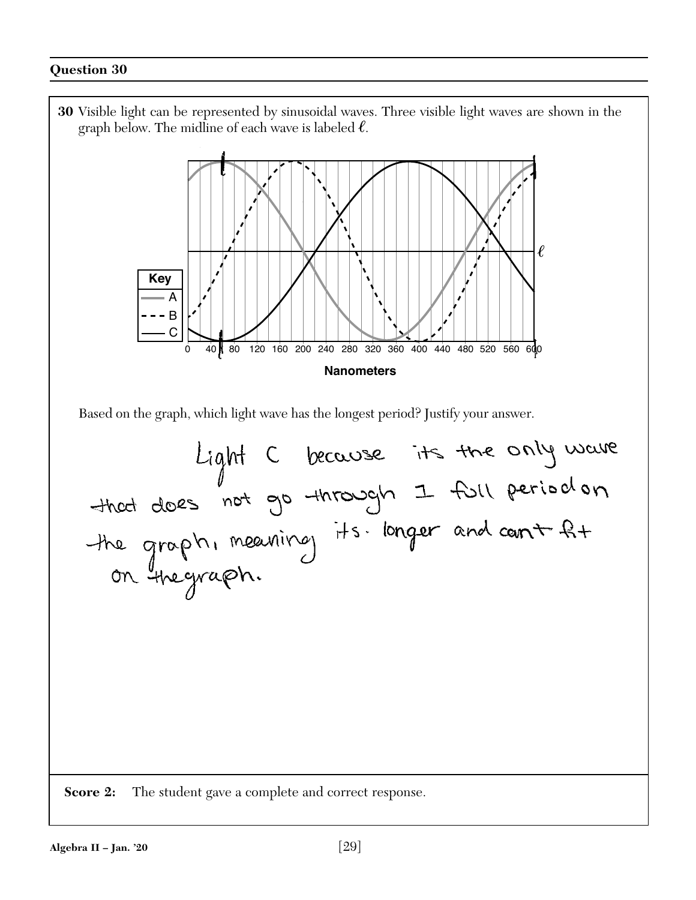## Question 30

**30** Visible light can be represented by sinusoidal waves. Three visible light waves are shown in the graph below. The midline of each wave is labeled $\ell$.

Key: A, B, C

Nanometers

0 40 80 120 160 200 240 280 320 360 400 440 480 520 560 600

Based on the graph, which light wave has the longest period? Justify your answer.

Light C because its the only wave that does not go through 1 full period on the graph, meaning its longer and cant fit on the graph.

**Score 2:** The student gave a complete and correct response.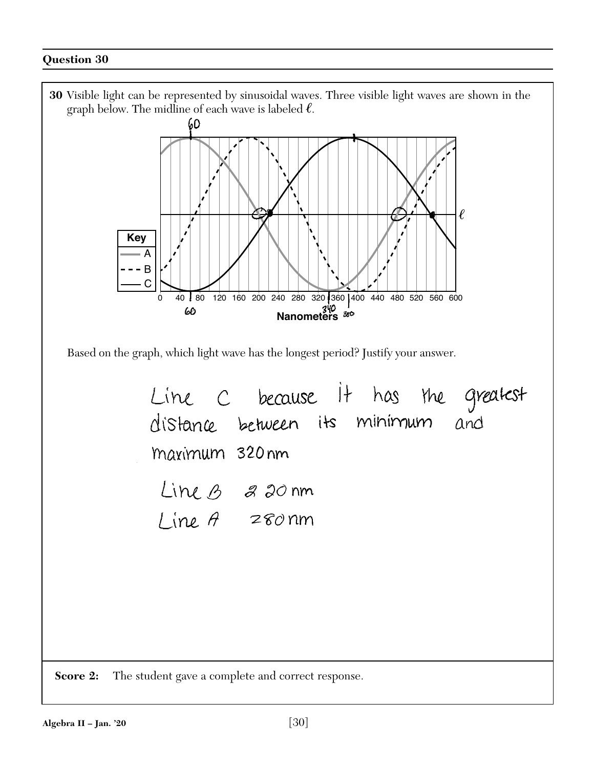## Question 30

**30** Visible light can be represented by sinusoidal waves. Three visible light waves are shown in the graph below. The midline of each wave is labeled $\ell$.

Based on the graph, which light wave has the longest period? Justify your answer.

Line C because it has the greatest distance between its minimum and maximum 320 nm

Line B 220 nm

Line A 280 nm

**Score 2:** The student gave a complete and correct response.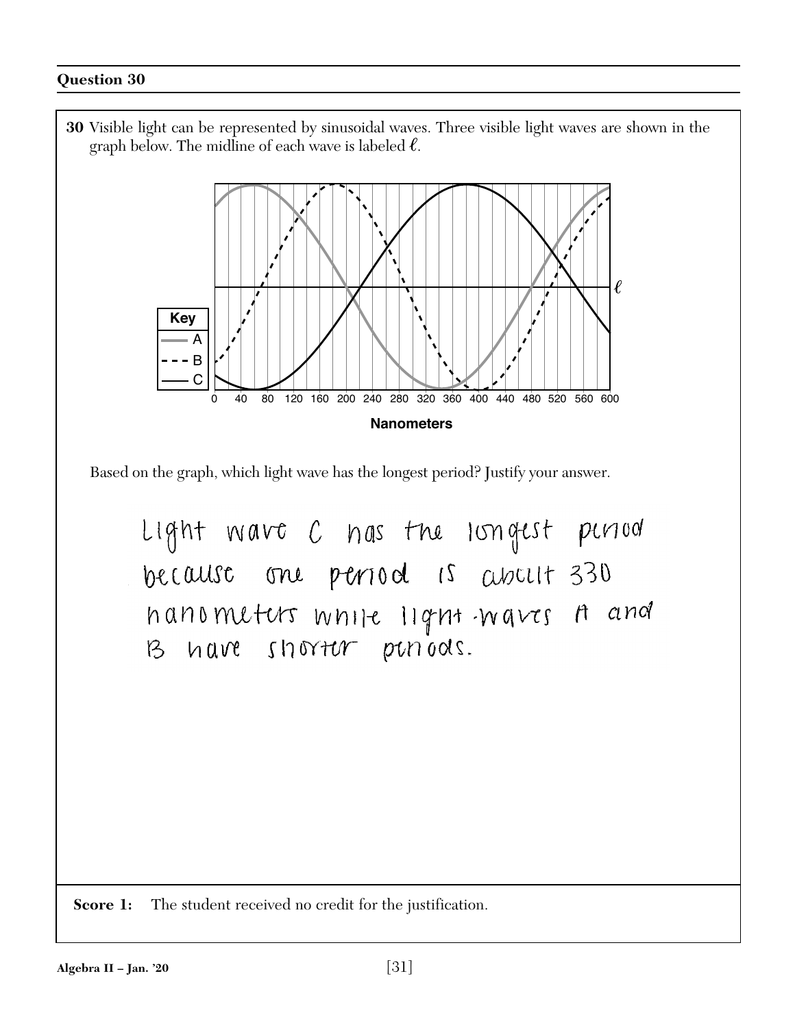## Question 30

**30** Visible light can be represented by sinusoidal waves. Three visible light waves are shown in the graph below. The midline of each wave is labeled $\ell$.

Based on the graph, which light wave has the longest period? Justify your answer.

Light wave C has the longest period because one period is about 330 nanometers while light waves A and B have shorter periods.

**Score 1:** The student received no credit for the justification.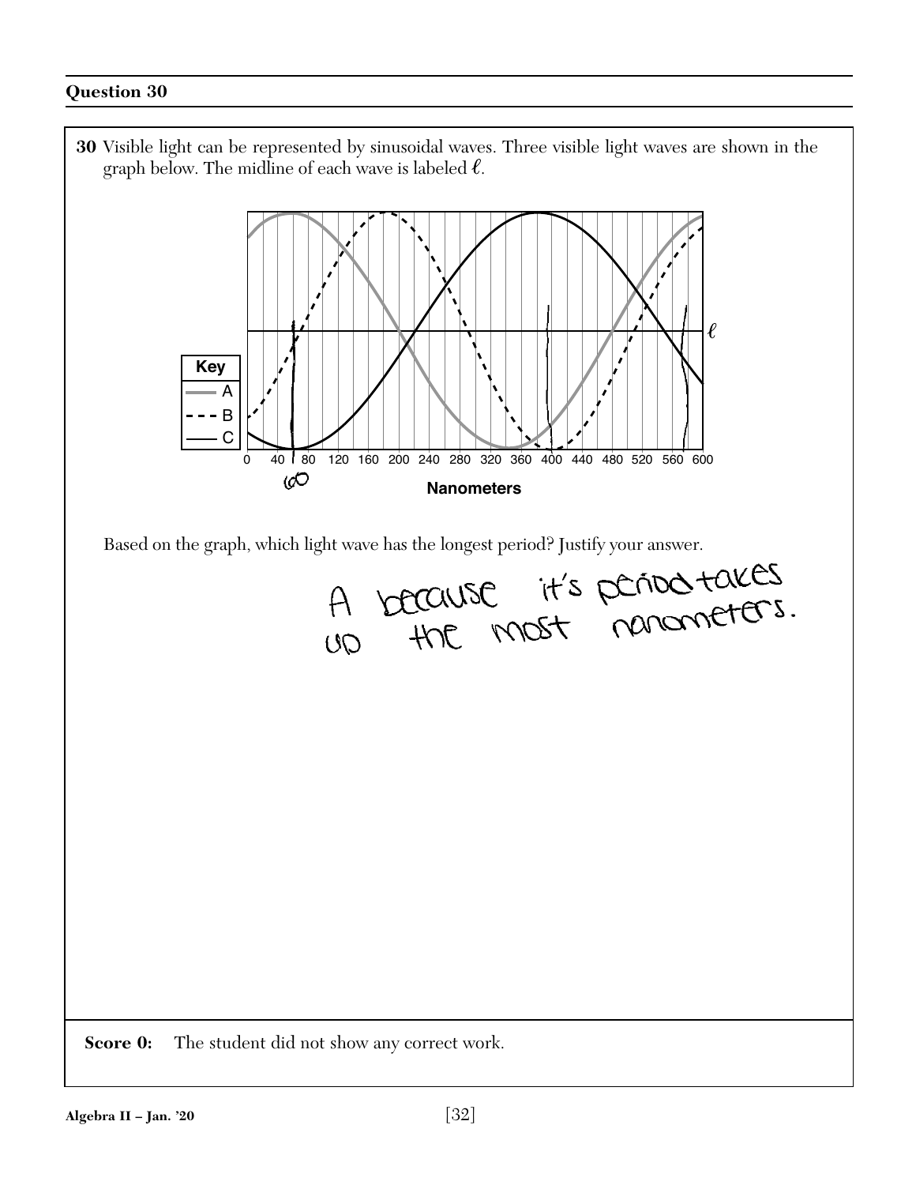## Question 30

**30** Visible light can be represented by sinusoidal waves. Three visible light waves are shown in the graph below. The midline of each wave is labeled $\ell$.

Key: A, B, C

Nanometers

0, 40, 80, 120, 160, 200, 240, 280, 320, 360, 400, 440, 480, 520, 560, 600

60

Based on the graph, which light wave has the longest period? Justify your answer.

A because it's period takes up the most nanometers.

**Score 0:** The student did not show any correct work.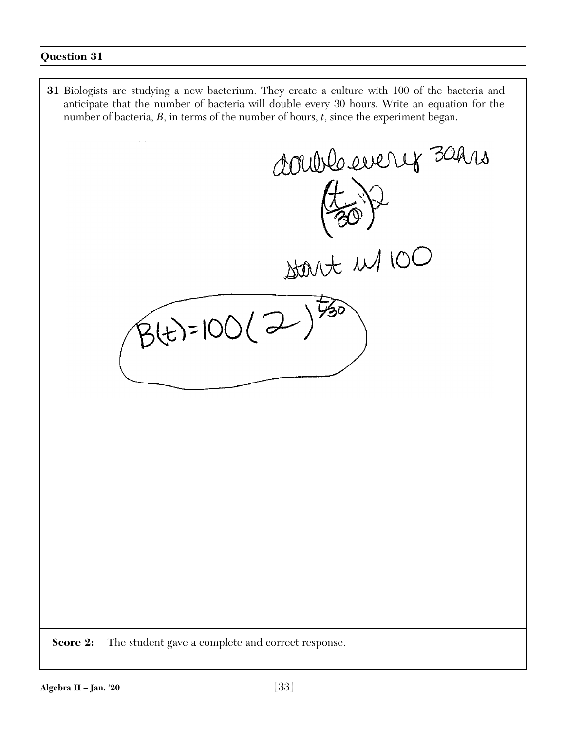## Question 31

**31** Biologists are studying a new bacterium. They create a culture with 100 of the bacteria and anticipate that the number of bacteria will double every 30 hours. Write an equation for the number of bacteria, $B$, in terms of the number of hours, $t$, since the experiment began.

double every 30hrs

$\left(\frac{t}{30}\right)2$

start w/ 100

$B(t) = 100(2)^{t/30}$

**Score 2:** The student gave a complete and correct response.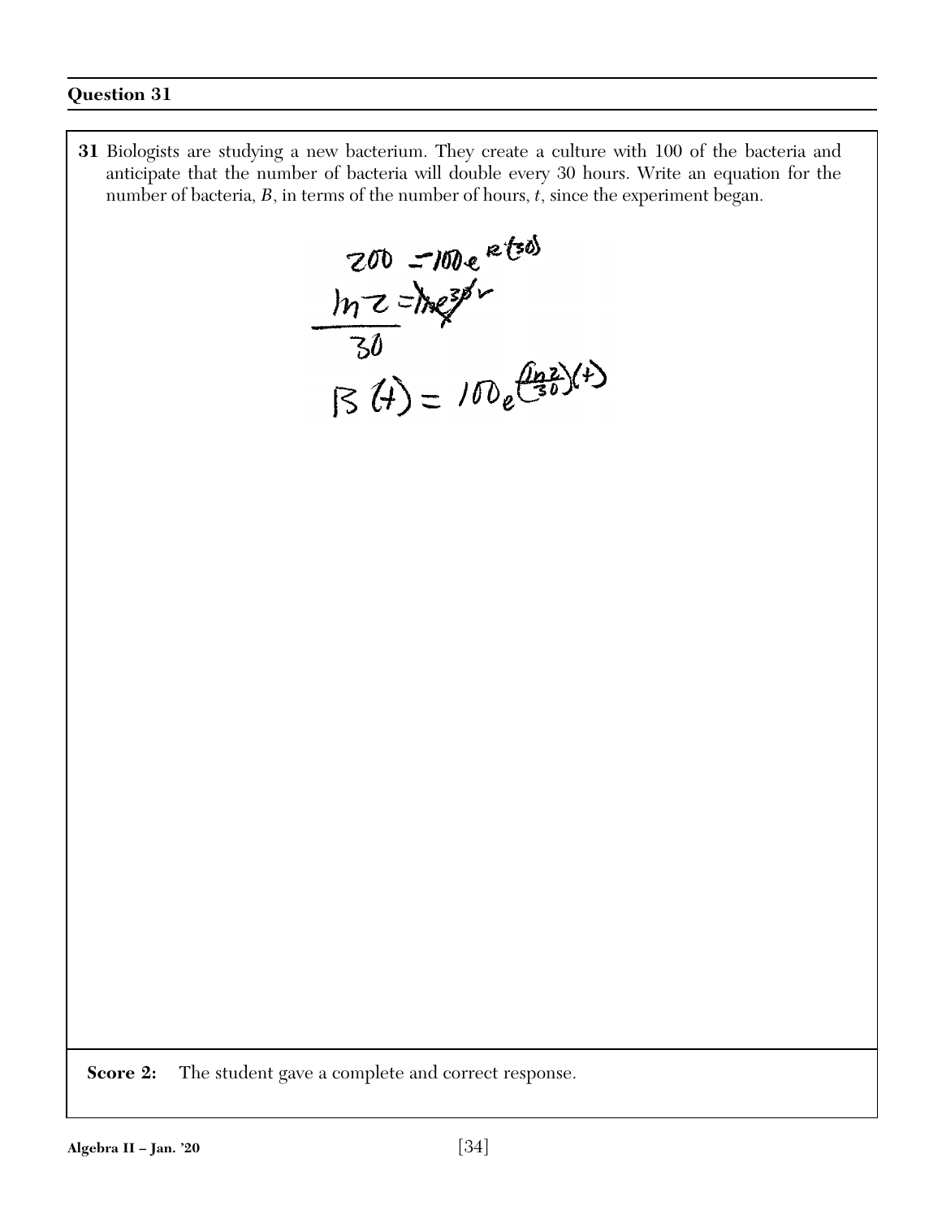## Question 31

**31** Biologists are studying a new bacterium. They create a culture with 100 of the bacteria and anticipate that the number of bacteria will double every 30 hours. Write an equation for the number of bacteria, $B$, in terms of the number of hours, $t$, since the experiment began.

$$200 = 100 \cdot e^{r(30)}$$

$$\frac{\ln 2}{30} = \cancel{\ln e^{30}} r$$

$$B(t) = 100e^{\left(\frac{\ln 2}{30}\right)(t)}$$

**Score 2:** The student gave a complete and correct response.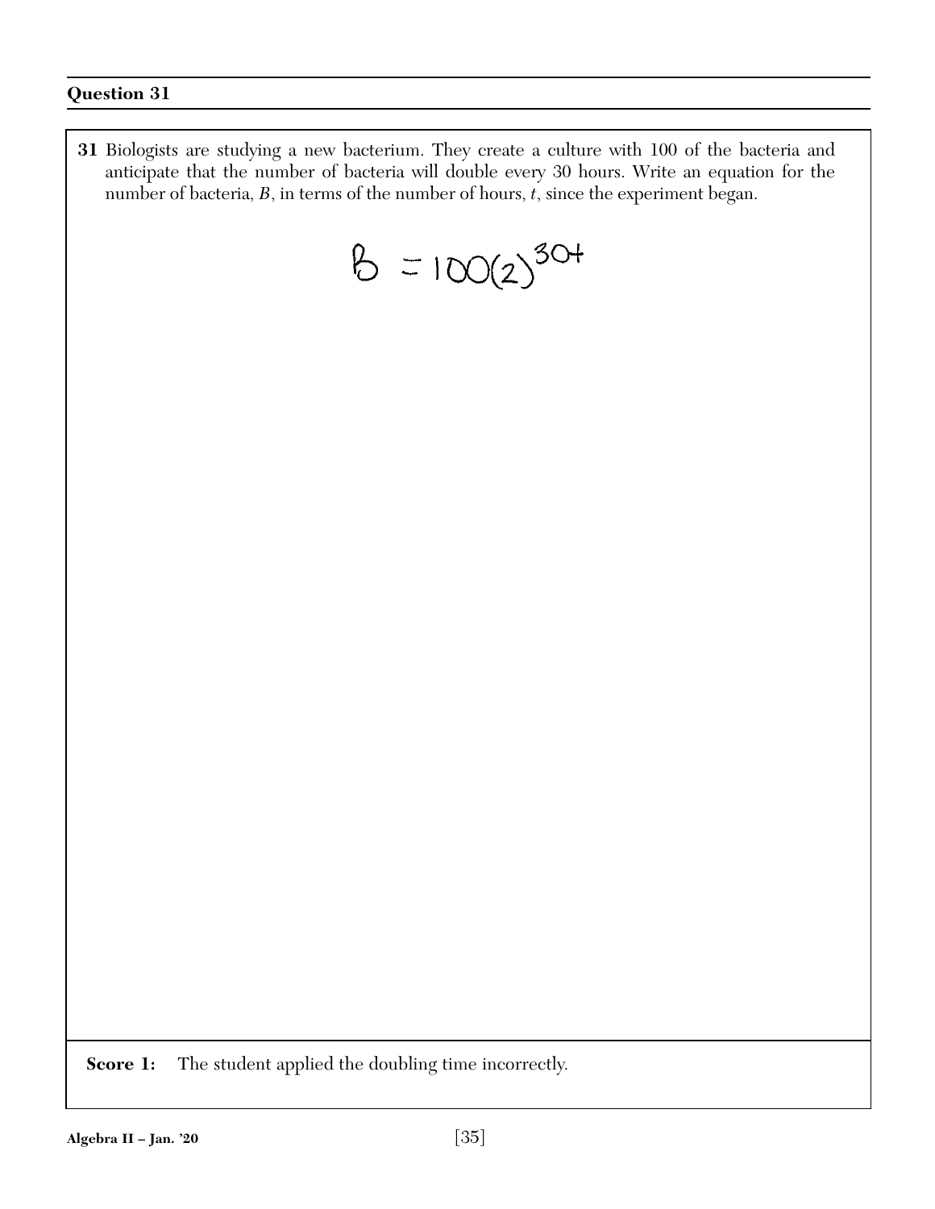## Question 31

**31** Biologists are studying a new bacterium. They create a culture with 100 of the bacteria and anticipate that the number of bacteria will double every 30 hours. Write an equation for the number of bacteria, $B$, in terms of the number of hours, $t$, since the experiment began.

$$B = 100(2)^{30t}$$

**Score 1:** The student applied the doubling time incorrectly.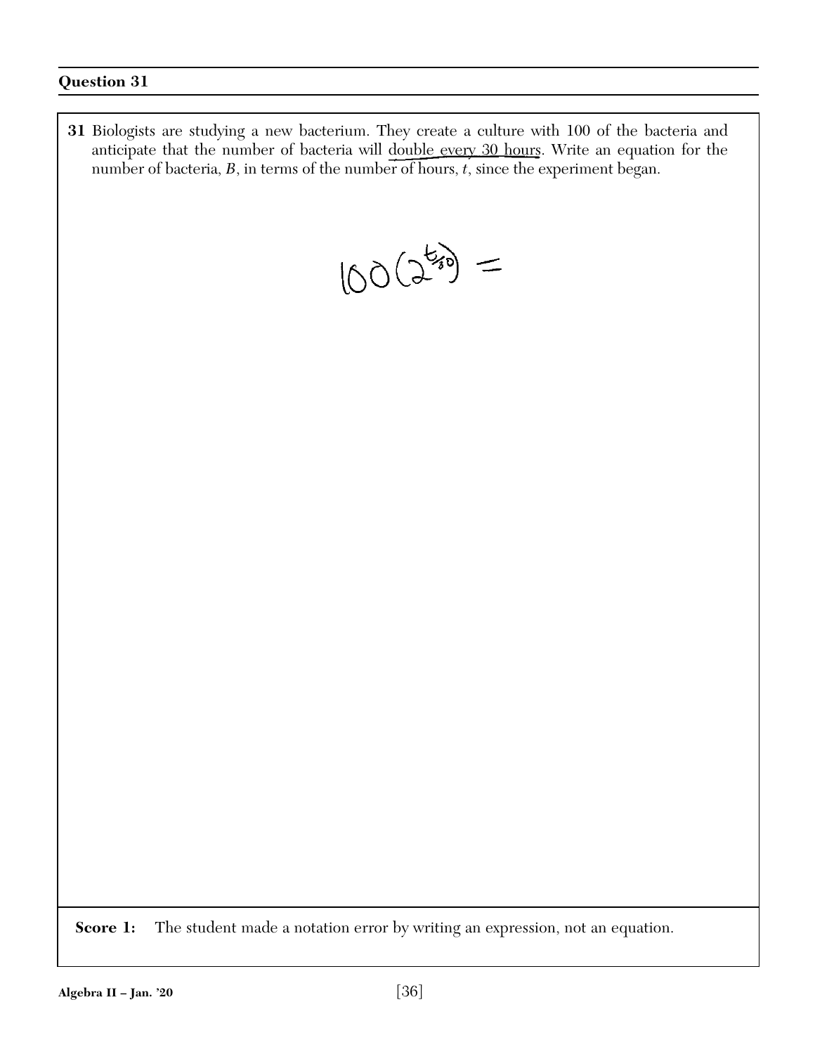**Question 31**

**31** Biologists are studying a new bacterium. They create a culture with 100 of the bacteria and anticipate that the number of bacteria will double every 30 hours. Write an equation for the number of bacteria, $B$, in terms of the number of hours, $t$, since the experiment began.

$$100(2^{t/30}) =$$

**Score 1:** The student made a notation error by writing an expression, not an equation.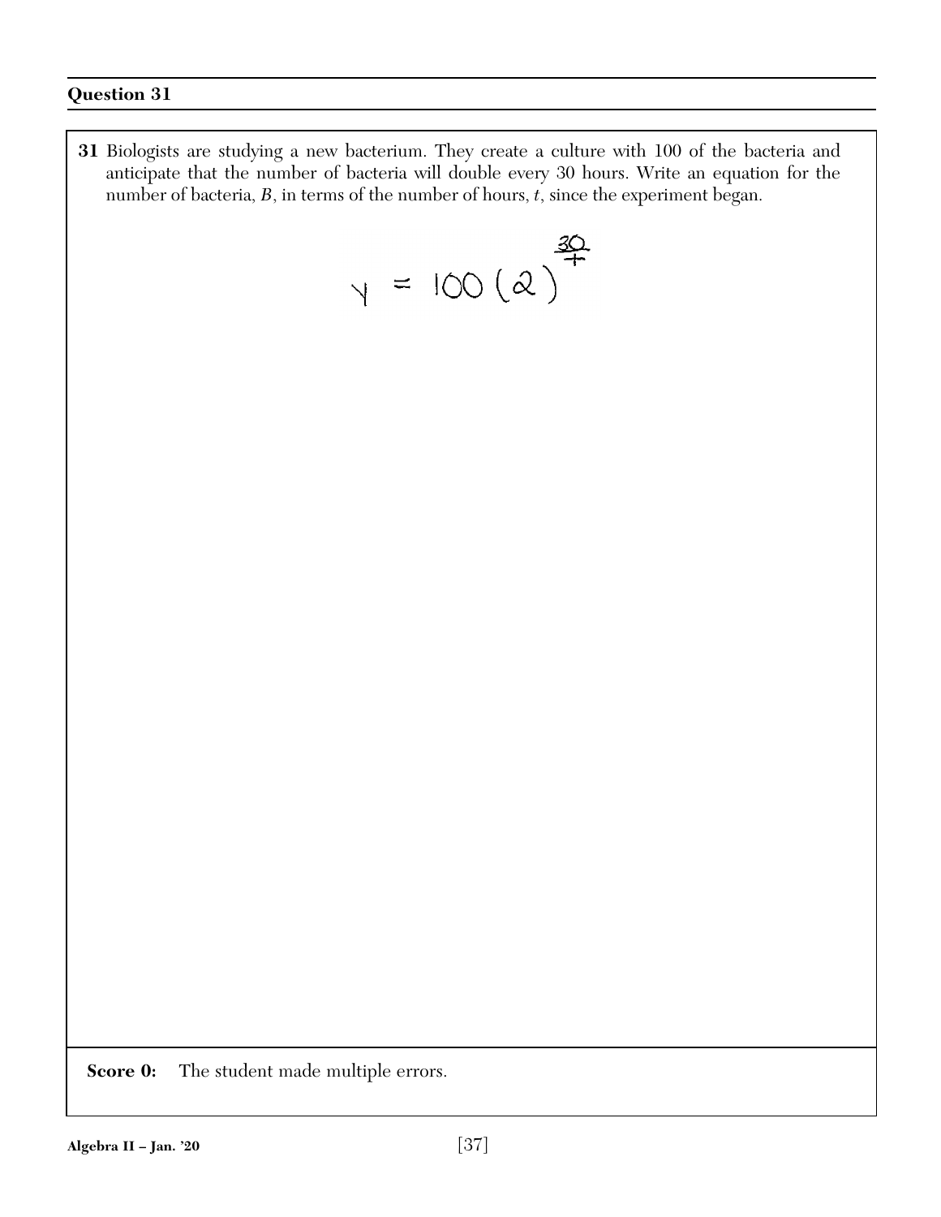## Question 31

**31** Biologists are studying a new bacterium. They create a culture with 100 of the bacteria and anticipate that the number of bacteria will double every 30 hours. Write an equation for the number of bacteria, $B$, in terms of the number of hours, $t$, since the experiment began.

$$y = 100(2)^{\frac{30}{t}}$$

**Score 0:** The student made multiple errors.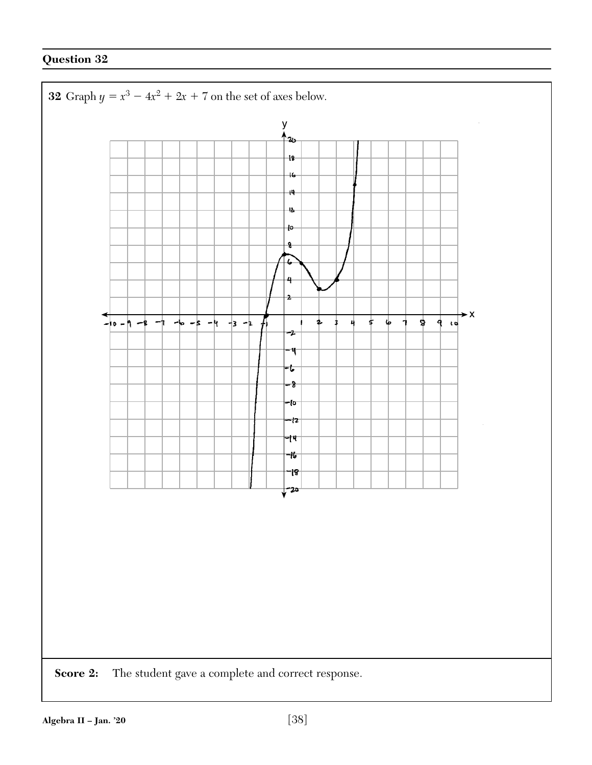## Question 32

**32** Graph $y = x^3 - 4x^2 + 2x + 7$ on the set of axes below.

**Score 2:** The student gave a complete and correct response.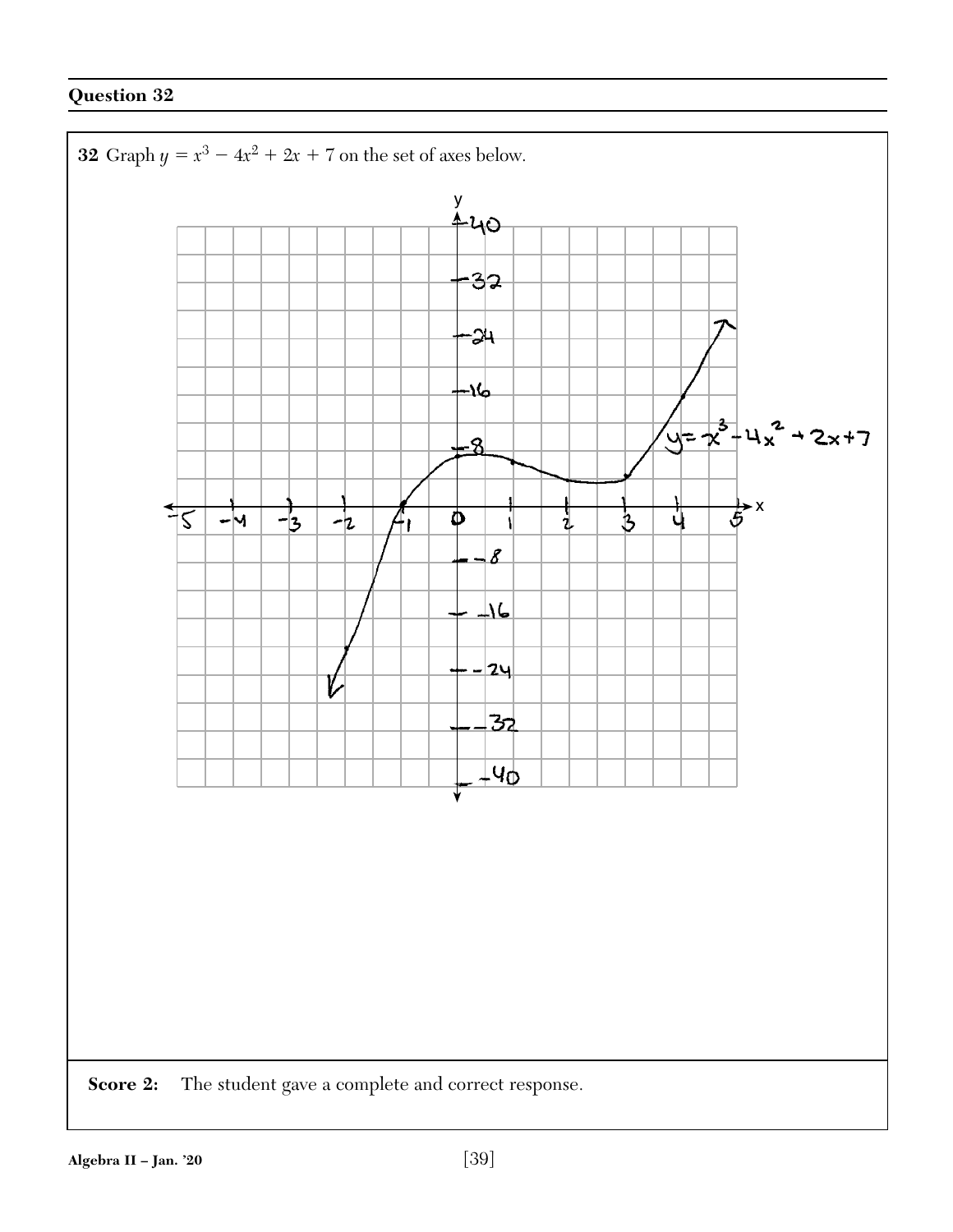## Question 32

**32** Graph $y = x^3 - 4x^2 + 2x + 7$ on the set of axes below.

**Score 2:** The student gave a complete and correct response.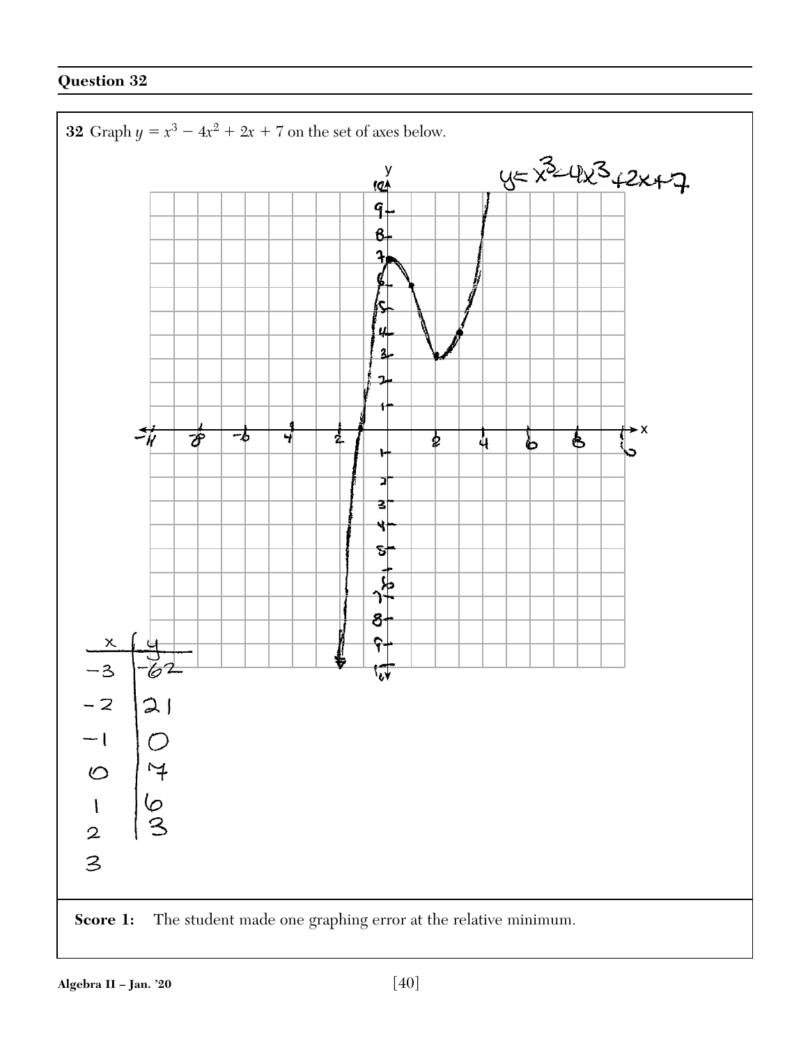## Question 32

**32** Graph $y = x^3 - 4x^2 + 2x + 7$ on the set of axes below.

$y = x^3 - 4x^3 + 2x + 7$

| x | y |
|---|---|
| −3 | −62 |
| −2 | 21 |
| −1 | 0 |
| 0 | 7 |
| 1 | 6 |
| 2 | 3 |
| 3 | |

**Score 1:** The student made one graphing error at the relative minimum.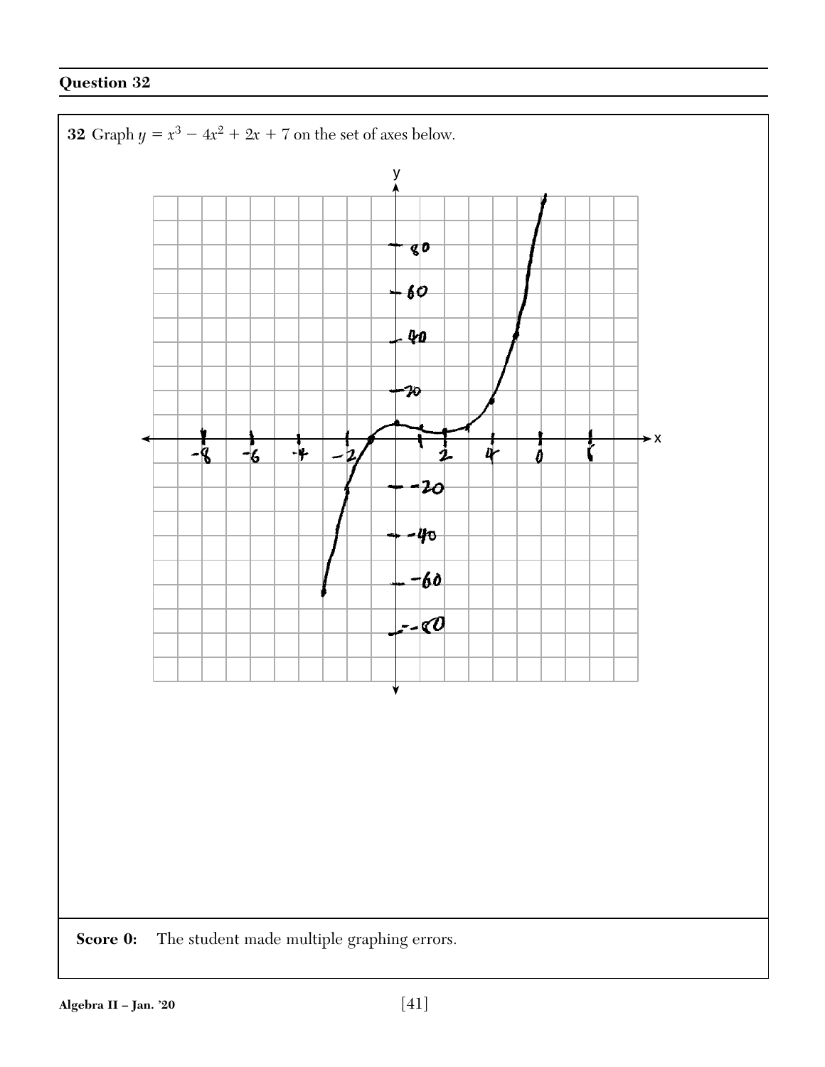## Question 32

**32** Graph $y = x^3 - 4x^2 + 2x + 7$ on the set of axes below.

**Score 0:** The student made multiple graphing errors.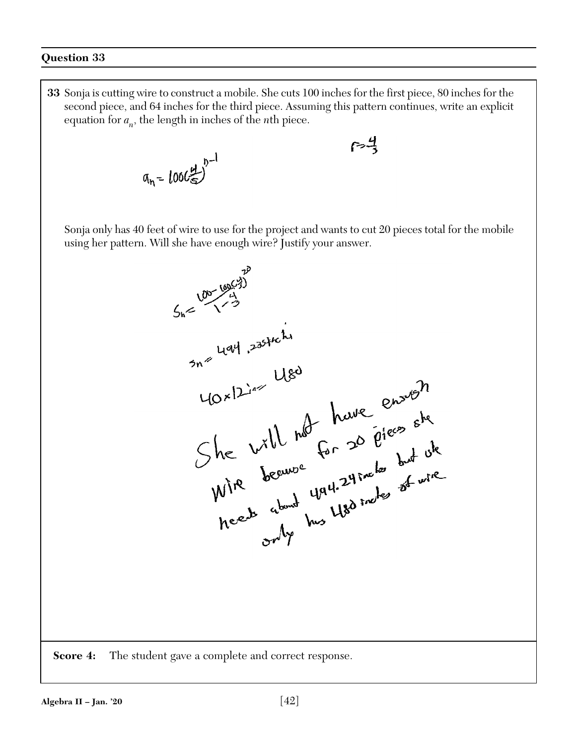## Question 33

**33** Sonja is cutting wire to construct a mobile. She cuts 100 inches for the first piece, 80 inches for the second piece, and 64 inches for the third piece. Assuming this pattern continues, write an explicit equation for $a_n$, the length in inches of the $n$th piece.

$r = \frac{4}{5}$

$a_n = 100\left(\frac{4}{5}\right)^{n-1}$

Sonja only has 40 feet of wire to use for the project and wants to cut 20 pieces total for the mobile using her pattern. Will she have enough wire? Justify your answer.

$S_n = \frac{100 - 100\left(\frac{4}{5}\right)^{20}}{1 - \frac{4}{5}}$

$S_n = 494.2354$ inches

$40 \times 12 \text{ in} = 480$

She will not have enough wire because for 20 pieces she needs about 494.24 inches but she only has 480 inches of wire

**Score 4:** The student gave a complete and correct response.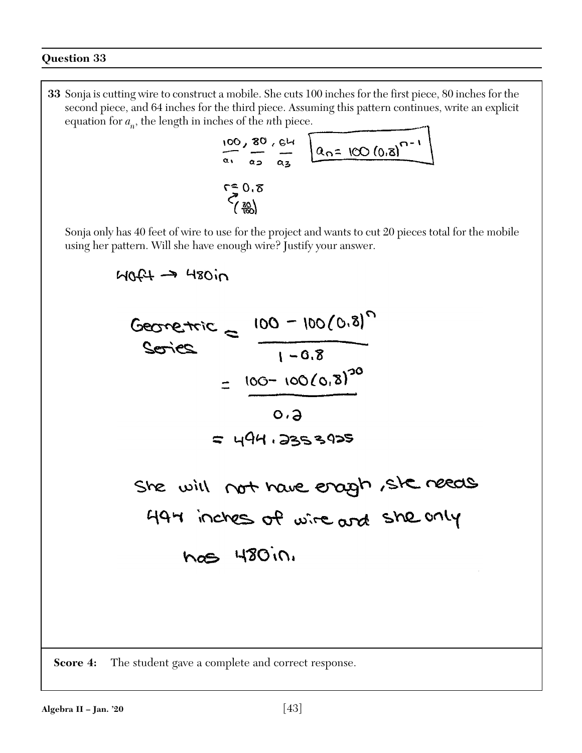### Question 33

**33** Sonja is cutting wire to construct a mobile. She cuts 100 inches for the first piece, 80 inches for the second piece, and 64 inches for the third piece. Assuming this pattern continues, write an explicit equation for $a_n$, the length in inches of the $n$th piece.

$\underline{100}$, $\underline{80}$, $\underline{64}$
$a_1$ $a_2$ $a_3$

$$a_n = 100(0.8)^{n-1}$$

$r = 0.8$
$\left(\frac{80}{100}\right)$

Sonja only has 40 feet of wire to use for the project and wants to cut 20 pieces total for the mobile using her pattern. Will she have enough wire? Justify your answer.

40ft → 480in

$$\text{Geometric Series} = \frac{100 - 100(0.8)^n}{1 - 0.8}$$

$$= \frac{100 - 100(0.8)^{20}}{0.2}$$

$$= 494.2353925$$

She will not have enough, she needs 494 inches of wire and she only has 480in.

**Score 4:** The student gave a complete and correct response.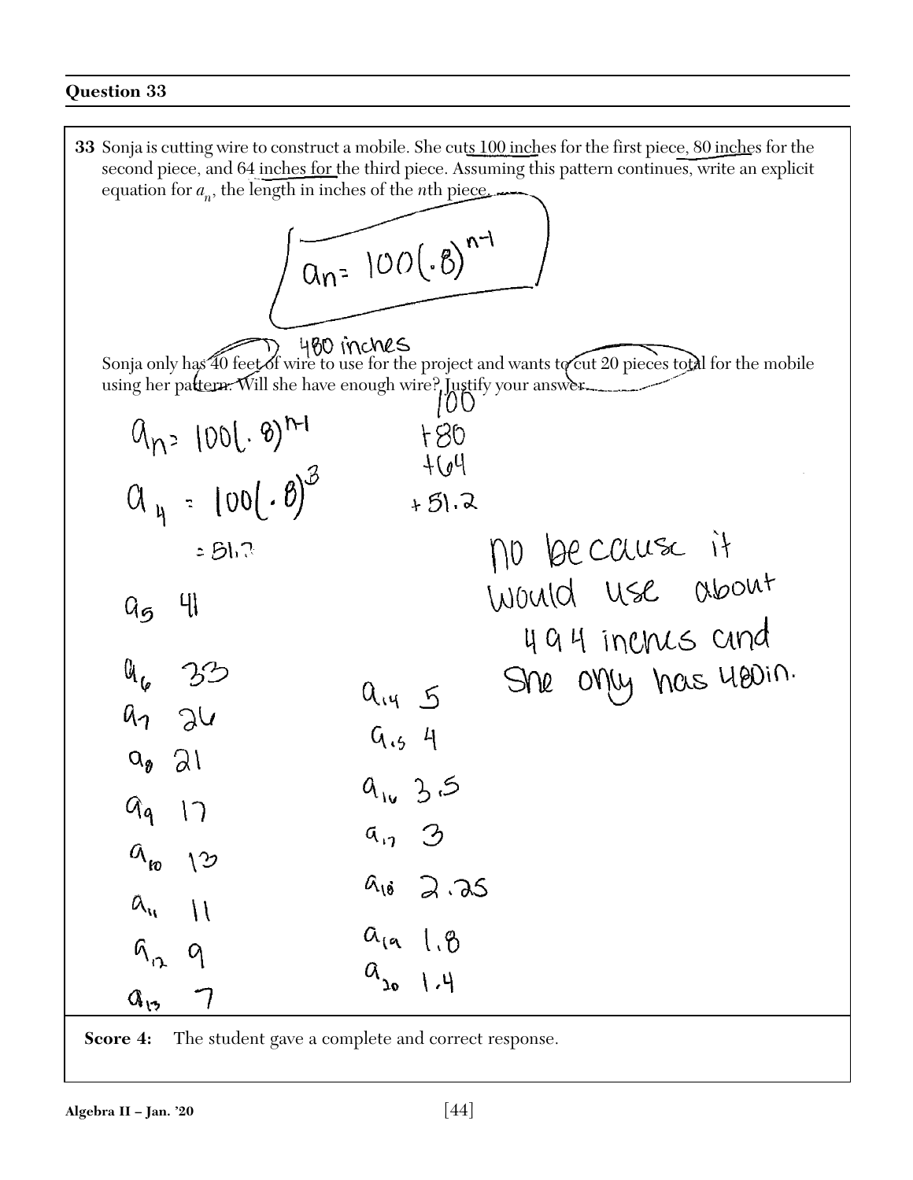## Question 33

**33** Sonja is cutting wire to construct a mobile. She cuts 100 inches for the first piece, 80 inches for the second piece, and 64 inches for the third piece. Assuming this pattern continues, write an explicit equation for $a_n$, the length in inches of the $n$th piece.

$$a_n = 100(.8)^{n-1}$$

Sonja only has 40 feet of wire to use for the project and wants to cut 20 pieces total for the mobile using her pattern. Will she have enough wire? Justify your answer.

480 inches

$a_n = 100(.8)^{n-1}$

$a_4 = 100(.8)^3$

$= 51.2$

$a_5$ 41

$a_6$ 33

$a_7$ 26

$a_8$ 21

$a_9$ 17

$a_{10}$ 13

$a_{11}$ 11

$a_{12}$ 9

$a_{13}$ 7

$a_{14}$ 5

$a_{15}$ 4

$a_{16}$ 3.5

$a_{17}$ 3

$a_{18}$ 2.25

$a_{19}$ 1.8

$a_{20}$ 1.4

100
+80
+64
+51.2

no becausc it would use about 494 inchcs and she only has 480in.

**Score 4:** The student gave a complete and correct response.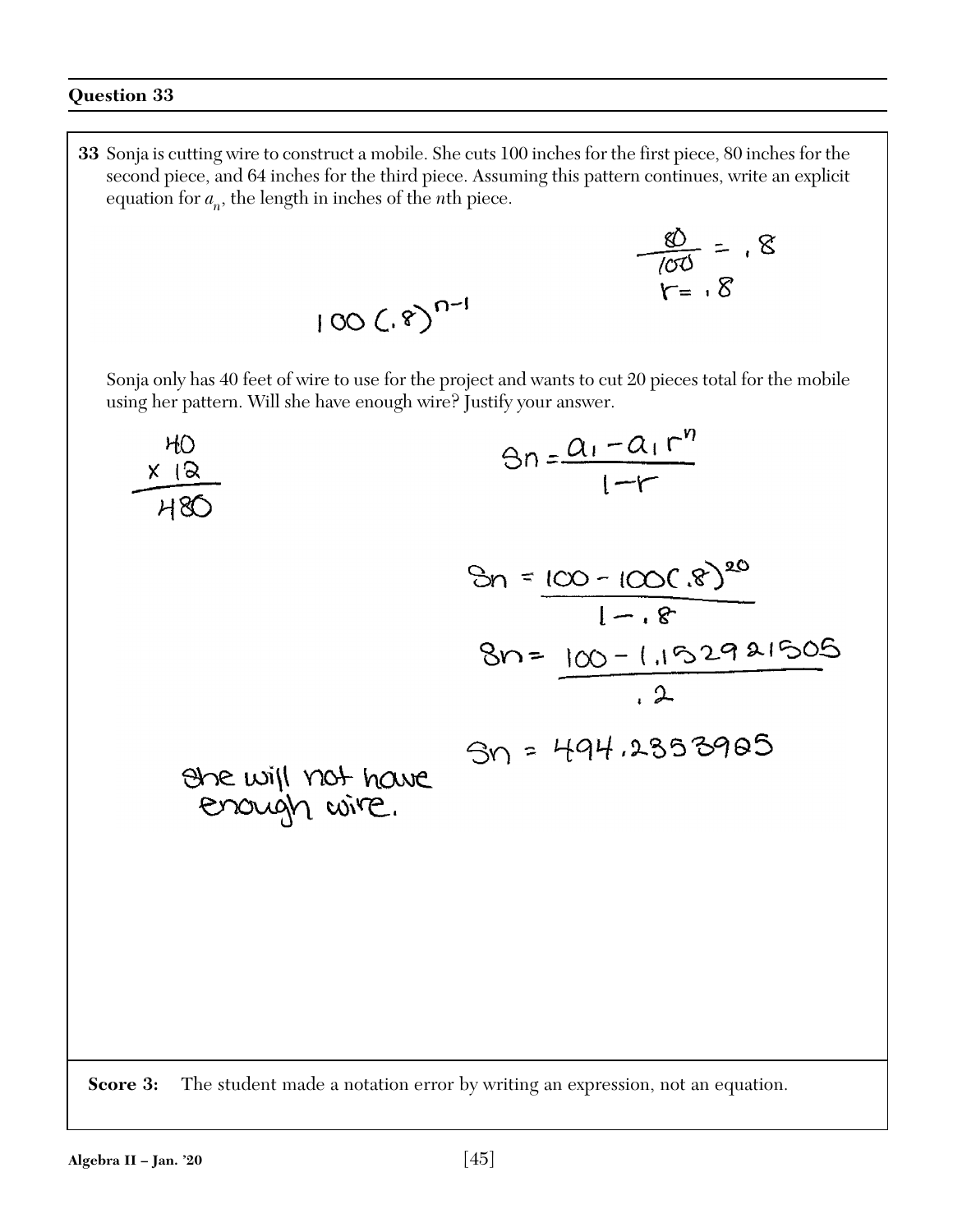## Question 33

**33** Sonja is cutting wire to construct a mobile. She cuts 100 inches for the first piece, 80 inches for the second piece, and 64 inches for the third piece. Assuming this pattern continues, write an explicit equation for $a_n$, the length in inches of the $n$th piece.

$$\frac{80}{100} = .8$$

$$r = .8$$

$$100(.8)^{n-1}$$

Sonja only has 40 feet of wire to use for the project and wants to cut 20 pieces total for the mobile using her pattern. Will she have enough wire? Justify your answer.

$$\begin{array}{r} 40 \\ \times\ 12 \\ \hline 480 \end{array}$$

$$Sn = \frac{a_1 - a_1 r^n}{1 - r}$$

$$Sn = \frac{100 - 100(.8)^{20}}{1 - .8}$$

$$Sn = \frac{100 - 1.152921505}{.2}$$

$$Sn = 494.2353925$$

She will not have enough wire.

**Score 3:** The student made a notation error by writing an expression, not an equation.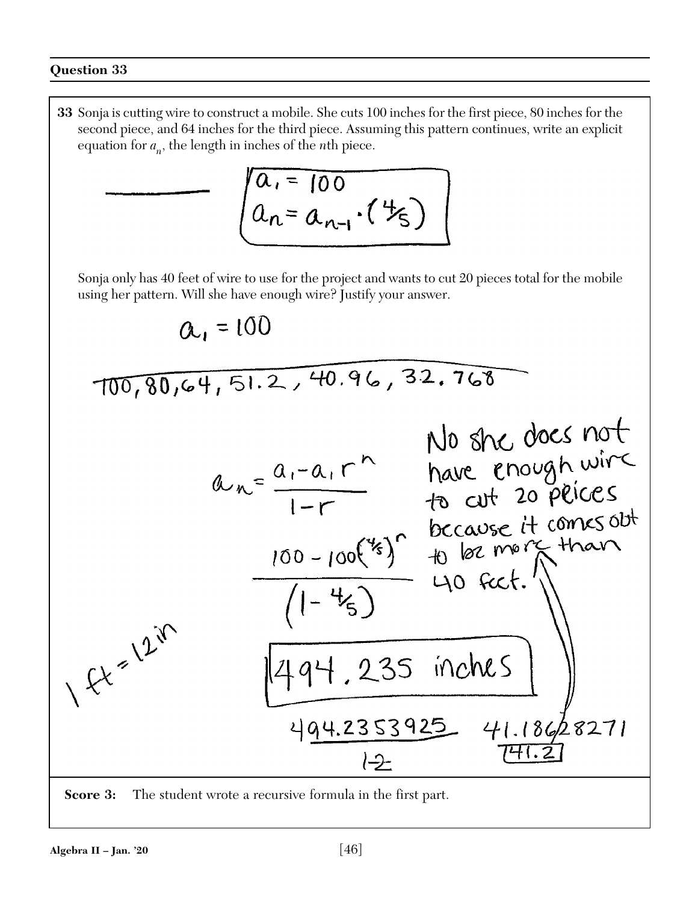## Question 33

**33** Sonja is cutting wire to construct a mobile. She cuts 100 inches for the first piece, 80 inches for the second piece, and 64 inches for the third piece. Assuming this pattern continues, write an explicit equation for $a_n$, the length in inches of the $n$th piece.

$$a_1 = 100$$
$$a_n = a_{n-1} \cdot \left(\tfrac{4}{5}\right)$$

Sonja only has 40 feet of wire to use for the project and wants to cut 20 pieces total for the mobile using her pattern. Will she have enough wire? Justify your answer.

$a_1 = 100$

100, 80, 64, 51.2, 40.96, 32.768

$$a_n = \frac{a_1 - a_1 r^n}{1-r}$$

$$\frac{100 - 100\left(\frac{4}{5}\right)^n}{\left(1 - \frac{4}{5}\right)}$$

494.235 inches

$1 \text{ ft} = 12 \text{ in}$

$\frac{494.2353925}{12}$ 41.18628271

41.2

No she does not have enough wire to cut 20 peices because it comes out to be more than 40 feet.

**Score 3:** The student wrote a recursive formula in the first part.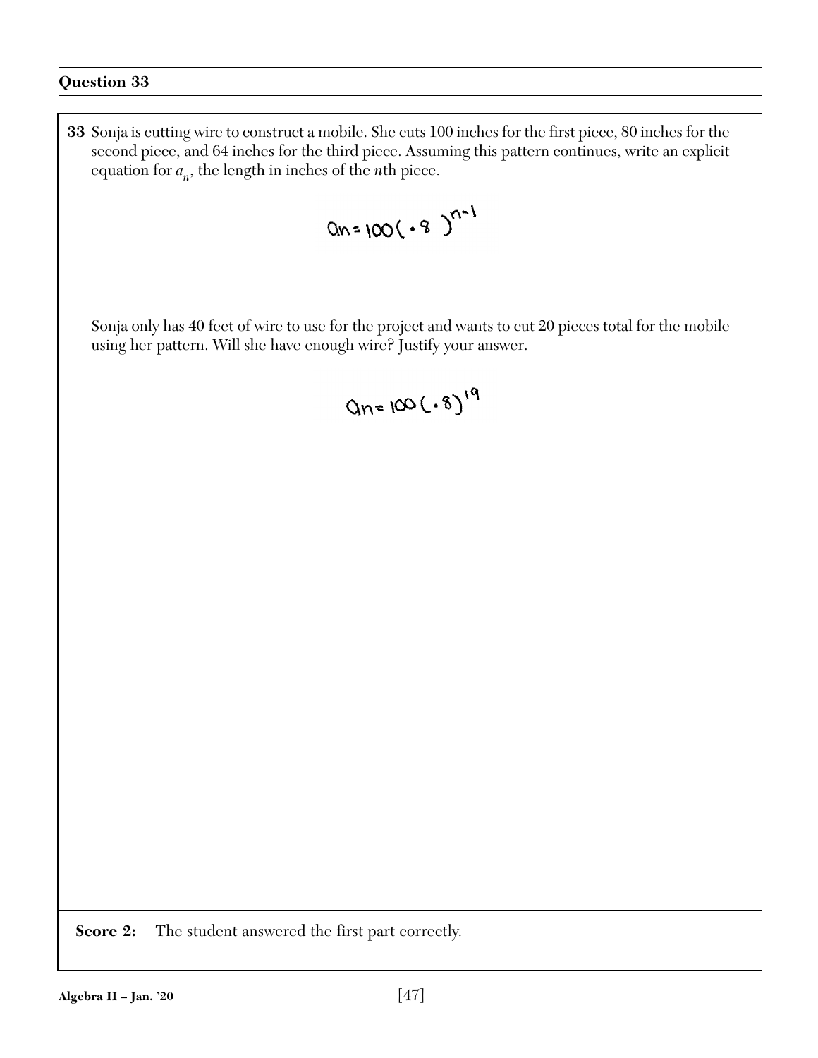## Question 33

**33** Sonja is cutting wire to construct a mobile. She cuts 100 inches for the first piece, 80 inches for the second piece, and 64 inches for the third piece. Assuming this pattern continues, write an explicit equation for $a_n$, the length in inches of the $n$th piece.

$$an = 100(.8)^{n-1}$$

Sonja only has 40 feet of wire to use for the project and wants to cut 20 pieces total for the mobile using her pattern. Will she have enough wire? Justify your answer.

$$an = 100(.8)^{19}$$

**Score 2:** The student answered the first part correctly.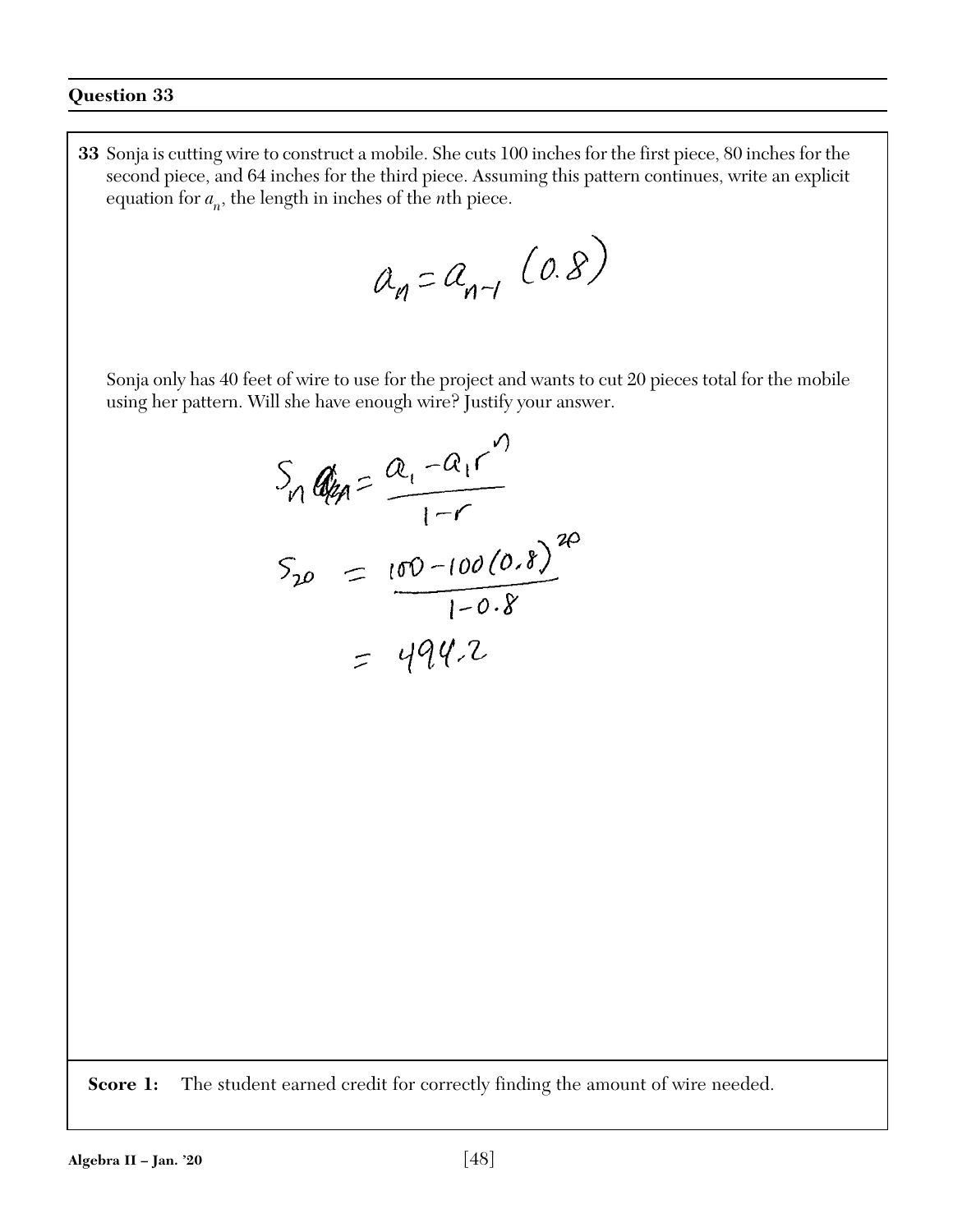## Question 33

**33** Sonja is cutting wire to construct a mobile. She cuts 100 inches for the first piece, 80 inches for the second piece, and 64 inches for the third piece. Assuming this pattern continues, write an explicit equation for $a_n$, the length in inches of the $n$th piece.

$$a_n = a_{n-1}\,(0.8)$$

Sonja only has 40 feet of wire to use for the project and wants to cut 20 pieces total for the mobile using her pattern. Will she have enough wire? Justify your answer.

$$S_n = \frac{a_1 - a_1 r^n}{1-r}$$

$$S_{20} = \frac{100 - 100(0.8)^{20}}{1-0.8}$$

$$= 494.2$$

**Score 1:** The student earned credit for correctly finding the amount of wire needed.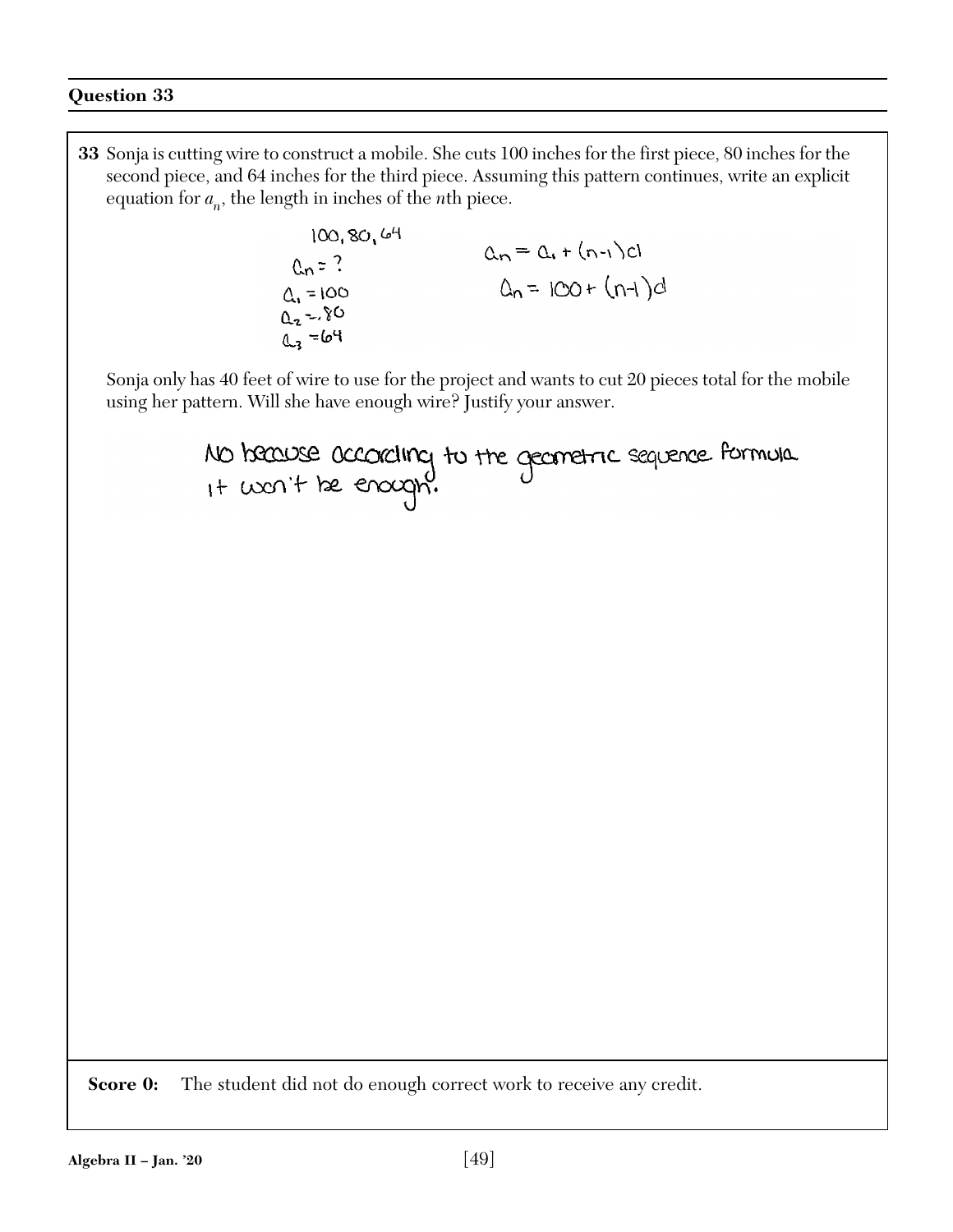## Question 33

**33** Sonja is cutting wire to construct a mobile. She cuts 100 inches for the first piece, 80 inches for the second piece, and 64 inches for the third piece. Assuming this pattern continues, write an explicit equation for $a_n$, the length in inches of the $n$th piece.

100, 80, 64

$a_n = ?$

$a_1 = 100$

$a_2 = 80$

$a_3 = 64$

$a_n = a_1 + (n-1)d$

$a_n = 100 + (n-1)d$

Sonja only has 40 feet of wire to use for the project and wants to cut 20 pieces total for the mobile using her pattern. Will she have enough wire? Justify your answer.

No because according to the geometric sequence formula it won't be enough.

**Score 0:** The student did not do enough correct work to receive any credit.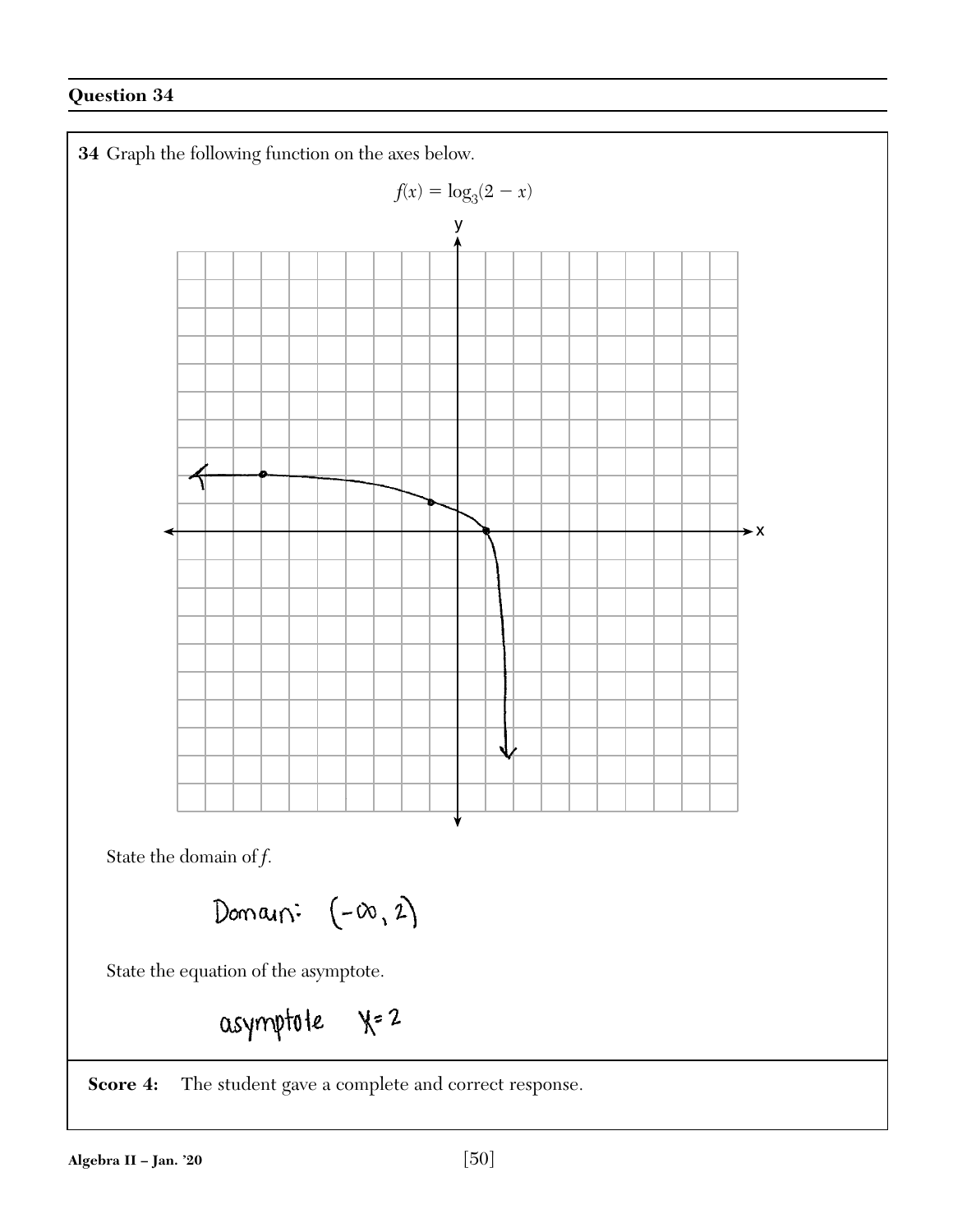## Question 34

**34** Graph the following function on the axes below.

$$f(x) = \log_3(2 - x)$$

State the domain of $f$.

Domain: $(-\infty, 2)$

State the equation of the asymptote.

asymptote $x = 2$

**Score 4:** The student gave a complete and correct response.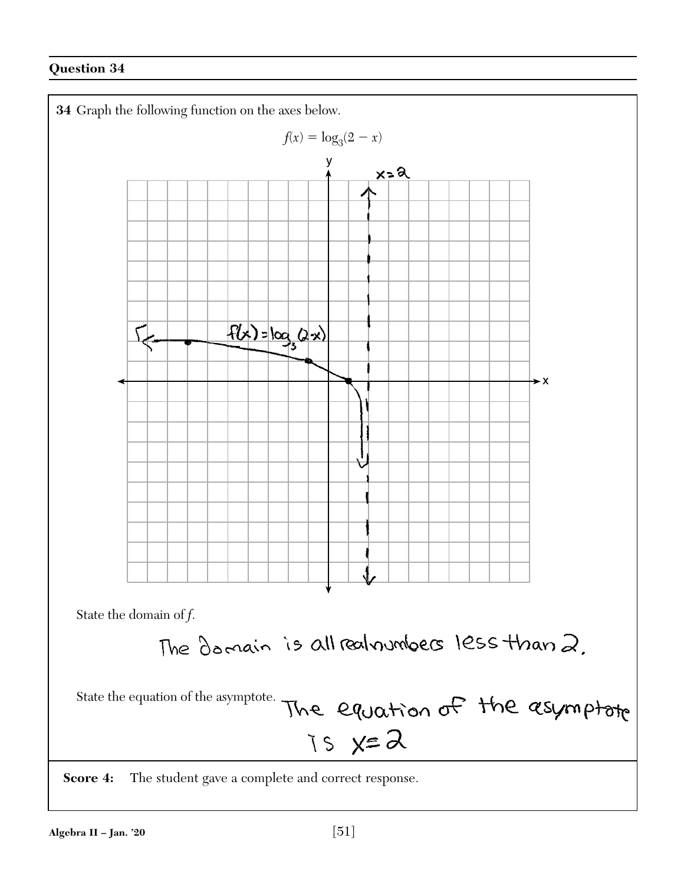## Question 34

**34** Graph the following function on the axes below.

$$f(x) = \log_3(2 - x)$$

State the domain of *f*.

The domain is all realnumbers less than 2.

State the equation of the asymptote. The equation of the asymptote is $x = 2$

**Score 4:** The student gave a complete and correct response.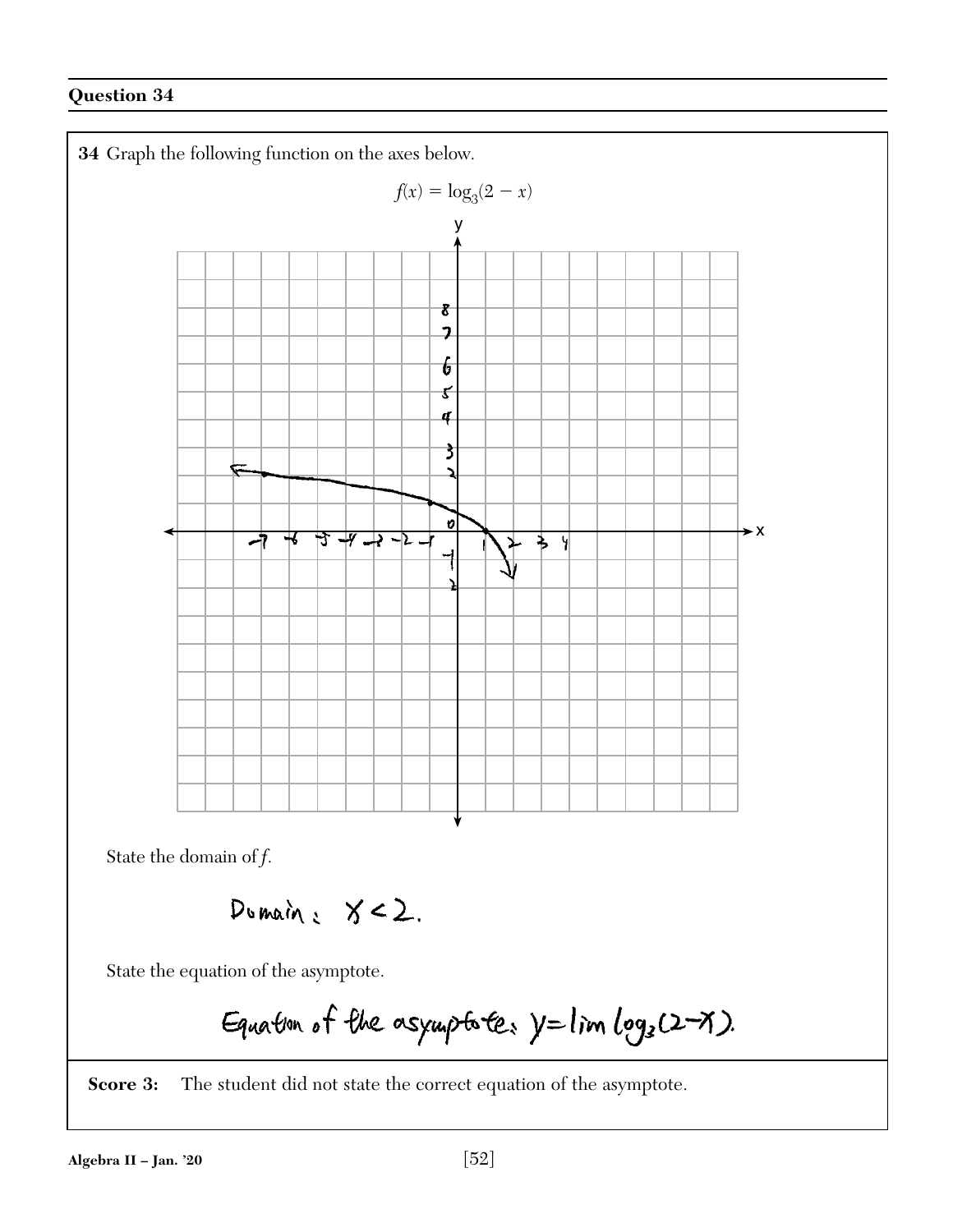## Question 34

**34** Graph the following function on the axes below.

$$f(x) = \log_3(2 - x)$$

State the domain of $f$.

Domain: $x < 2$.

State the equation of the asymptote.

Equation of the asymptote: $y = \lim \log_3(2-x)$.

**Score 3:** The student did not state the correct equation of the asymptote.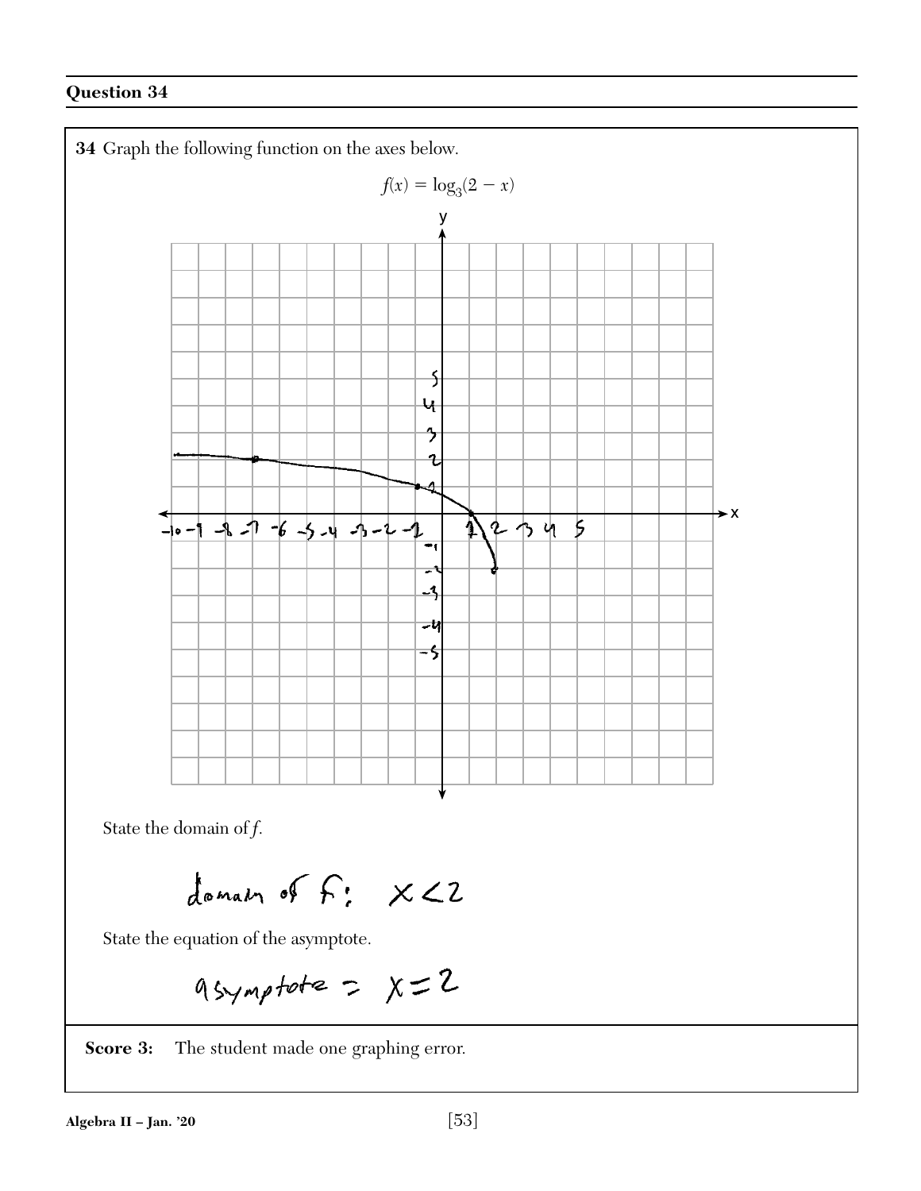## Question 34

**34** Graph the following function on the axes below.

$$f(x) = \log_3(2 - x)$$

State the domain of $f$.

domain of f: $x < 2$

State the equation of the asymptote.

asymptote = $x = 2$

**Score 3:** The student made one graphing error.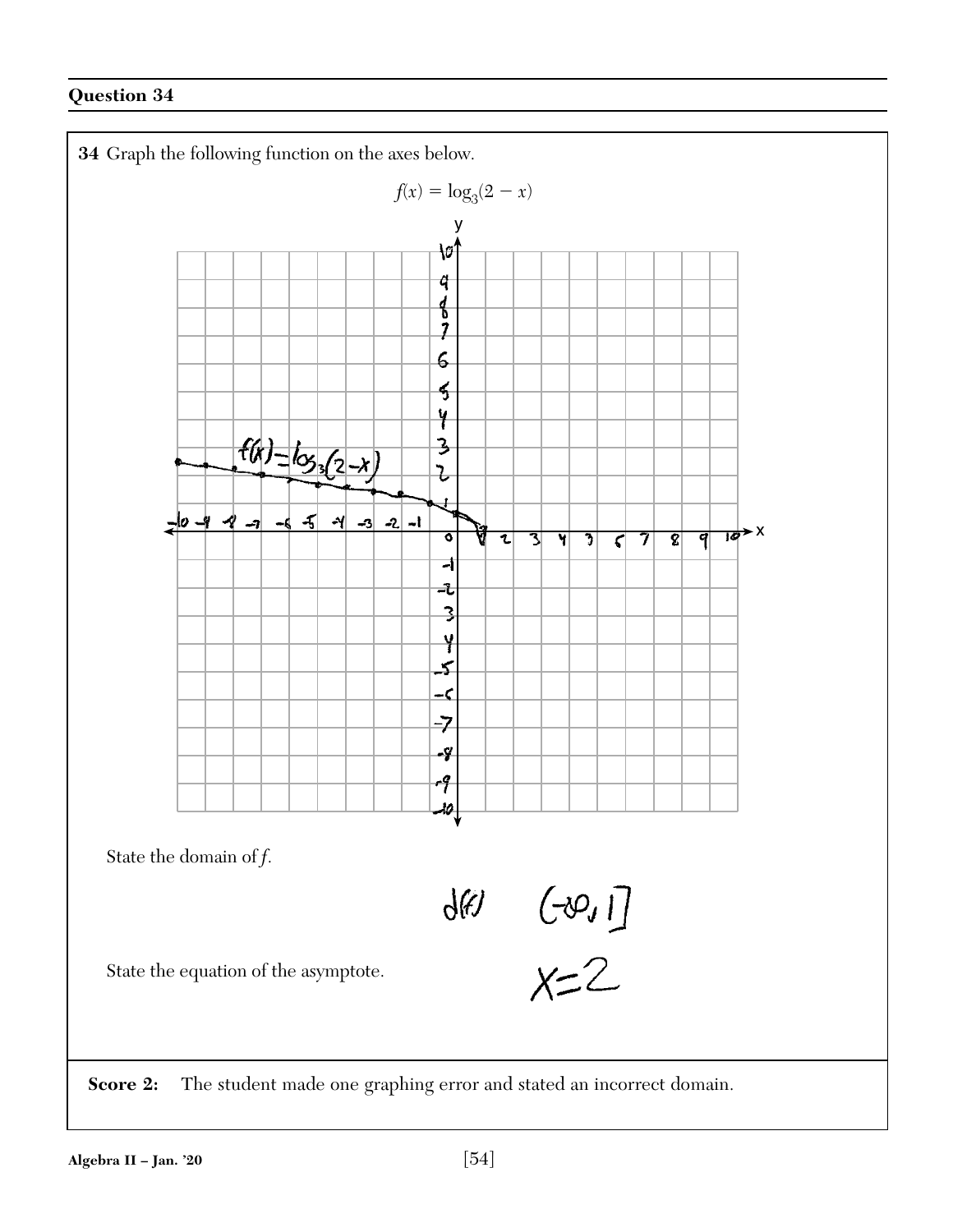## Question 34

**34** Graph the following function on the axes below.

$$f(x) = \log_3(2 - x)$$

$f(x) = \log_3(2-x)$

State the domain of $f$.

d(f) $(-\infty, 1]$

State the equation of the asymptote.

$x = 2$

**Score 2:** The student made one graphing error and stated an incorrect domain.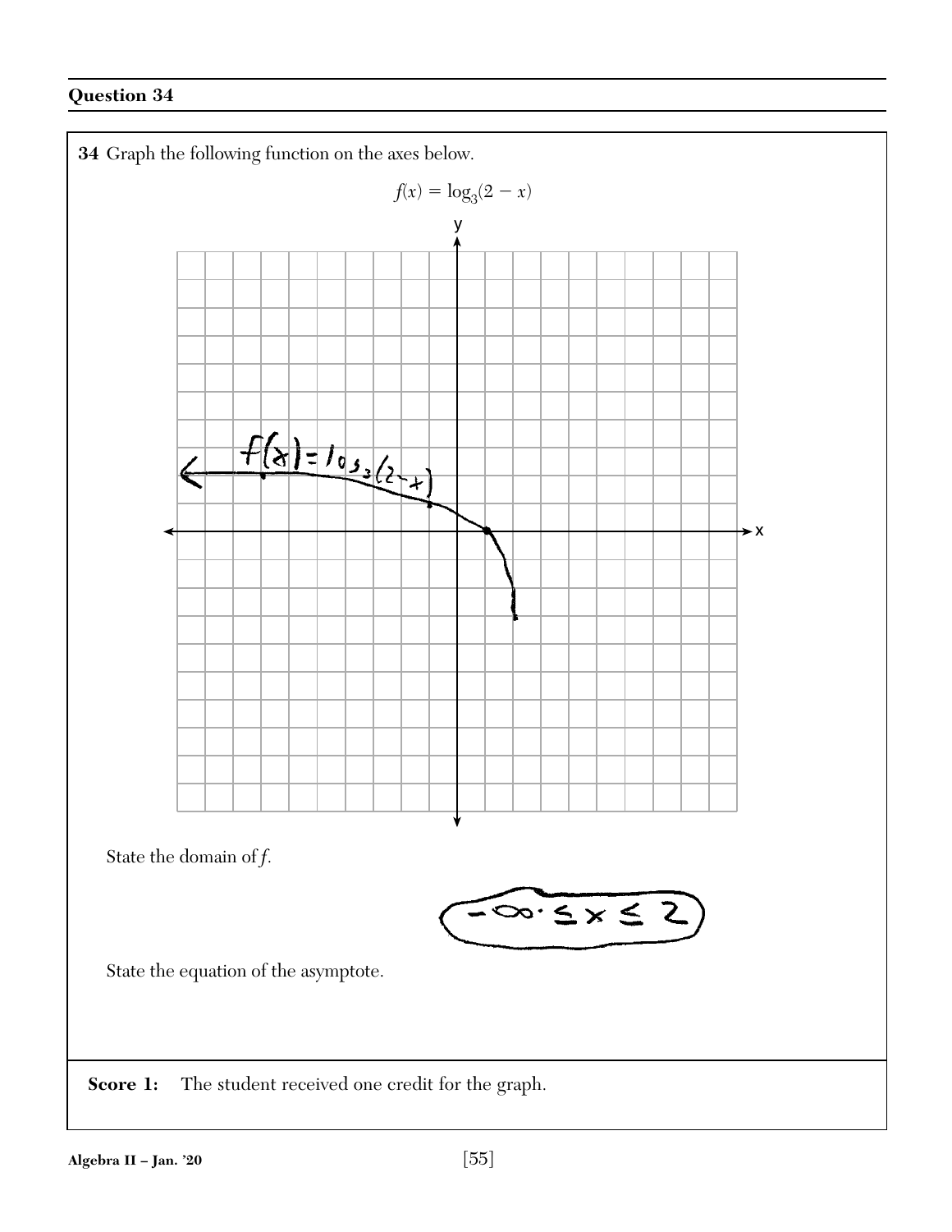## Question 34

**34** Graph the following function on the axes below.

$$f(x) = \log_3(2 - x)$$

State the domain of *f*.

$-\infty \leq x \leq 2$

State the equation of the asymptote.

**Score 1:** The student received one credit for the graph.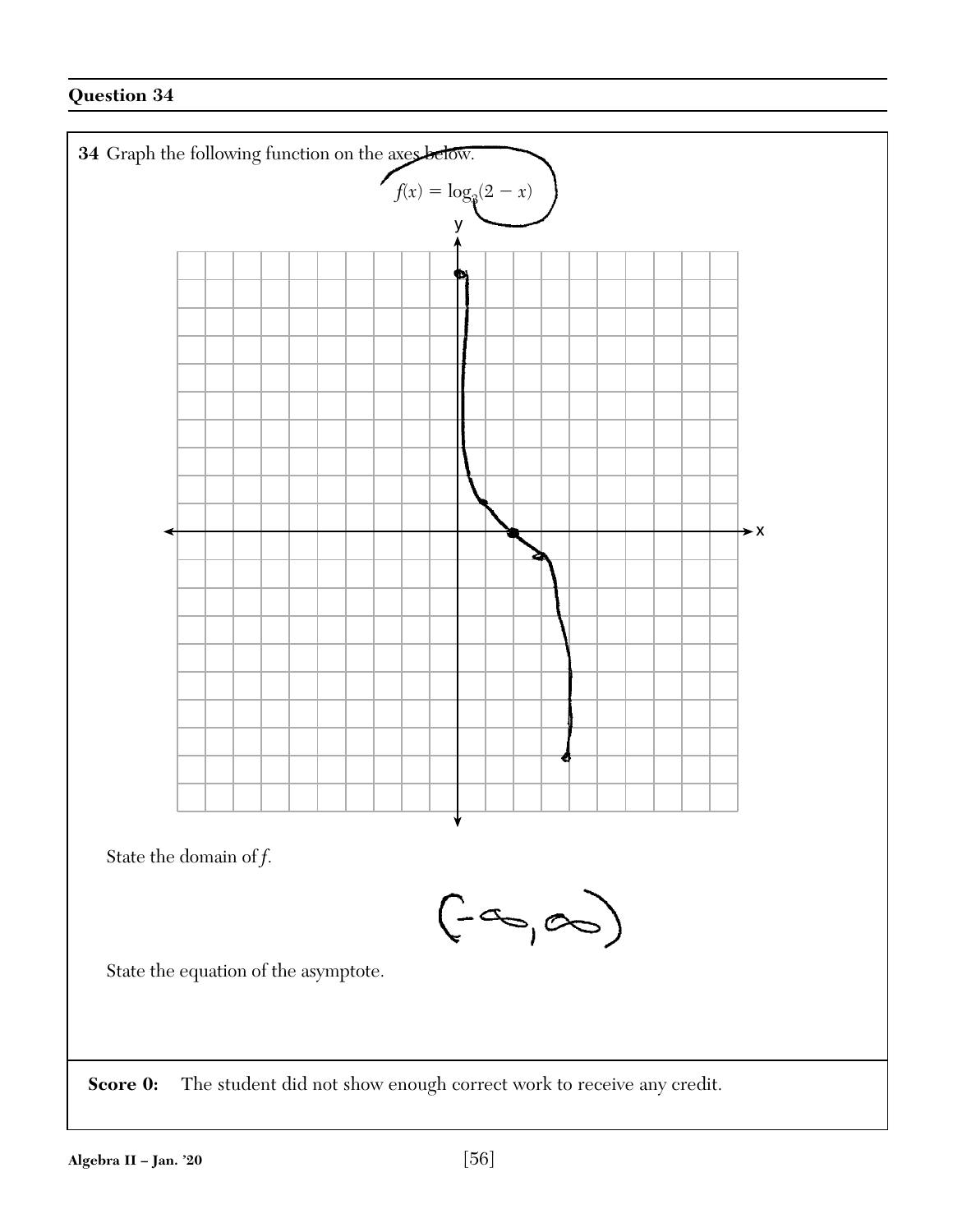## Question 34

**34** Graph the following function on the axes below.

$$f(x) = \log_3(2 - x)$$

State the domain of $f$.

$(-\infty, \infty)$

State the equation of the asymptote.

**Score 0:** The student did not show enough correct work to receive any credit.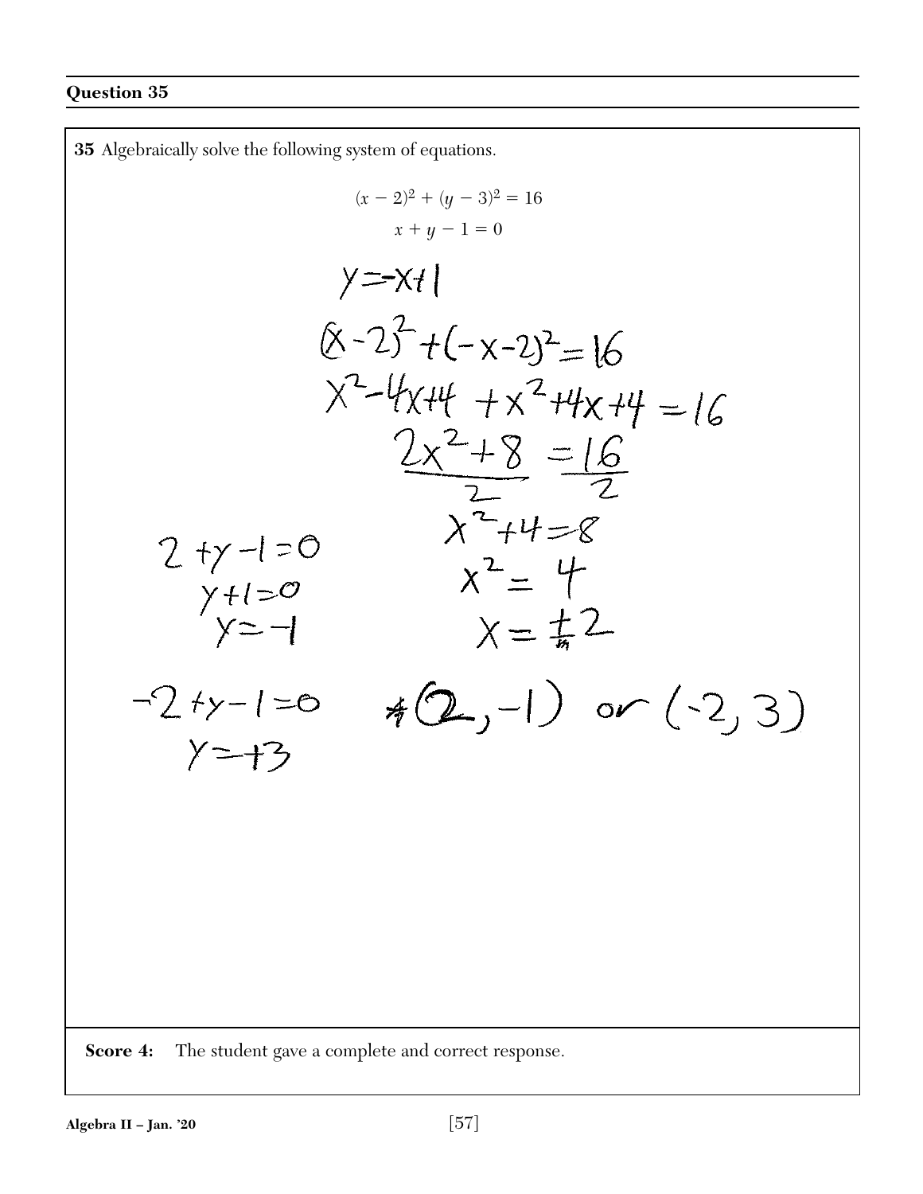## Question 35

**35** Algebraically solve the following system of equations.

$$(x-2)^2 + (y-3)^2 = 16$$
$$x + y - 1 = 0$$

$y = -x + 1$

$(x-2)^2 + (-x-2)^2 = 16$

$x^2 - 4x + 4 + x^2 + 4x + 4 = 16$

$\frac{2x^2 + 8}{2} = \frac{16}{2}$

$x^2 + 4 = 8$

$x^2 = 4$

$x = \pm 2$

$2 + y - 1 = 0$

$y + 1 = 0$

$y = -1$

$-2 + y - 1 = 0$

$y = +3$

$(2, -1)$ or $(-2, 3)$

**Score 4:** The student gave a complete and correct response.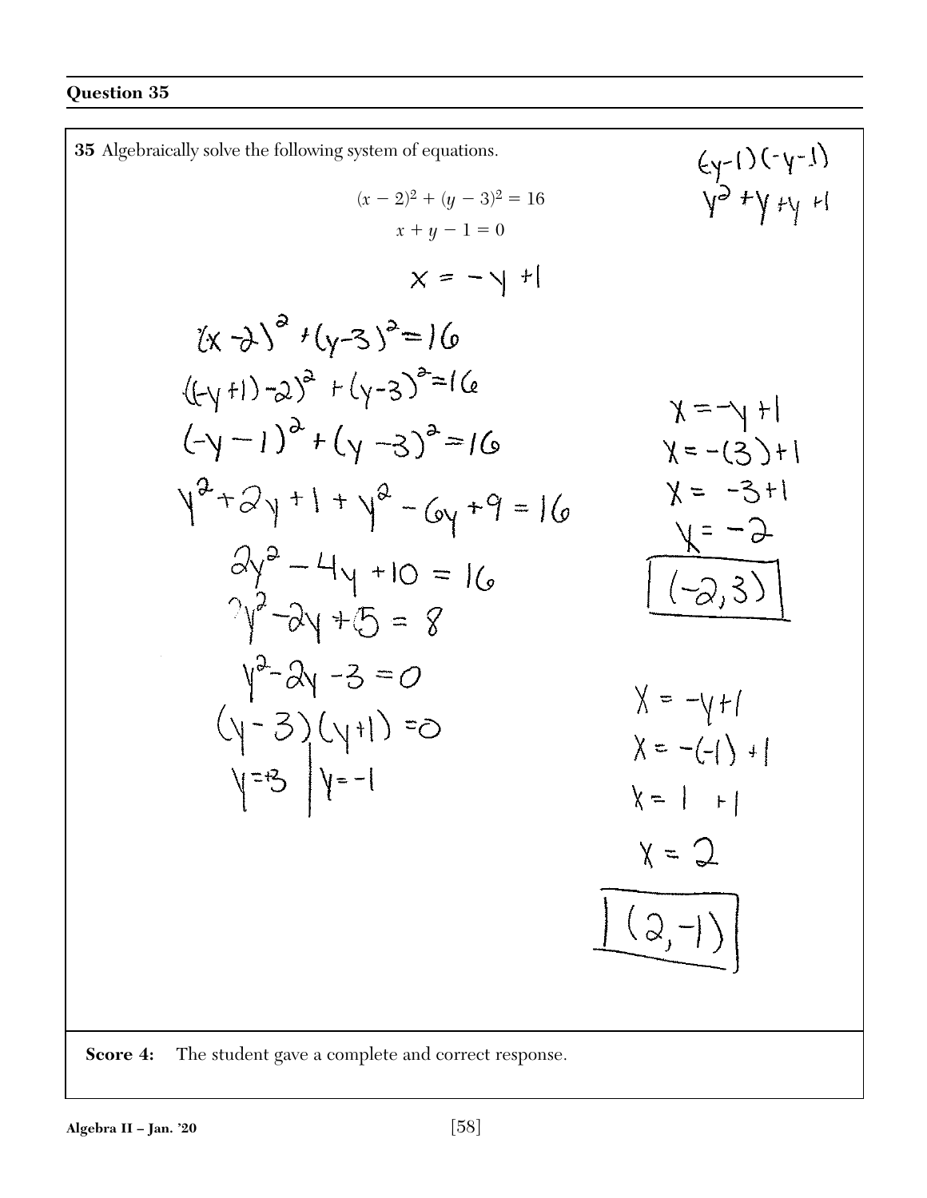### Question 35

**35** Algebraically solve the following system of equations.

$$(x - 2)^2 + (y - 3)^2 = 16$$
$$x + y - 1 = 0$$

$(-y-1)(-y-1)$
$y^2 + y + y + 1$

$x = -y + 1$

$(x-2)^2 + (y-3)^2 = 16$

$((-y+1)-2)^2 + (y-3)^2 = 16$

$(-y-1)^2 + (y-3)^2 = 16$

$y^2 + 2y + 1 + y^2 - 6y + 9 = 16$

$2y^2 - 4y + 10 = 16$

$y^2 - 2y + 5 = 8$

$y^2 - 2y - 3 = 0$

$(y-3)(y+1) = 0$

$y = 3 \quad | \quad y = -1$

$x = -y + 1$
$x = -(3) + 1$
$x = -3 + 1$
$x = -2$

$\boxed{(-2, 3)}$

$x = -y + 1$
$x = -(-1) + 1$
$x = 1 + 1$
$x = 2$

$\boxed{(2, -1)}$

**Score 4:** The student gave a complete and correct response.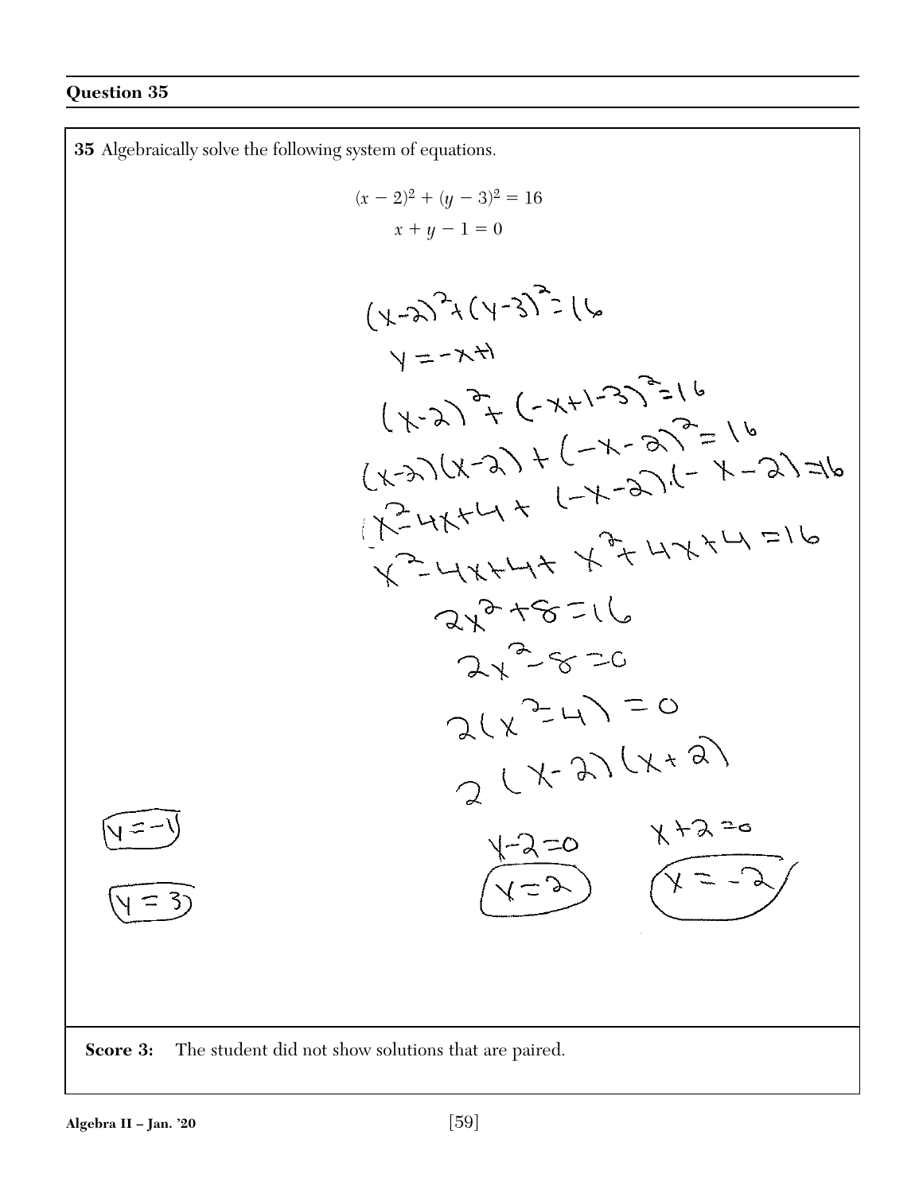## Question 35

**35** Algebraically solve the following system of equations.

$$(x - 2)^2 + (y - 3)^2 = 16$$
$$x + y - 1 = 0$$

$$(x-2)^2 + (y-3)^2 = 16$$
$$y = -x+1$$
$$(x-2)^2 + (-x+1-3)^2 = 16$$
$$(x-2)(x-2) + (-x-2)^2 = 16$$
$$x^2 - 4x + 4 + (-x-2)(-x-2) = 16$$
$$x^2 - 4x + 4 + x^2 + 4x + 4 = 16$$
$$2x^2 + 8 = 16$$
$$2x^2 - 8 = 0$$
$$2(x^2 - 4) = 0$$
$$2(x-2)(x+2)$$

$x - 2 = 0$ $\qquad$ $x + 2 = 0$

$x = 2$ $\qquad$ $x = -2$

$y = -1$

$y = 3$

**Score 3:** The student did not show solutions that are paired.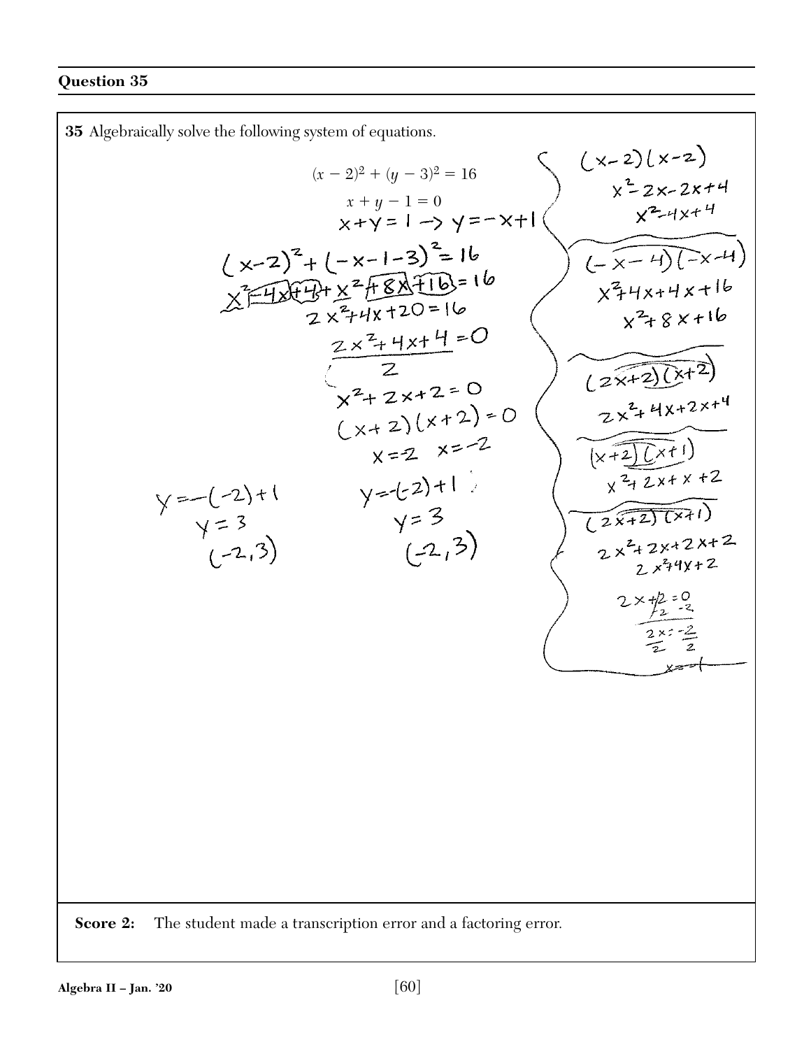## Question 35

**35** Algebraically solve the following system of equations.

$$(x - 2)^2 + (y - 3)^2 = 16$$

$$x + y - 1 = 0$$

$x + y = 1 \rightarrow y = -x + 1$

$(x-2)^2 + (-x-1-3)^2 = 16$

$x^2 - 4x + 4 + x^2 + 8x + 16 = 16$

$2x^2 + 4x + 20 = 16$

$\frac{2x^2 + 4x + 4 = 0}{2}$

$x^2 + 2x + 2 = 0$

$(x+2)(x+2) = 0$

$x = 2 \quad x = -2$

$y = -(-2) + 1 \qquad y = -(-2) + 1$

$y = 3 \qquad y = 3$

$(-2, 3) \qquad (-2, 3)$

Side work:

$(x-2)(x-2)$

$x^2 - 2x - 2x + 4$

$x^2 - 4x + 4$

$(-x-4)(-x-4)$

$x^2 + 4x + 4x + 16$

$x^2 + 8x + 16$

$(2x+2)(x+2)$

$2x^2 + 4x + 2x + 4$

$(x+2)(x+1)$

$x^2 + 2x + x + 2$

$(2x+2)(x+1)$

$2x^2 + 2x + 2x + 2$

$2x^2 + 4x + 2$

$2x + 2 = 0$

$-2 \quad -2$

$\frac{2x}{2} = \frac{-2}{2}$

$x = -1$

**Score 2:** The student made a transcription error and a factoring error.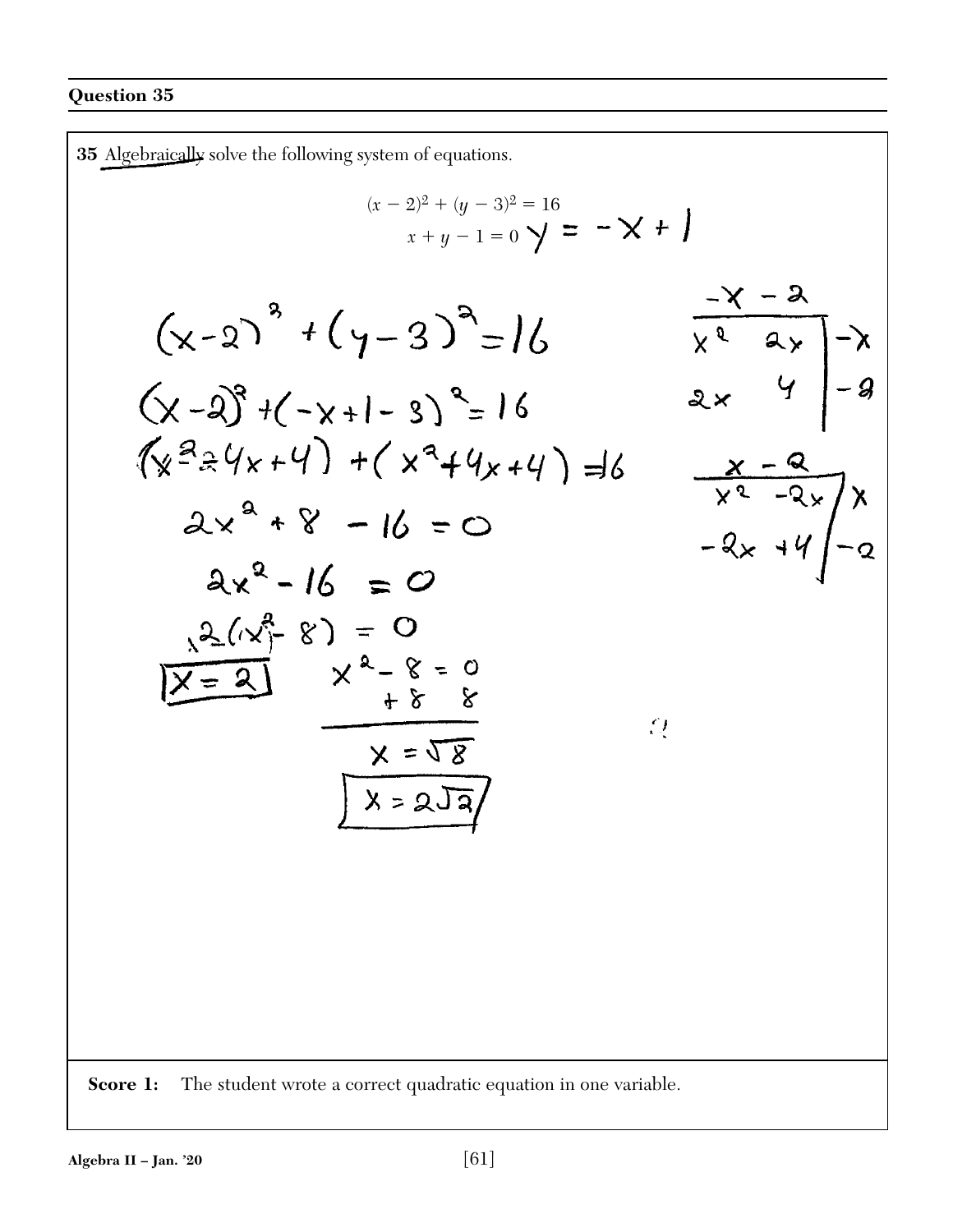## Question 35

**35** Algebraically solve the following system of equations.

$$(x-2)^2 + (y-3)^2 = 16$$
$$x + y - 1 = 0 \quad y = -x + 1$$

$$(x-2)^2 + (y-3)^2 = 16$$

$$(x-2)^2 + (-x+1-3)^2 = 16$$

$$(x^2 - 4x + 4) + (x^2 + 4x + 4) = 16$$

$$2x^2 + 8 - 16 = 0$$

$$2x^2 - 16 = 0$$

$$2(x^2 - 8) = 0$$

$$\boxed{x = 2}$$

$$x^2 - 8 = 0$$
$$+8 \quad 8$$

$$x = \sqrt{8}$$

$$\boxed{x = 2\sqrt{2}}$$

| | $-x$ | $-2$ |
|---|---|---|
| $-x$ | $x^2$ | $2x$ |
| $-2$ | $2x$ | $4$ |

| | $x$ | $-2$ |
|---|---|---|
| $x$ | $x^2$ | $-2x$ |
| $-2$ | $-2x$ | $+4$ |

**Score 1:** The student wrote a correct quadratic equation in one variable.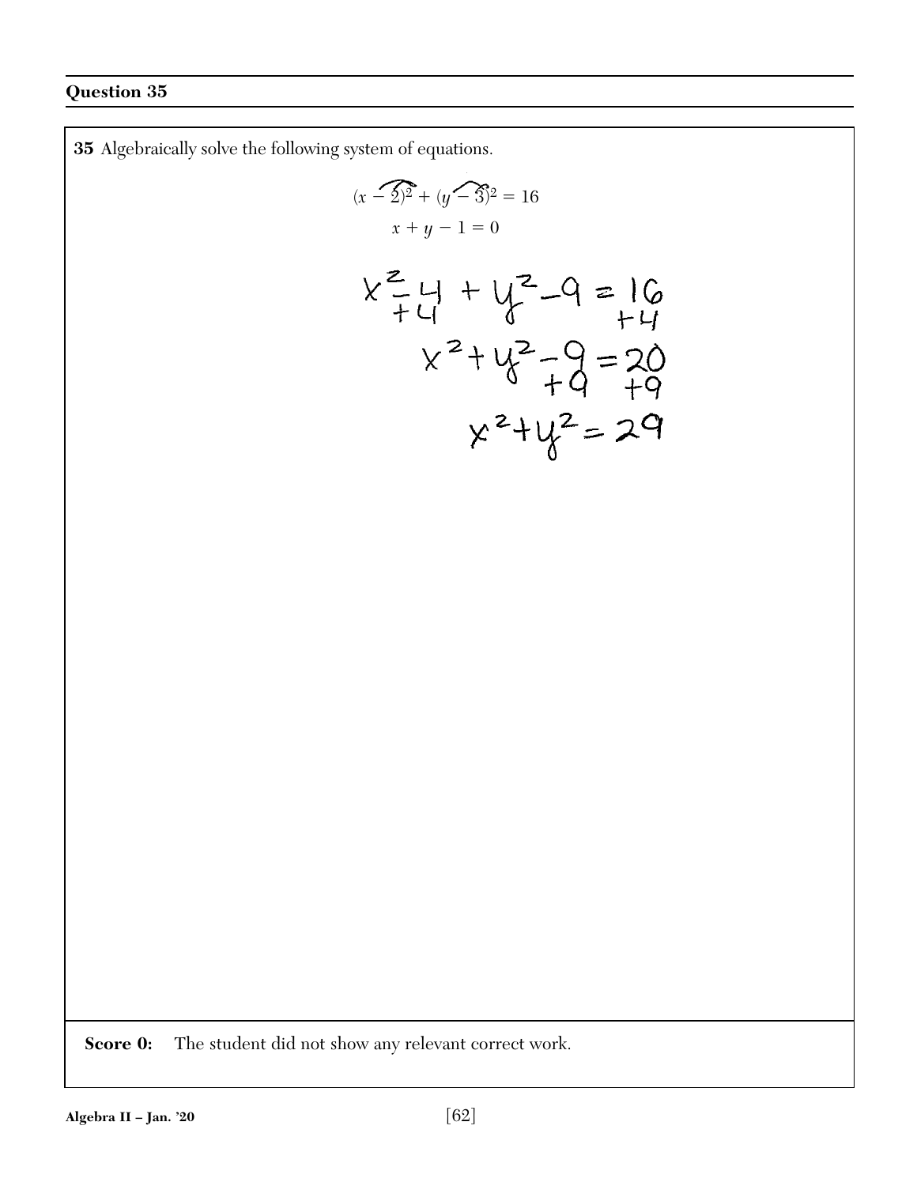## Question 35

**35** Algebraically solve the following system of equations.

$$(x - 2)^2 + (y - 3)^2 = 16$$

$$x + y - 1 = 0$$

$$x^2 - 4 + y^2 - 9 = 16$$
$$+4 \qquad\qquad\quad +4$$

$$x^2 + y^2 - 9 = 20$$
$$+9 \quad +9$$

$$x^2 + y^2 = 29$$

**Score 0:** The student did not show any relevant correct work.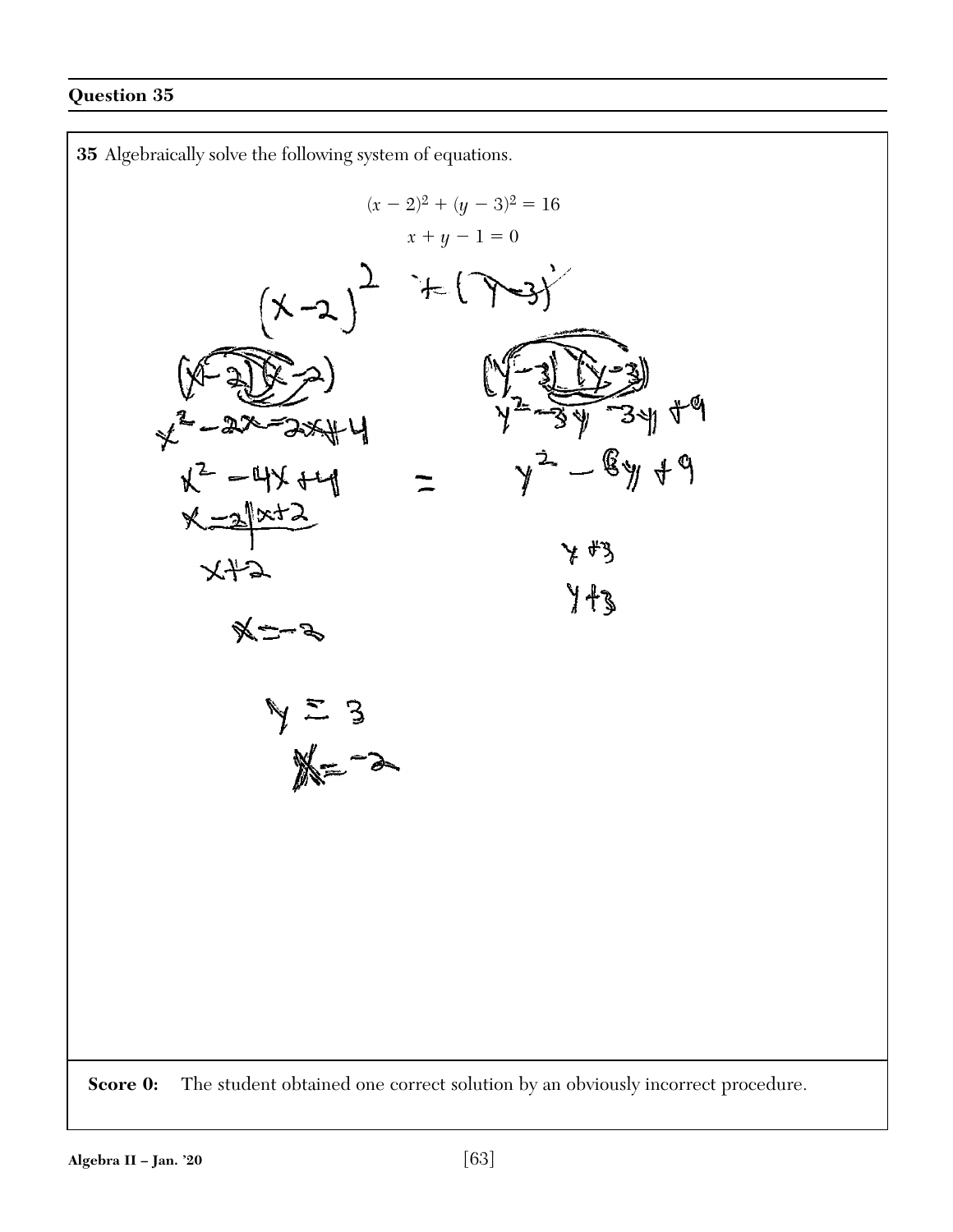## Question 35

**35** Algebraically solve the following system of equations.

$$(x - 2)^2 + (y - 3)^2 = 16$$

$$x + y - 1 = 0$$

$(x-2)^2 + (y-3)^2$

$(x-2)(x-2)$ $\quad$ $(y-3)(y-3)$

$x^2 - 2x - 2x + 4$ $\quad$ $y^2 - 3y - 3y + 9$

$x^2 - 4x + 4 = y^2 - 6y + 9$

$x-2 \mid x+2$

$x+2$ $\quad$ $y+3$

$\quad$ $y+3$

$x = -2$

$y = 3$

$x = -2$

**Score 0:** The student obtained one correct solution by an obviously incorrect procedure.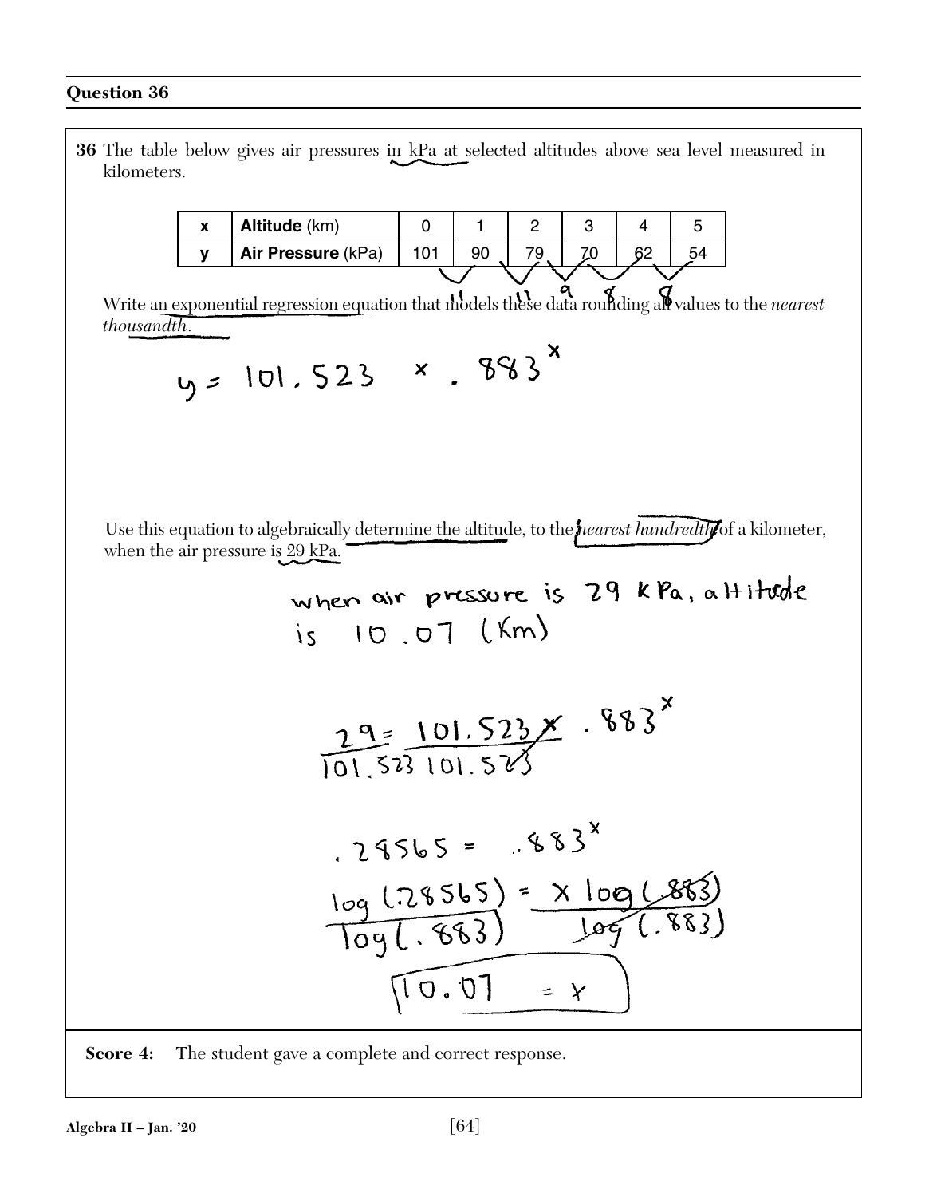## Question 36

**36** The table below gives air pressures in kPa at selected altitudes above sea level measured in kilometers.

| x | Altitude (km) | 0 | 1 | 2 | 3 | 4 | 5 |
|---|---|---|---|---|---|---|---|
| y | Air Pressure (kPa) | 101 | 90 | 79 | 70 | 62 | 54 |

11 11 9 8 8

Write an exponential regression equation that models these data rounding all values to the *nearest thousandth*.

$$y = 101.523 \times .883^x$$

Use this equation to algebraically determine the altitude, to the *nearest hundredth* of a kilometer, when the air pressure is 29 kPa.

when air pressure is 29 kPa, altitude is 10.07 (Km)

$$\frac{29}{101.523} = \frac{101.523 \times .883^x}{101.523}$$

$$.28565 = .883^x$$

$$\frac{\log(.28565)}{\log(.883)} = \frac{x \log(.883)}{\log(.883)}$$

$$10.07 = x$$

**Score 4:** The student gave a complete and correct response.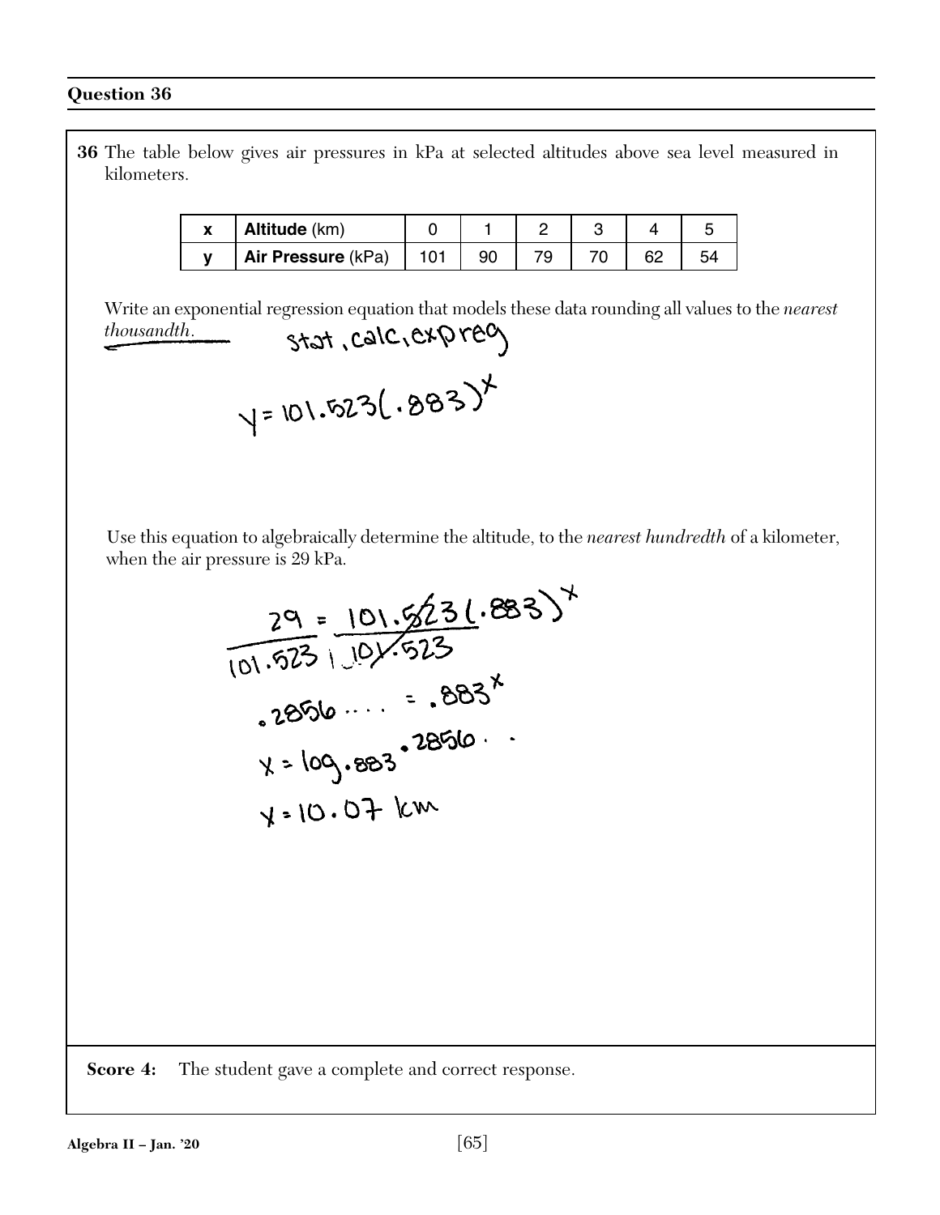## Question 36

**36** The table below gives air pressures in kPa at selected altitudes above sea level measured in kilometers.

| x | Altitude (km) | 0 | 1 | 2 | 3 | 4 | 5 |
|---|---|---|---|---|---|---|---|
| y | Air Pressure (kPa) | 101 | 90 | 79 | 70 | 62 | 54 |

Write an exponential regression equation that models these data rounding all values to the *nearest thousandth.*

stat, calc, expreg

$y = 101.523(.883)^x$

Use this equation to algebraically determine the altitude, to the *nearest hundredth* of a kilometer, when the air pressure is 29 kPa.

$$\frac{29}{101.523} = \frac{101.523(.883)^x}{101.523}$$

$$.2856\ldots = .883^x$$

$$x = \log_{.883} .2856\ldots$$

$$x = 10.07 \text{ km}$$

**Score 4:** The student gave a complete and correct response.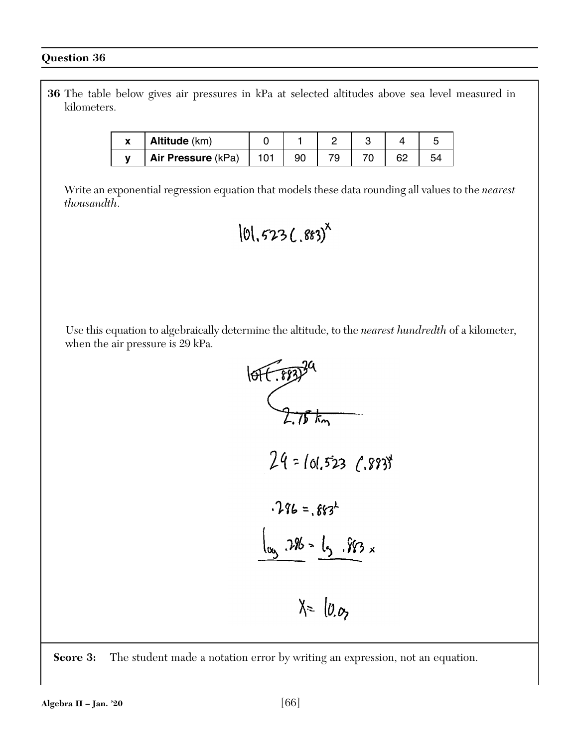## Question 36

**36** The table below gives air pressures in kPa at selected altitudes above sea level measured in kilometers.

| x | Altitude (km) | 0 | 1 | 2 | 3 | 4 | 5 |
|---|---|---|---|---|---|---|---|
| y | Air Pressure (kPa) | 101 | 90 | 79 | 70 | 62 | 54 |

Write an exponential regression equation that models these data rounding all values to the *nearest thousandth*.

$$101.523(.883)^x$$

Use this equation to algebraically determine the altitude, to the *nearest hundredth* of a kilometer, when the air pressure is 29 kPa.

~~$101(.883)^{29}$~~

~~$2.75$ km~~

$$29 = 101.523\ (.883)^x$$

$$.286 = .883^x$$

$$\frac{\log .286}{\log} = \frac{\log .883x}{\log}$$

$$x = 10.07$$

**Score 3:** The student made a notation error by writing an expression, not an equation.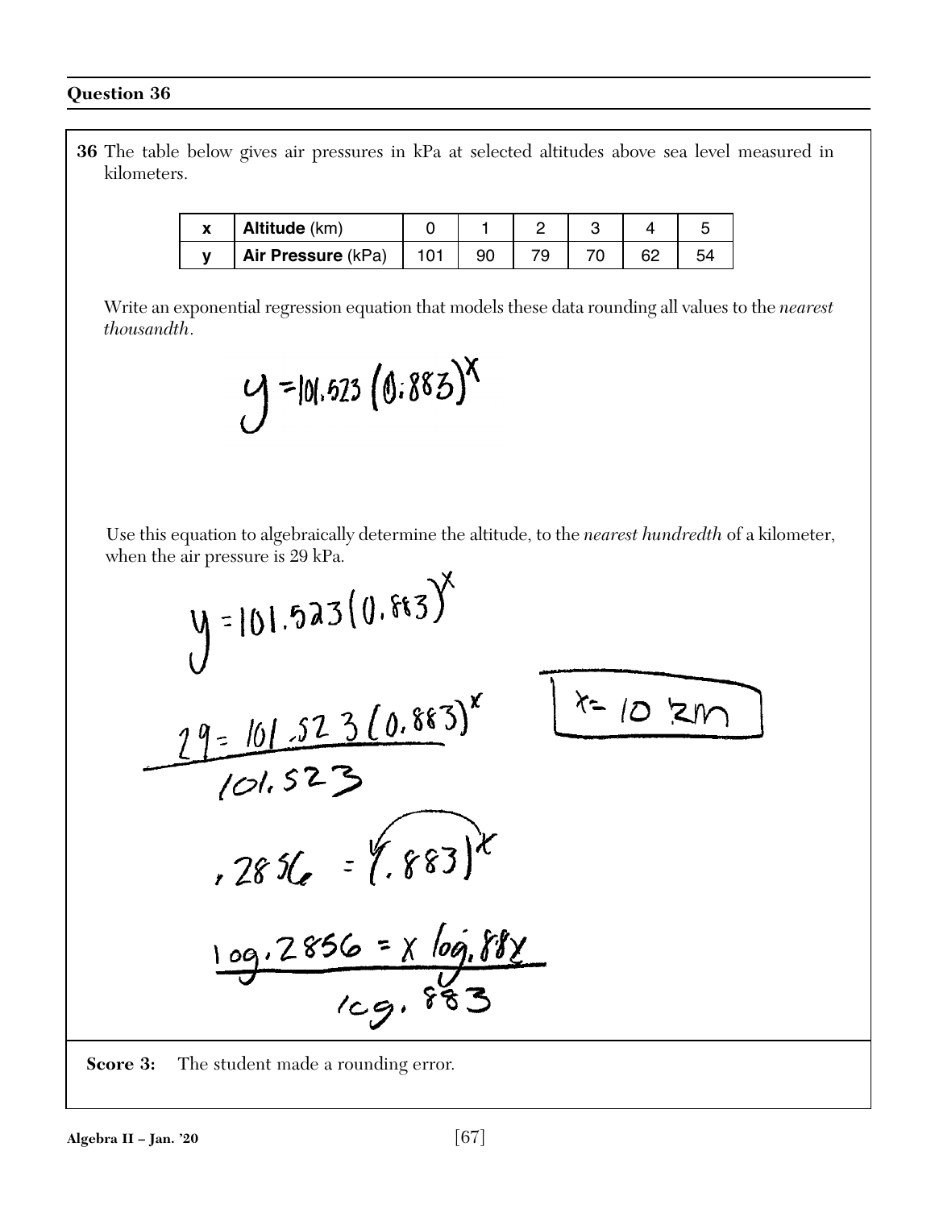## Question 36

**36** The table below gives air pressures in kPa at selected altitudes above sea level measured in kilometers.

| x | **Altitude** (km) | 0 | 1 | 2 | 3 | 4 | 5 |
|---|---|---|---|---|---|---|---|
| y | **Air Pressure** (kPa) | 101 | 90 | 79 | 70 | 62 | 54 |

Write an exponential regression equation that models these data rounding all values to the *nearest thousandth*.

$$y = 101.523(0.883)^x$$

Use this equation to algebraically determine the altitude, to the *nearest hundredth* of a kilometer, when the air pressure is 29 kPa.

$$y = 101.523(0.883)^x$$

$$\frac{29 = 101.523(0.883)^x}{101.523}$$

$$.2856 = (.883)^x$$

$$\frac{\log .2856 = x \log .883}{\log .883}$$

$x = 10$ km

**Score 3:** The student made a rounding error.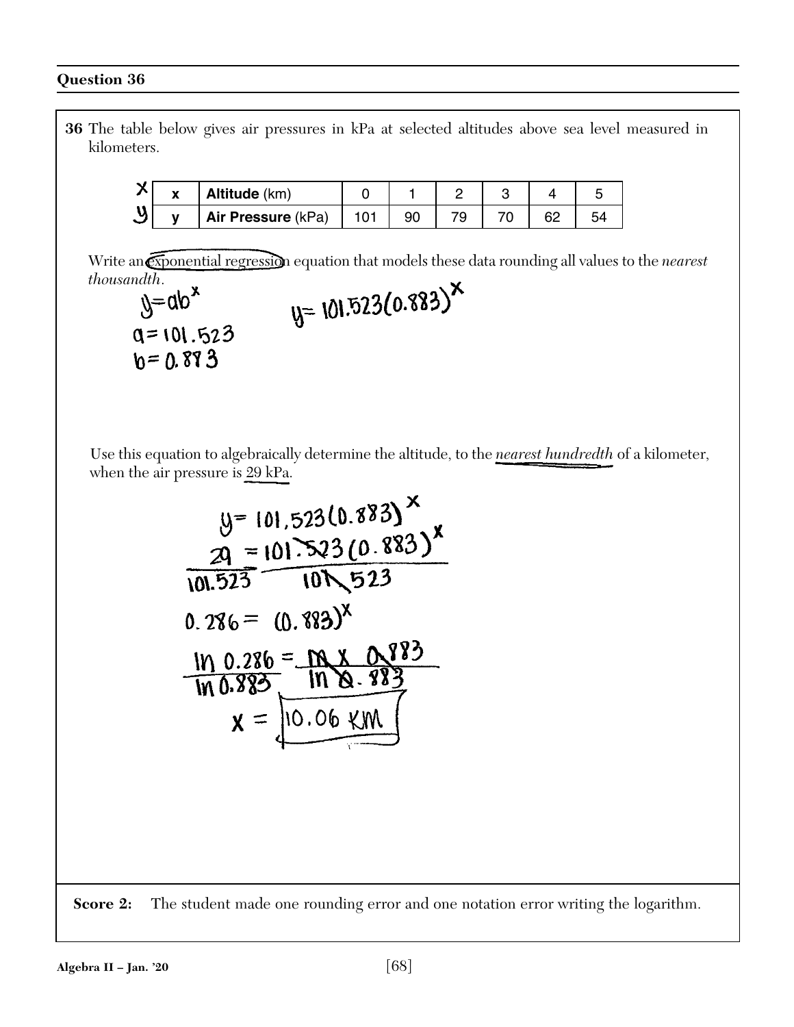## Question 36

**36** The table below gives air pressures in kPa at selected altitudes above sea level measured in kilometers.

| | x | Altitude (km) | 0 | 1 | 2 | 3 | 4 | 5 |
|---|---|---|---|---|---|---|---|---|
| x | x | Altitude (km) | 0 | 1 | 2 | 3 | 4 | 5 |
| y | y | Air Pressure (kPa) | 101 | 90 | 79 | 70 | 62 | 54 |

Write an exponential regression equation that models these data rounding all values to the *nearest thousandth*.

$y = ab^x$

$a = 101.523$

$b = 0.883$

$y = 101.523(0.883)^x$

Use this equation to algebraically determine the altitude, to the *nearest hundredth* of a kilometer, when the air pressure is 29 kPa.

$y = 101.523(0.883)^x$

$\frac{29}{101.523} = \frac{101.523(0.883)^x}{101.523}$

$0.286 = (0.883)^x$

$\frac{\ln 0.286}{\ln 0.883} = \frac{\ln x \ 0.883}{\ln 0.883}$

$x = 10.06 \text{ KM}$

**Score 2:** The student made one rounding error and one notation error writing the logarithm.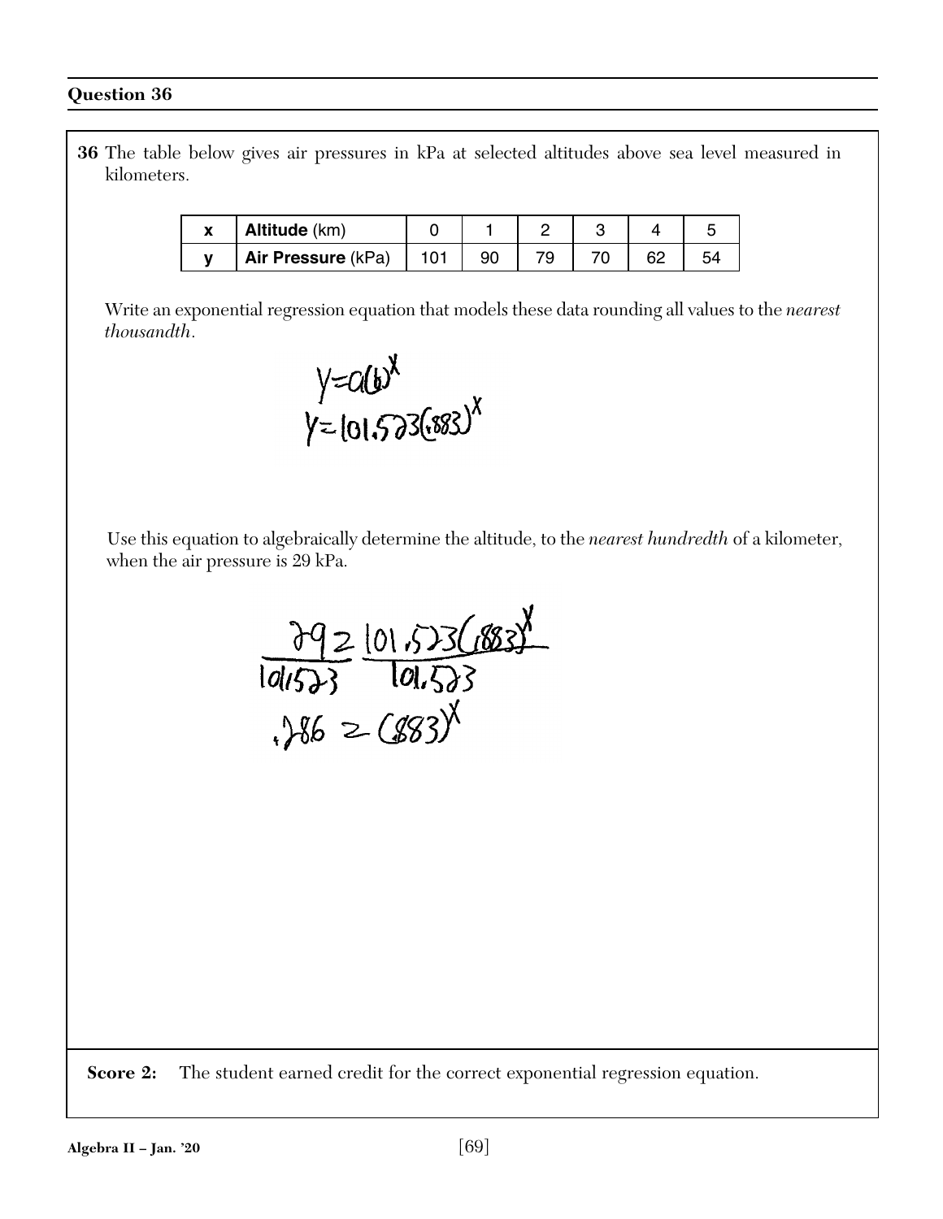## Question 36

**36** The table below gives air pressures in kPa at selected altitudes above sea level measured in kilometers.

| x | **Altitude** (km) | 0 | 1 | 2 | 3 | 4 | 5 |
|---|---|---|---|---|---|---|---|
| y | **Air Pressure** (kPa) | 101 | 90 | 79 | 70 | 62 | 54 |

Write an exponential regression equation that models these data rounding all values to the *nearest thousandth*.

$$y = a(b)^x$$
$$y = 101.523(.883)^x$$

Use this equation to algebraically determine the altitude, to the *nearest hundredth* of a kilometer, when the air pressure is 29 kPa.

$$\frac{29}{101.523} = \frac{101.523(.883)^x}{101.523}$$
$$.286 = (.883)^x$$

**Score 2:** The student earned credit for the correct exponential regression equation.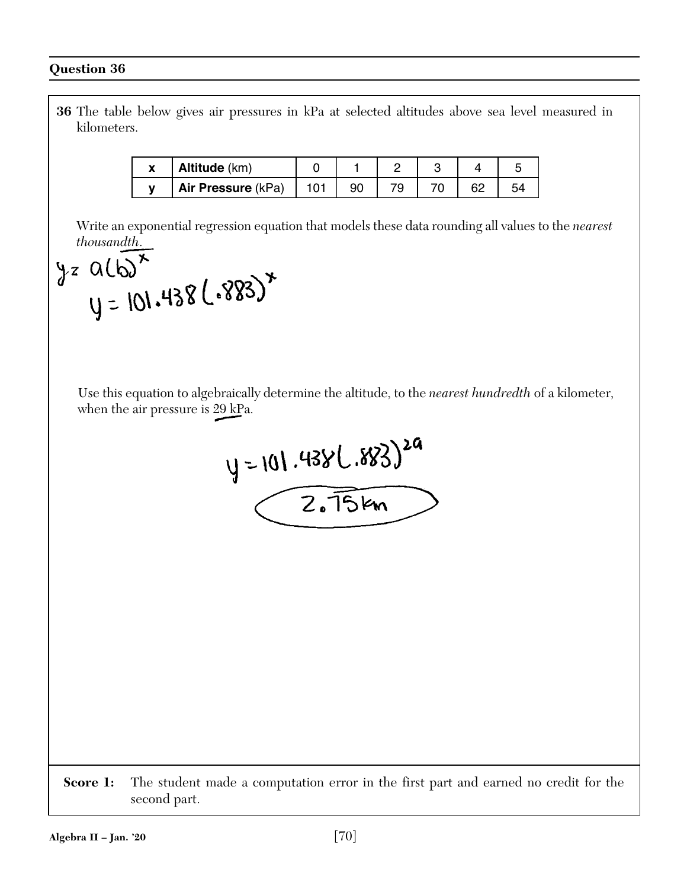## Question 36

**36** The table below gives air pressures in kPa at selected altitudes above sea level measured in kilometers.

| **x** | **Altitude** (km) | 0 | 1 | 2 | 3 | 4 | 5 |
|---|---|---|---|---|---|---|---|
| **y** | **Air Pressure** (kPa) | 101 | 90 | 79 | 70 | 62 | 54 |

Write an exponential regression equation that models these data rounding all values to the *nearest thousandth.*

$y = a(b)^x$

$y = 101.438(.883)^x$

Use this equation to algebraically determine the altitude, to the *nearest hundredth* of a kilometer, when the air pressure is 29 kPa.

$y = 101.438(.883)^{29}$

2.75 km

**Score 1:** The student made a computation error in the first part and earned no credit for the second part.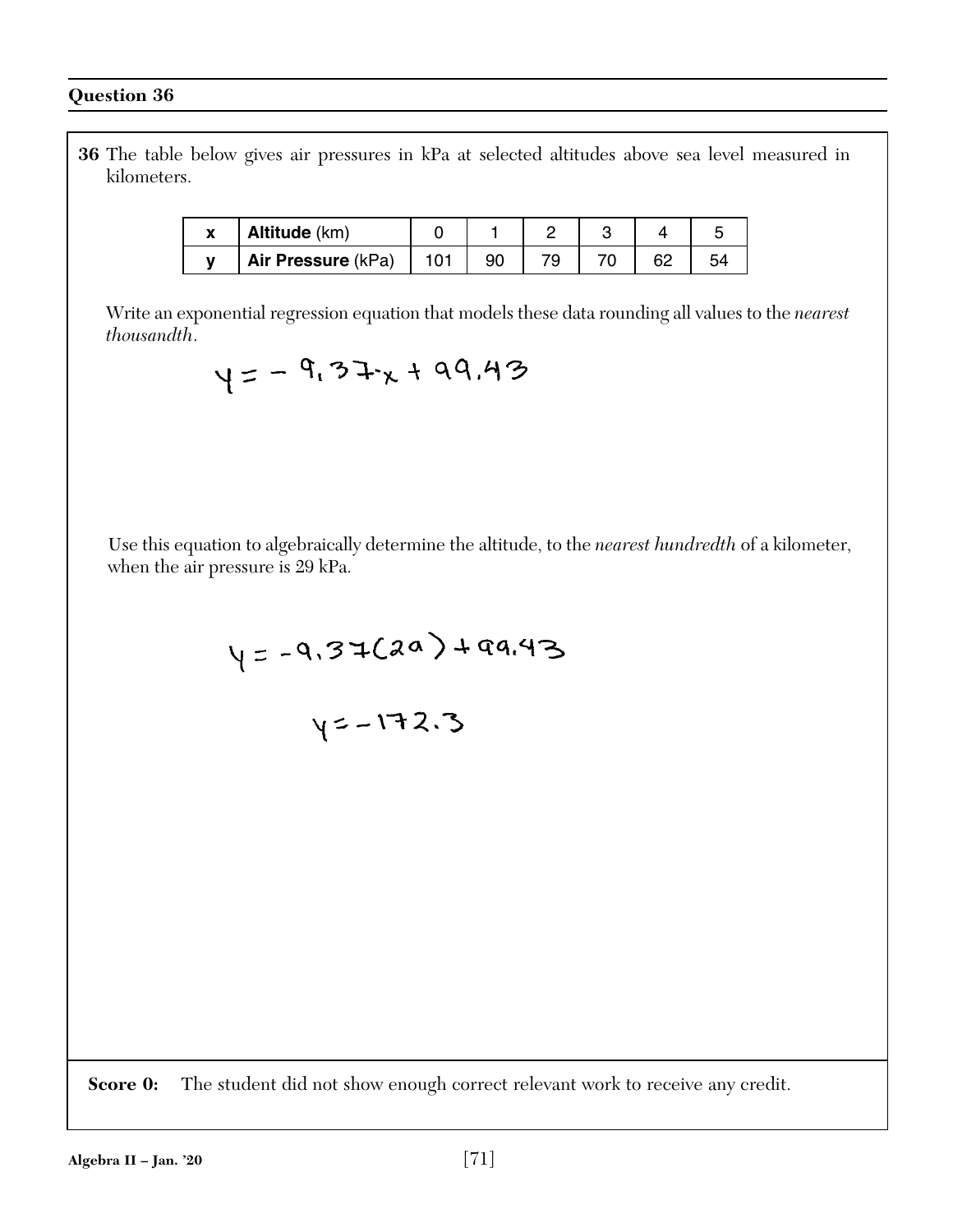## Question 36

**36** The table below gives air pressures in kPa at selected altitudes above sea level measured in kilometers.

| x | Altitude (km) | 0 | 1 | 2 | 3 | 4 | 5 |
|---|---|---|---|---|---|---|---|
| y | Air Pressure (kPa) | 101 | 90 | 79 | 70 | 62 | 54 |

Write an exponential regression equation that models these data rounding all values to the *nearest thousandth*.

$$y = -9.37x + 99.43$$

Use this equation to algebraically determine the altitude, to the *nearest hundredth* of a kilometer, when the air pressure is 29 kPa.

$$y = -9.37(29) + 99.43$$

$$y = -172.3$$

**Score 0:** The student did not show enough correct relevant work to receive any credit.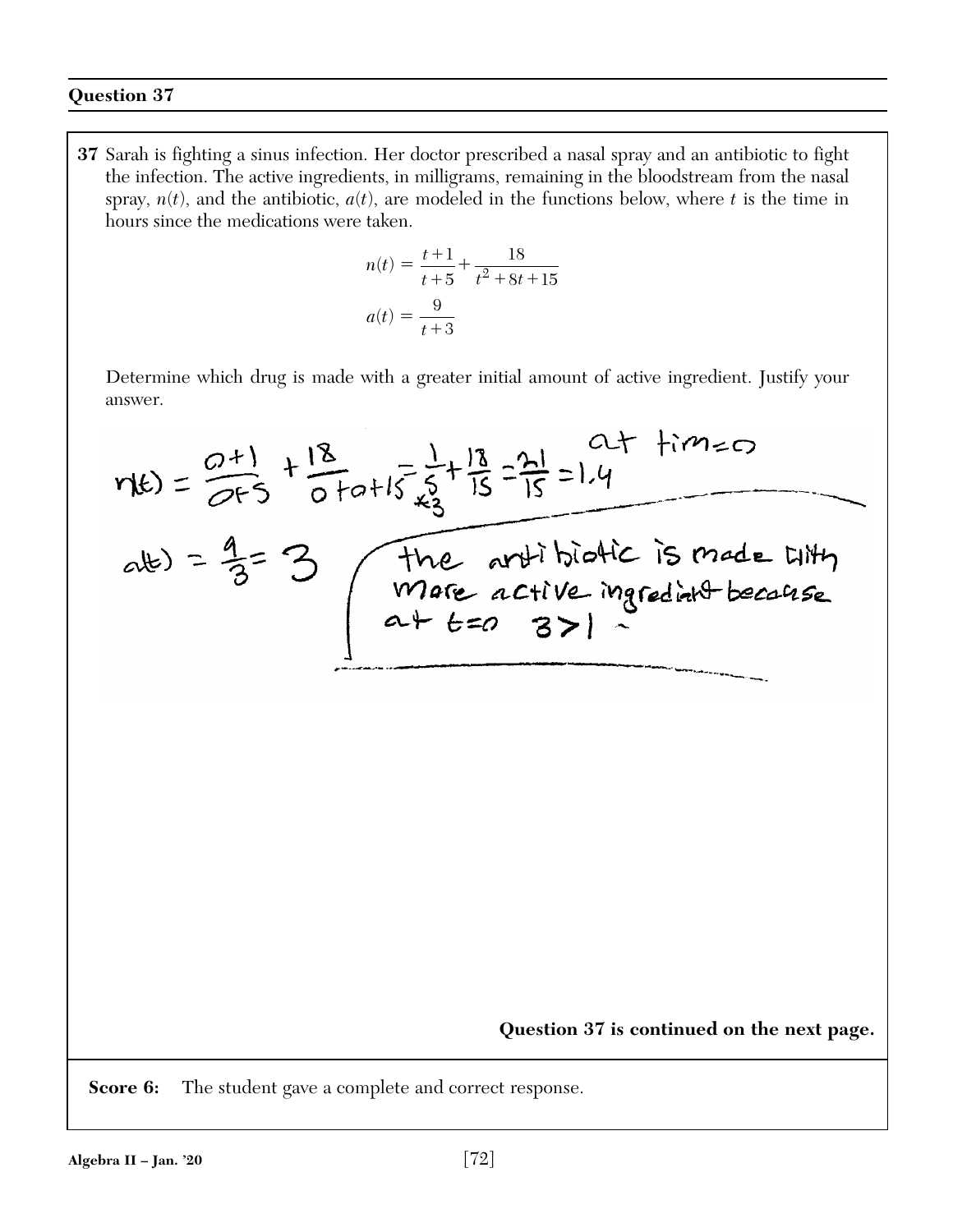## Question 37

**37** Sarah is fighting a sinus infection. Her doctor prescribed a nasal spray and an antibiotic to fight the infection. The active ingredients, in milligrams, remaining in the bloodstream from the nasal spray, $n(t)$, and the antibiotic, $a(t)$, are modeled in the functions below, where $t$ is the time in hours since the medications were taken.

$$n(t) = \frac{t+1}{t+5} + \frac{18}{t^2 + 8t + 15}$$

$$a(t) = \frac{9}{t+3}$$

Determine which drug is made with a greater initial amount of active ingredient. Justify your answer.

$n(t) = \frac{0+1}{0+5} + \frac{18}{0+0+15} = \frac{1}{5} + \frac{18}{15} = \frac{21}{15} = 1.4$ at time=0

$a(t) = \frac{9}{3} = 3$

the antibiotic is made with more active ingredient because at $t=0$ $3>1$

**Question 37 is continued on the next page.**

**Score 6:** The student gave a complete and correct response.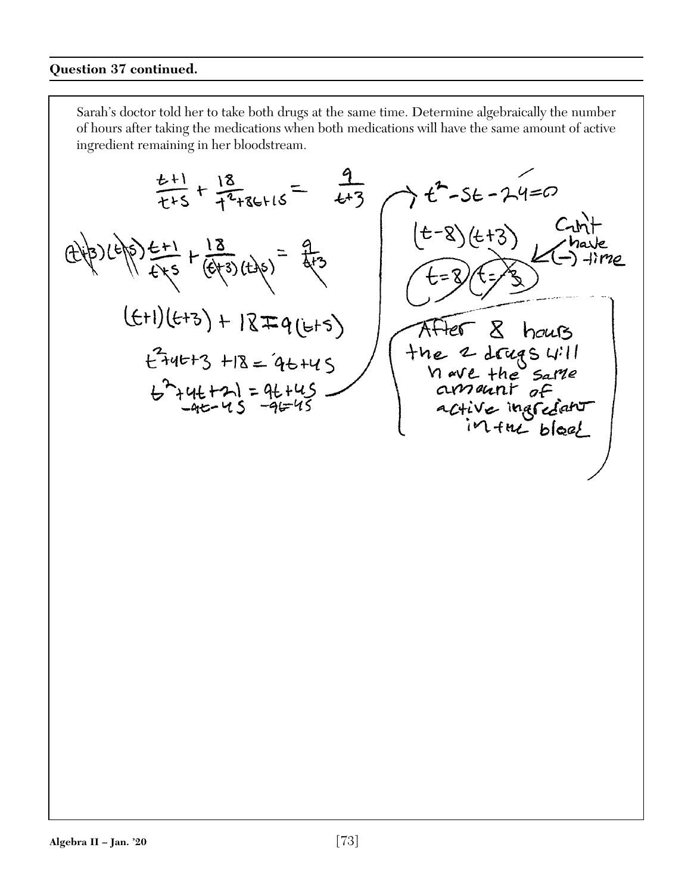**Question 37 continued.**

Sarah's doctor told her to take both drugs at the same time. Determine algebraically the number of hours after taking the medications when both medications will have the same amount of active ingredient remaining in her bloodstream.

$$\frac{t+1}{t+5} + \frac{18}{t^2+8t+15} = \frac{9}{t+3}$$

$$(t+3)(t+5)\frac{t+1}{t+5} + \frac{18}{(t+3)(t+5)} = \frac{9}{t+3}$$

$$(t+1)(t+3) + 18 = 9(t+5)$$

$$t^2+4t+3+18 = 9t+45$$

$$t^2+4t+21 = 9t+45$$

$$-9t-45 \quad -9t-45$$

$$t^2-5t-24=0$$

$$(t-8)(t+3)$$

$$t=8 \quad t=-3$$

Can't have (−) time

After 8 hours the 2 drugs will have the same amount of active ingrediant in the blood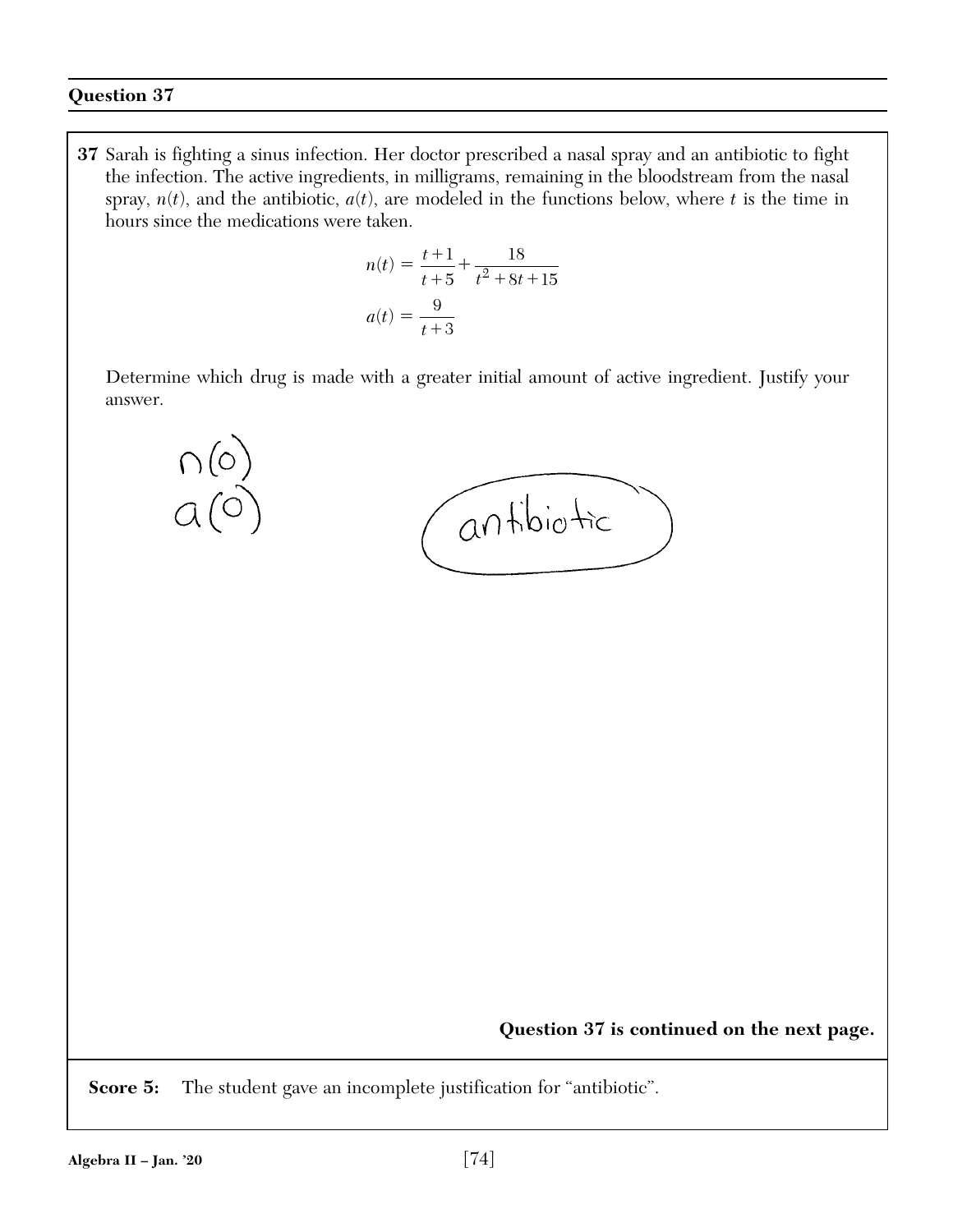## Question 37

**37** Sarah is fighting a sinus infection. Her doctor prescribed a nasal spray and an antibiotic to fight the infection. The active ingredients, in milligrams, remaining in the bloodstream from the nasal spray, $n(t)$, and the antibiotic, $a(t)$, are modeled in the functions below, where $t$ is the time in hours since the medications were taken.

$$n(t) = \frac{t+1}{t+5} + \frac{18}{t^2 + 8t + 15}$$

$$a(t) = \frac{9}{t+3}$$

Determine which drug is made with a greater initial amount of active ingredient. Justify your answer.

$n(0)$
$a(0)$

antibiotic

**Question 37 is continued on the next page.**

**Score 5:** The student gave an incomplete justification for "antibiotic".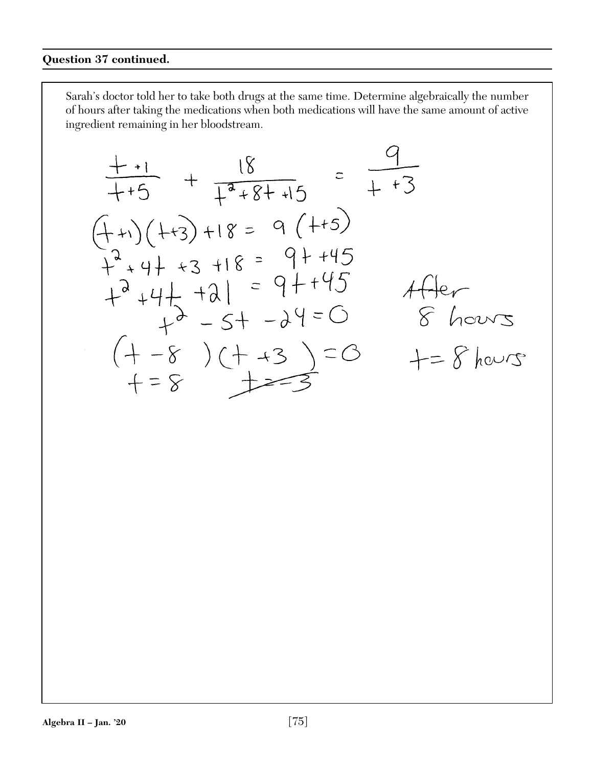**Question 37 continued.**

Sarah's doctor told her to take both drugs at the same time. Determine algebraically the number of hours after taking the medications when both medications will have the same amount of active ingredient remaining in her bloodstream.

$$\frac{t+1}{t+5} + \frac{18}{t^2+8t+15} = \frac{9}{t+3}$$

$$(t+1)(t+3)+18 = 9(t+5)$$

$$t^2+4t+3+18 = 9t+45$$

$$t^2+4t+21 = 9t+45$$

$$t^2-5t-24=0$$

$$(t-8)(t+3)=0$$

$$t=8 \quad \cancel{t=-3}$$

After 8 hours

$t = 8$ hours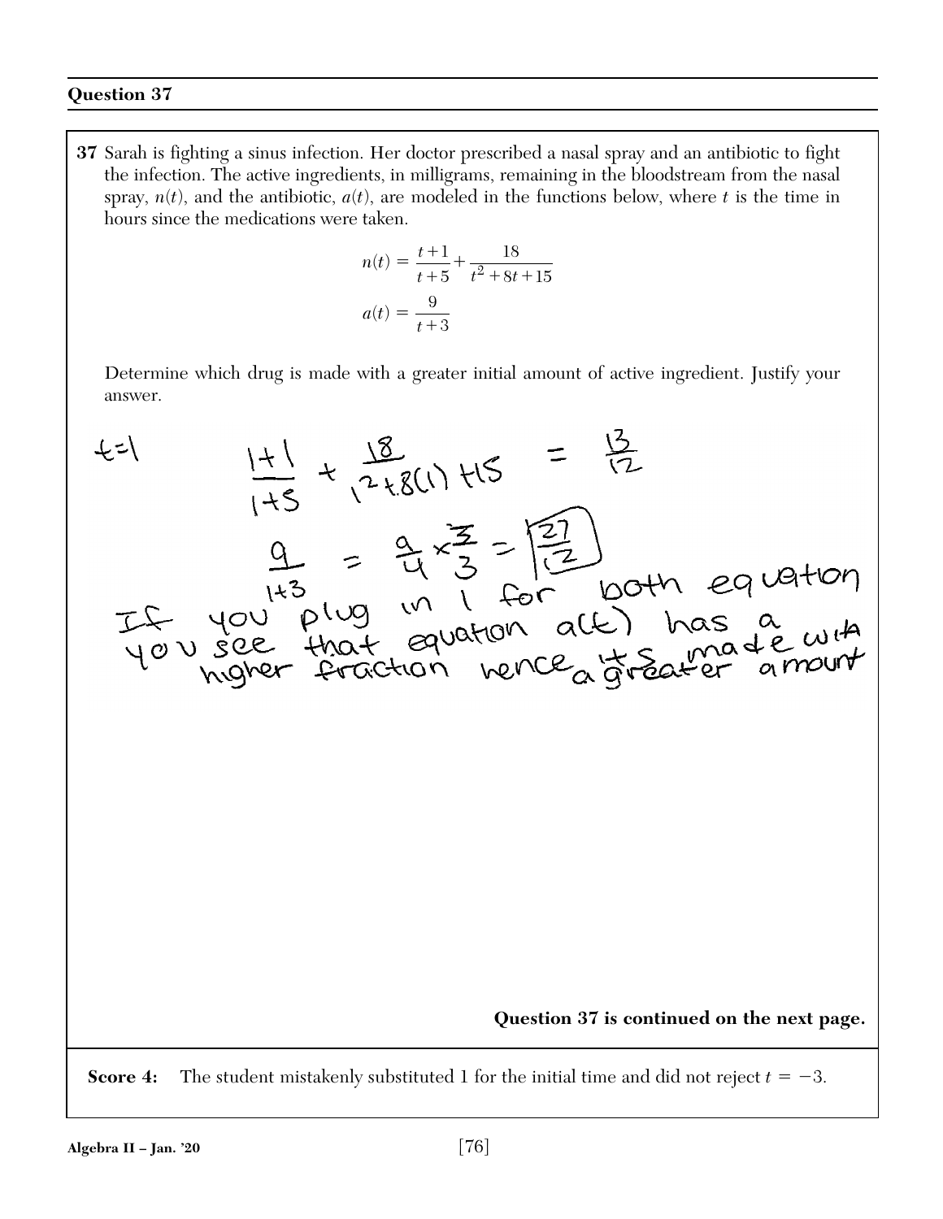## Question 37

**37** Sarah is fighting a sinus infection. Her doctor prescribed a nasal spray and an antibiotic to fight the infection. The active ingredients, in milligrams, remaining in the bloodstream from the nasal spray, $n(t)$, and the antibiotic, $a(t)$, are modeled in the functions below, where $t$ is the time in hours since the medications were taken.

$$n(t) = \frac{t+1}{t+5} + \frac{18}{t^2 + 8t + 15}$$

$$a(t) = \frac{9}{t+3}$$

Determine which drug is made with a greater initial amount of active ingredient. Justify your answer.

$t=1$

$$\frac{1+1}{1+5} + \frac{18}{1^2+8(1)+15} = \frac{13}{12}$$

$$\frac{9}{1+3} = \frac{9}{4} \times \frac{3}{3} = \boxed{\frac{27}{12}}$$

If you plug in 1 for both equation you see that equation a(t) has a higher fraction hence its made with a greater amount

**Question 37 is continued on the next page.**

**Score 4:** The student mistakenly substituted 1 for the initial time and did not reject $t = -3$.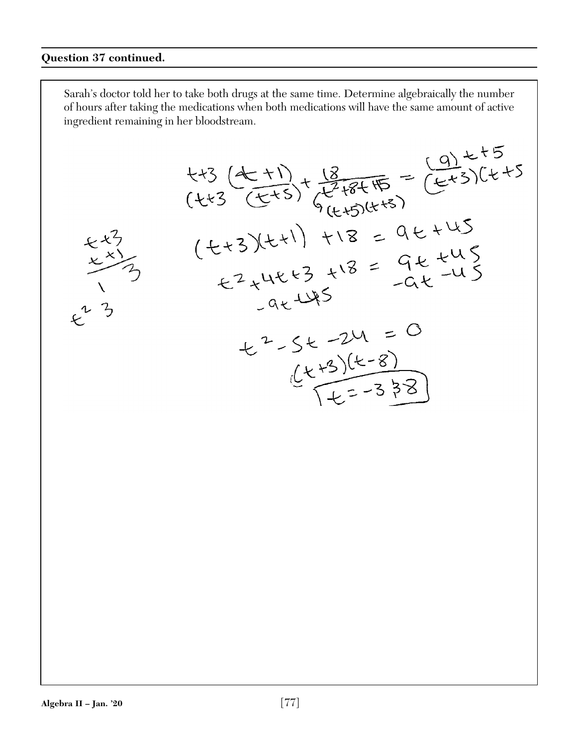**Question 37 continued.**

Sarah's doctor told her to take both drugs at the same time. Determine algebraically the number of hours after taking the medications when both medications will have the same amount of active ingredient remaining in her bloodstream.

$$\frac{t+3}{(t+3}\frac{(t+1)}{(t+5)} + \frac{18}{t^2+8t+15} = \frac{(9)\ t+5}{(t+3)(t+5}$$

$$(t+5)(t+3)$$

$$(t+3)(t+1) + 18 = 9t + 45$$

$$t^2 + 4t + 3 + 18 = 9t + 45$$

$$-9t - 45 \qquad -9t - 45$$

$$t^2 - 5t - 24 = 0$$

$$(t+3)(t-8)$$

$$t = -3 \ \cancel{3}\ 8$$

$$\frac{t+3}{t+1}$$

$$1 \quad 3$$

$$t^2 \quad 3$$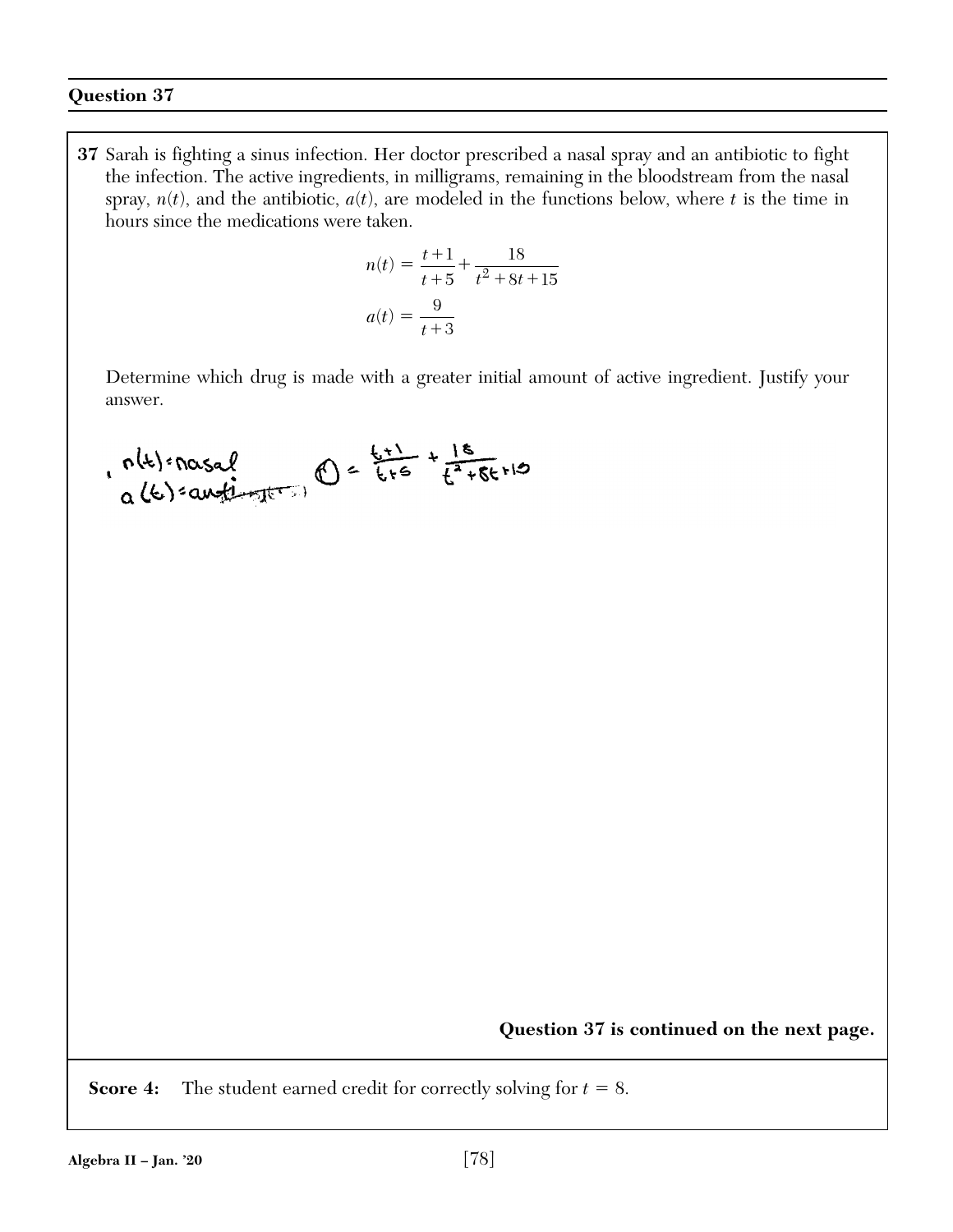## Question 37

**37** Sarah is fighting a sinus infection. Her doctor prescribed a nasal spray and an antibiotic to fight the infection. The active ingredients, in milligrams, remaining in the bloodstream from the nasal spray, $n(t)$, and the antibiotic, $a(t)$, are modeled in the functions below, where $t$ is the time in hours since the medications were taken.

$$n(t) = \frac{t+1}{t+5} + \frac{18}{t^2 + 8t + 15}$$

$$a(t) = \frac{9}{t+3}$$

Determine which drug is made with a greater initial amount of active ingredient. Justify your answer.

$n(t)$ = nasal
$a(t)$ = anti~~...~~ $(t) = \frac{t+1}{t+5} + \frac{18}{t^2+8t+15}$

**Question 37 is continued on the next page.**

**Score 4:** The student earned credit for correctly solving for $t = 8$.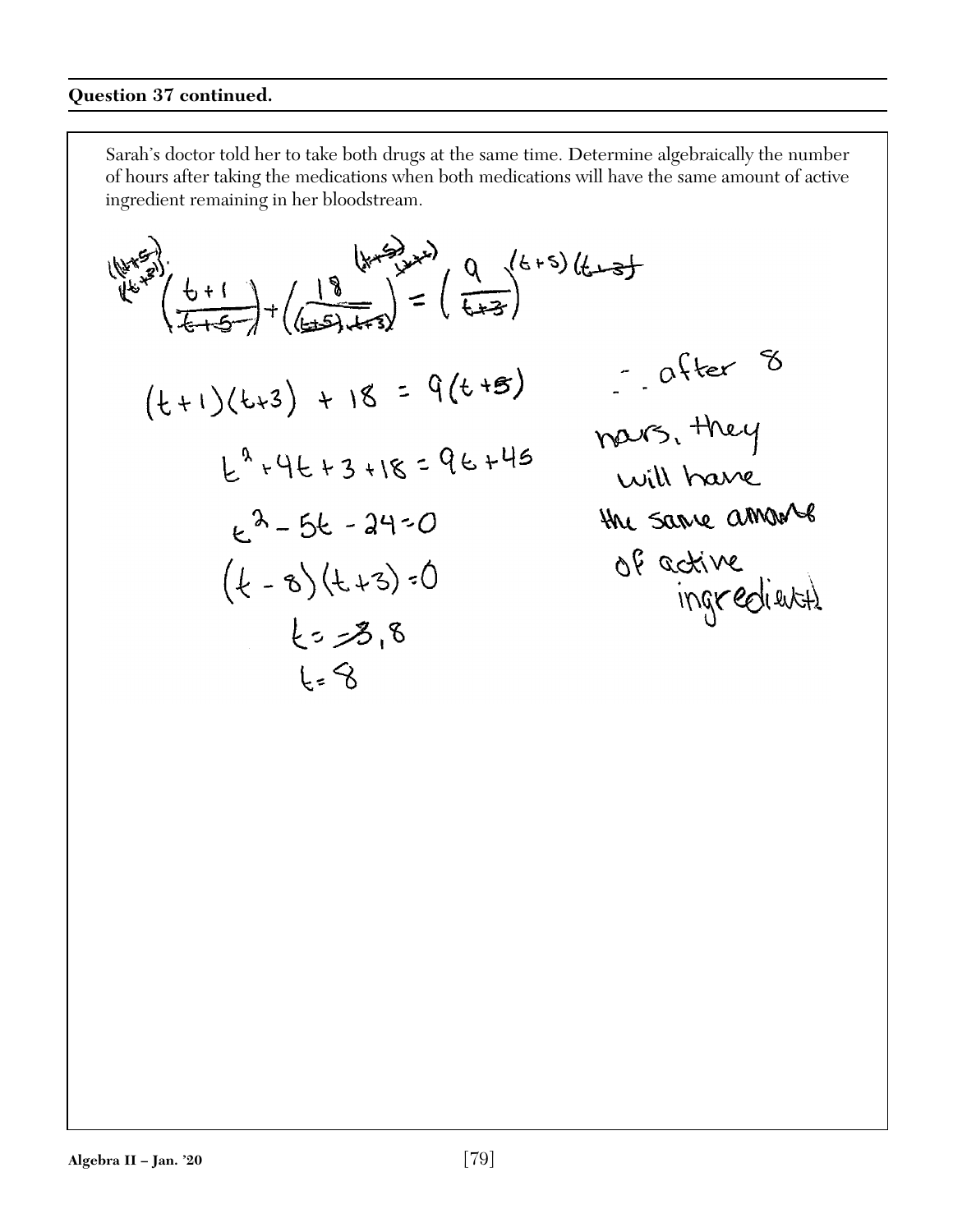**Question 37 continued.**

Sarah's doctor told her to take both drugs at the same time. Determine algebraically the number of hours after taking the medications when both medications will have the same amount of active ingredient remaining in her bloodstream.

$$(t+5)(t+3)\left(\frac{t+1}{t+5}\right)+(t+5)(t+3)\left(\frac{18}{(t+5)(t+3)}\right)=\left(\frac{9}{t+3}\right)(t+5)(t+3)$$

$$(t+1)(t+3)+18=9(t+5)$$

$$t^2+4t+3+18=9t+45$$

$$t^2-5t-24=0$$

$$(t-8)(t+3)=0$$

$$t=-3,8$$

$$t=8$$

∴ after 8 hours, they will have the same amount of active ingredient.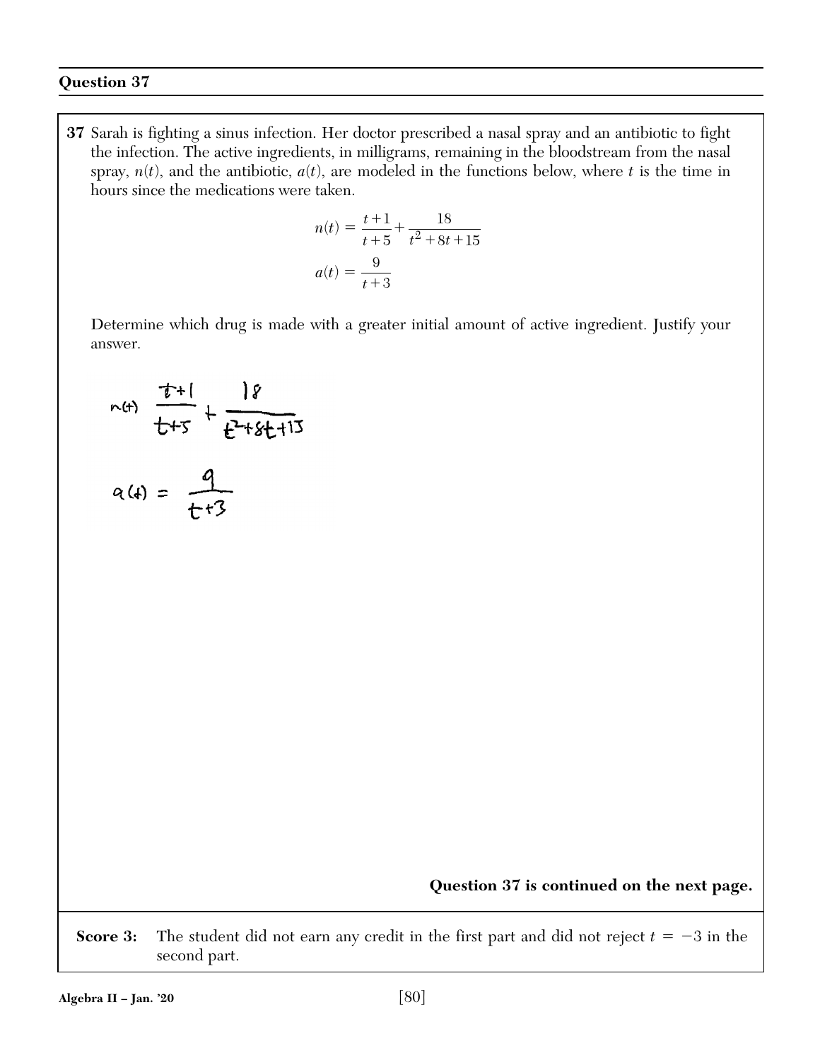## Question 37

**37** Sarah is fighting a sinus infection. Her doctor prescribed a nasal spray and an antibiotic to fight the infection. The active ingredients, in milligrams, remaining in the bloodstream from the nasal spray, $n(t)$, and the antibiotic, $a(t)$, are modeled in the functions below, where $t$ is the time in hours since the medications were taken.

$$n(t) = \frac{t+1}{t+5} + \frac{18}{t^2 + 8t + 15}$$

$$a(t) = \frac{9}{t+3}$$

Determine which drug is made with a greater initial amount of active ingredient. Justify your answer.

$$n(t) \quad \frac{t+1}{t+5} + \frac{18}{t^2+8t+15}$$

$$a(t) = \frac{9}{t+3}$$

**Question 37 is continued on the next page.**

**Score 3:** The student did not earn any credit in the first part and did not reject $t = -3$ in the second part.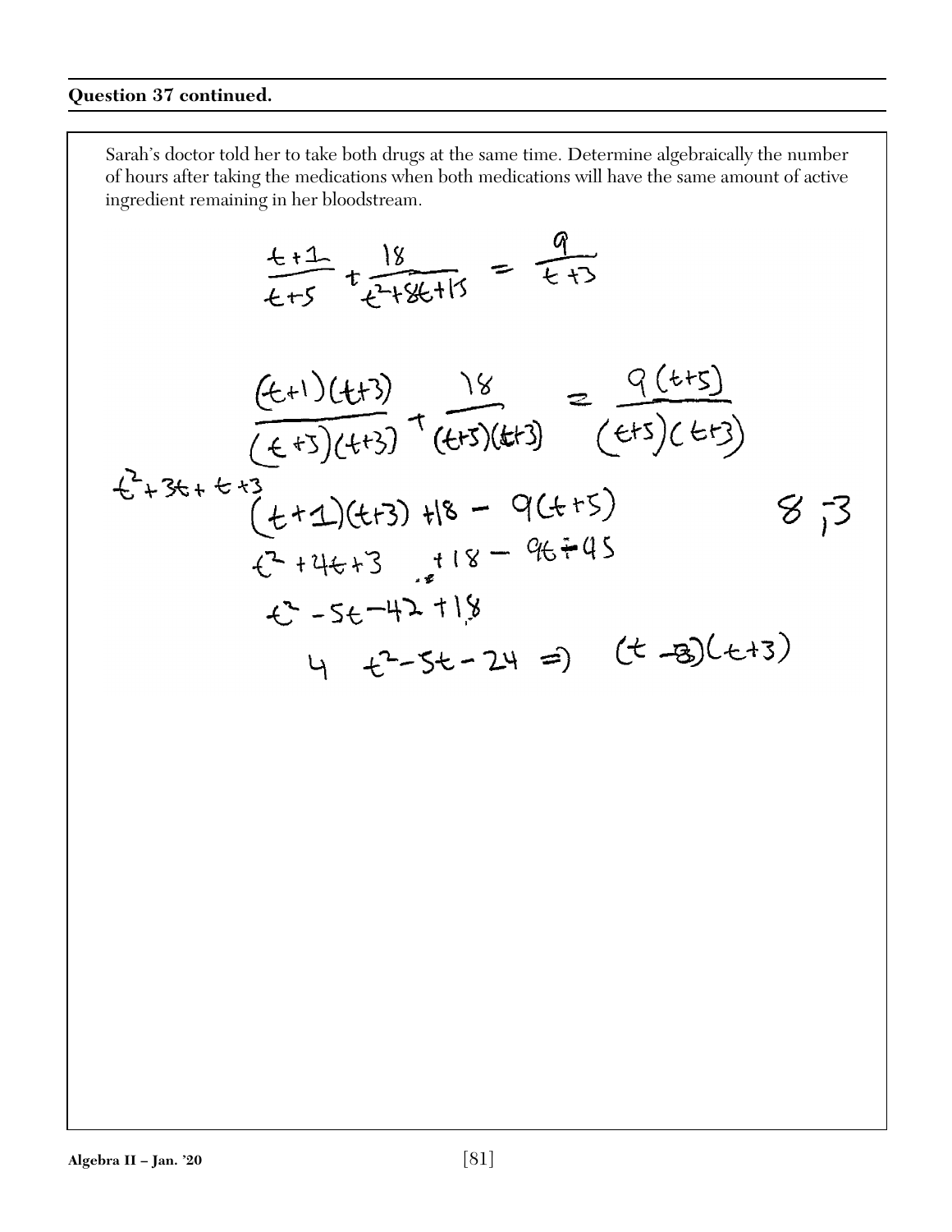**Question 37 continued.**

Sarah's doctor told her to take both drugs at the same time. Determine algebraically the number of hours after taking the medications when both medications will have the same amount of active ingredient remaining in her bloodstream.

$$\frac{t+1}{t+5} + \frac{18}{t^2+8t+15} = \frac{9}{t+3}$$

$$\frac{(t+1)(t+3)}{(t+5)(t+3)} + \frac{18}{(t+5)(t+3)} = \frac{9(t+5)}{(t+5)(t+3)}$$

$t^2+3t+t+3$

$(t+1)(t+3)+18 - 9(t+5)$ $\quad\quad 8, -3$

$t^2+4t+3 \quad +18 - 9t - 45$

$t^2-5t-42+18$

$4 \quad t^2-5t-24 \Rightarrow (t-8)(t+3)$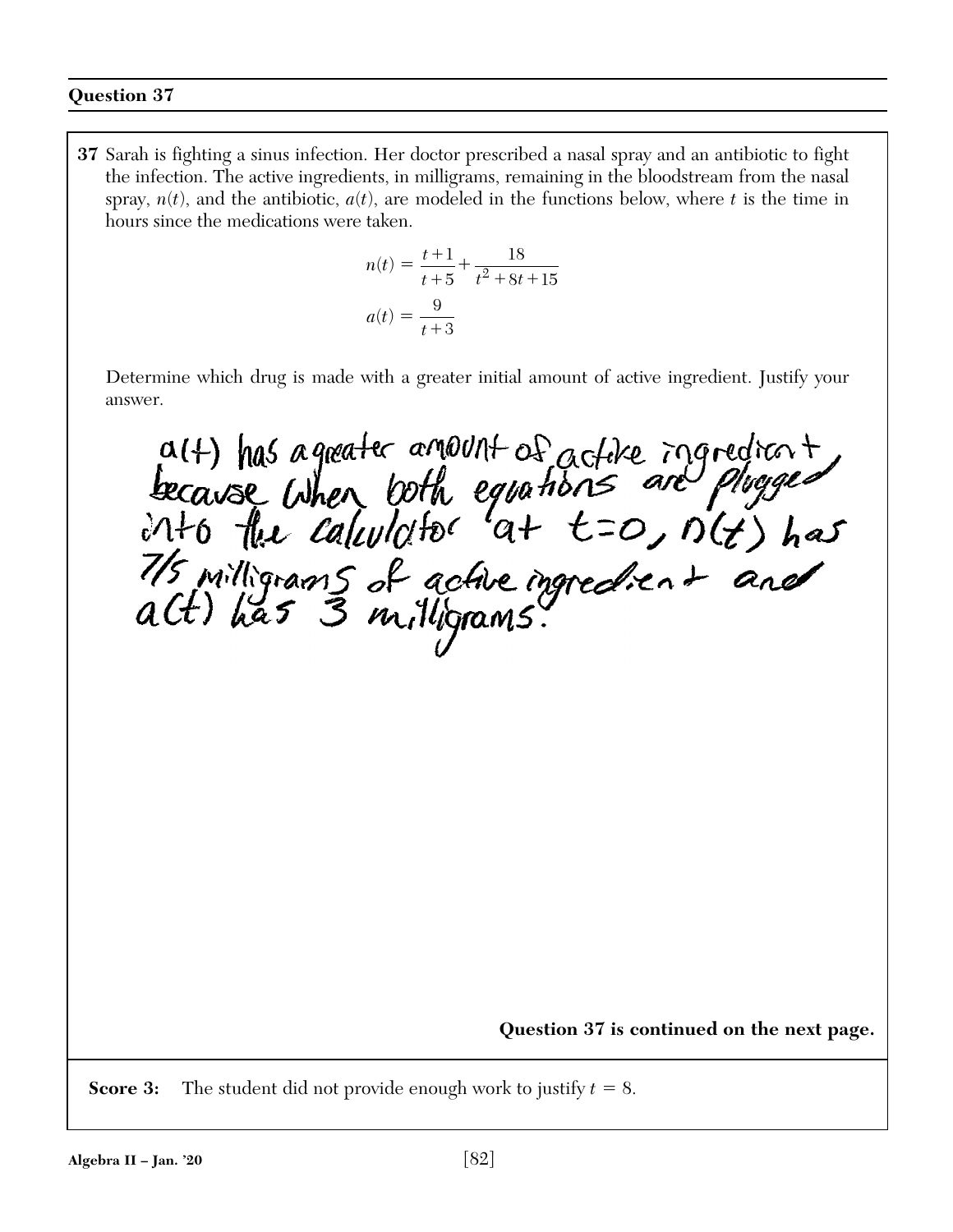## Question 37

**37** Sarah is fighting a sinus infection. Her doctor prescribed a nasal spray and an antibiotic to fight the infection. The active ingredients, in milligrams, remaining in the bloodstream from the nasal spray, $n(t)$, and the antibiotic, $a(t)$, are modeled in the functions below, where $t$ is the time in hours since the medications were taken.

$$n(t) = \frac{t+1}{t+5} + \frac{18}{t^2 + 8t + 15}$$

$$a(t) = \frac{9}{t+3}$$

Determine which drug is made with a greater initial amount of active ingredient. Justify your answer.

a(t) has a greater amount of active ingredient because when both equations are plugged into the calculator at $t=0$, $n(t)$ has 7/5 milligrams of active ingredient and a(t) has 3 milligrams.

**Question 37 is continued on the next page.**

**Score 3:** The student did not provide enough work to justify $t = 8$.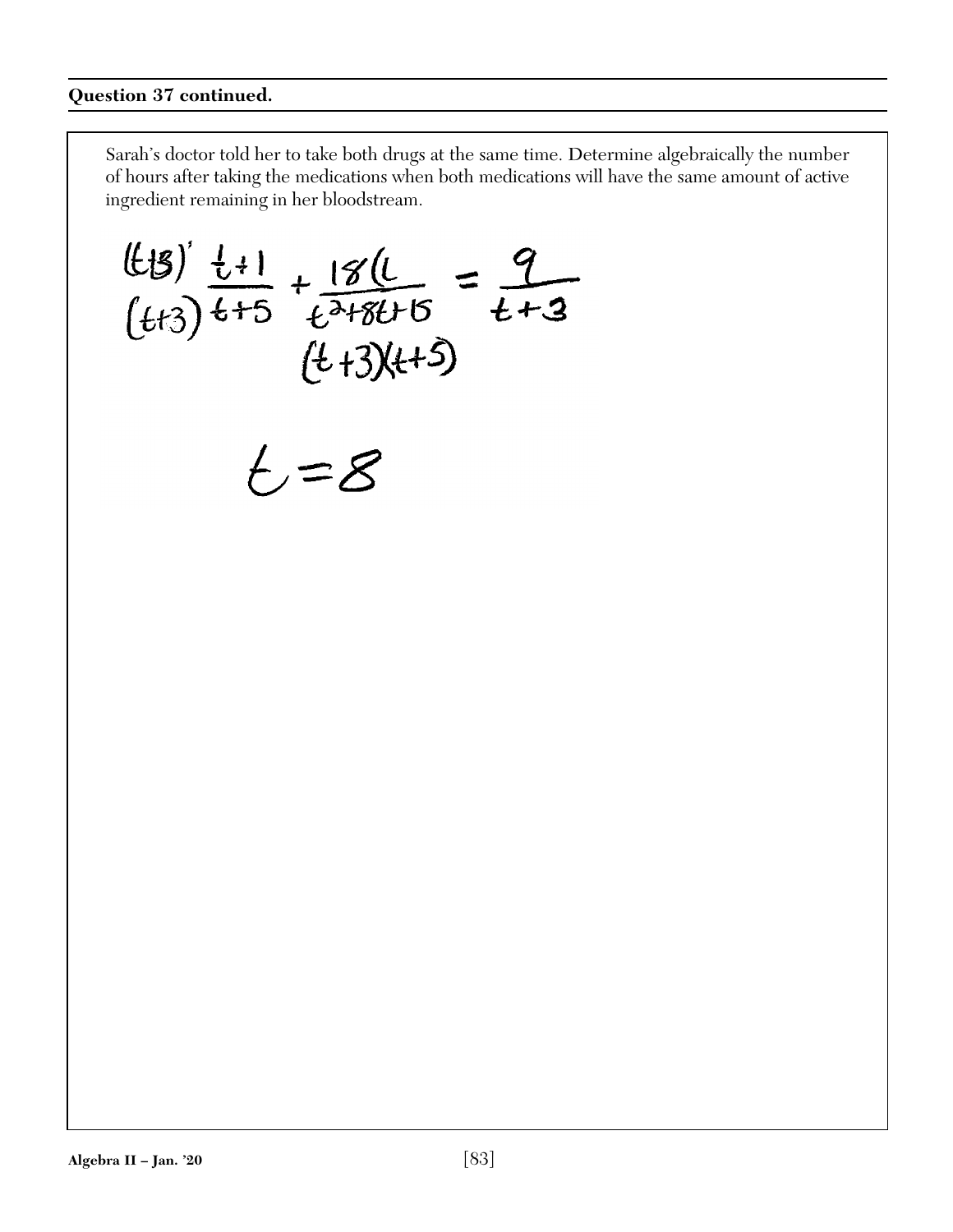**Question 37 continued.**

Sarah's doctor told her to take both drugs at the same time. Determine algebraically the number of hours after taking the medications when both medications will have the same amount of active ingredient remaining in her bloodstream.

$$\frac{(t+3)'}{(t+3)}\frac{t+1}{t+5} + \frac{18(t}{t^2+8t+15} = \frac{9}{t+3}$$

$$(t+3)(t+5)$$

$$t = 8$$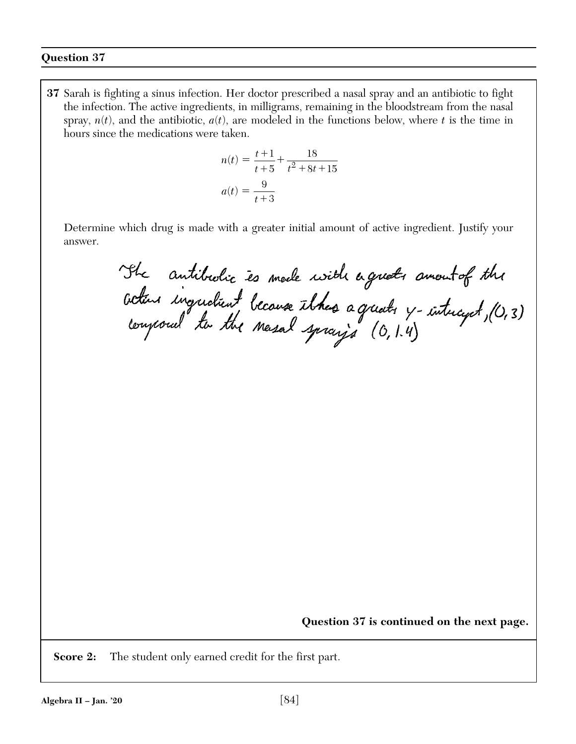## Question 37

**37** Sarah is fighting a sinus infection. Her doctor prescribed a nasal spray and an antibiotic to fight the infection. The active ingredients, in milligrams, remaining in the bloodstream from the nasal spray, $n(t)$, and the antibiotic, $a(t)$, are modeled in the functions below, where $t$ is the time in hours since the medications were taken.

$$n(t) = \frac{t+1}{t+5} + \frac{18}{t^2+8t+15}$$

$$a(t) = \frac{9}{t+3}$$

Determine which drug is made with a greater initial amount of active ingredient. Justify your answer.

The antibiotic is made with a greater amount of the active ingredient because it has a greater y-intercept, (0, 3) compared to the nasal spray's (0, 1.4)

**Question 37 is continued on the next page.**

**Score 2:** The student only earned credit for the first part.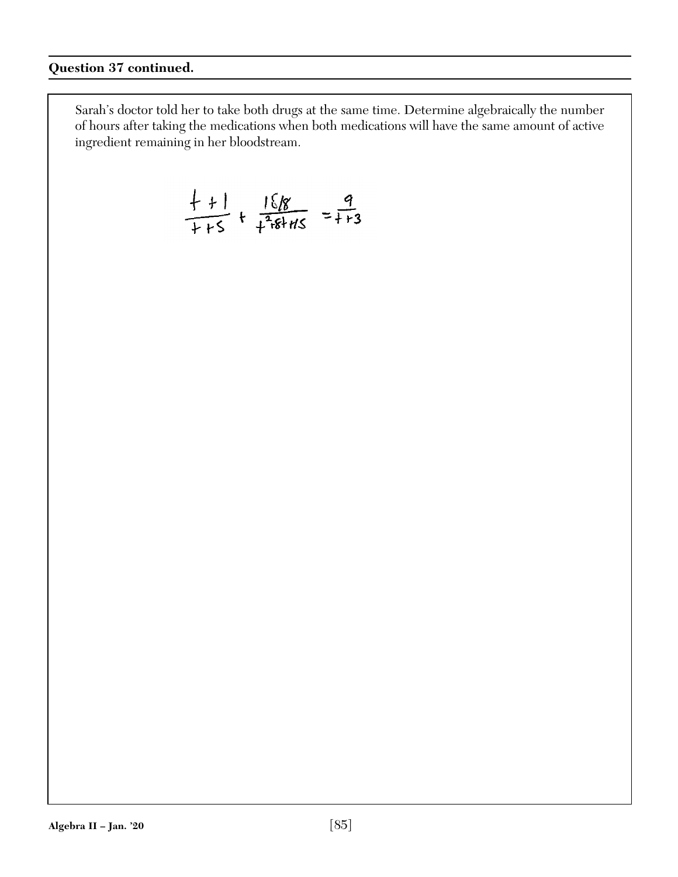**Question 37 continued.**

Sarah's doctor told her to take both drugs at the same time. Determine algebraically the number of hours after taking the medications when both medications will have the same amount of active ingredient remaining in her bloodstream.

$$\frac{t+1}{t+5} + \frac{168}{t^2+8t+15} = \frac{9}{t+3}$$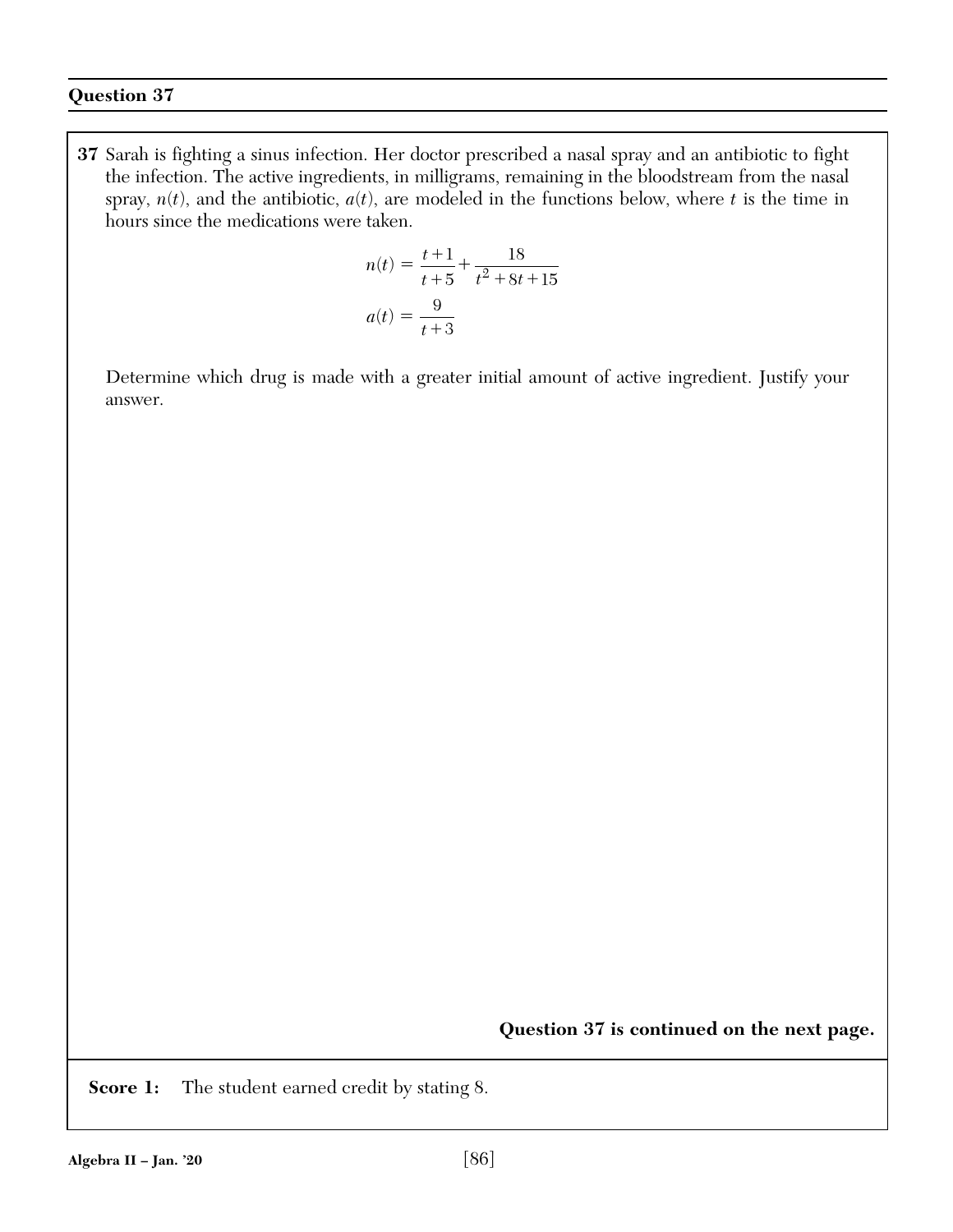## Question 37

**37** Sarah is fighting a sinus infection. Her doctor prescribed a nasal spray and an antibiotic to fight the infection. The active ingredients, in milligrams, remaining in the bloodstream from the nasal spray, $n(t)$, and the antibiotic, $a(t)$, are modeled in the functions below, where $t$ is the time in hours since the medications were taken.

$$n(t) = \frac{t+1}{t+5} + \frac{18}{t^2+8t+15}$$

$$a(t) = \frac{9}{t+3}$$

Determine which drug is made with a greater initial amount of active ingredient. Justify your answer.

**Question 37 is continued on the next page.**

**Score 1:** The student earned credit by stating 8.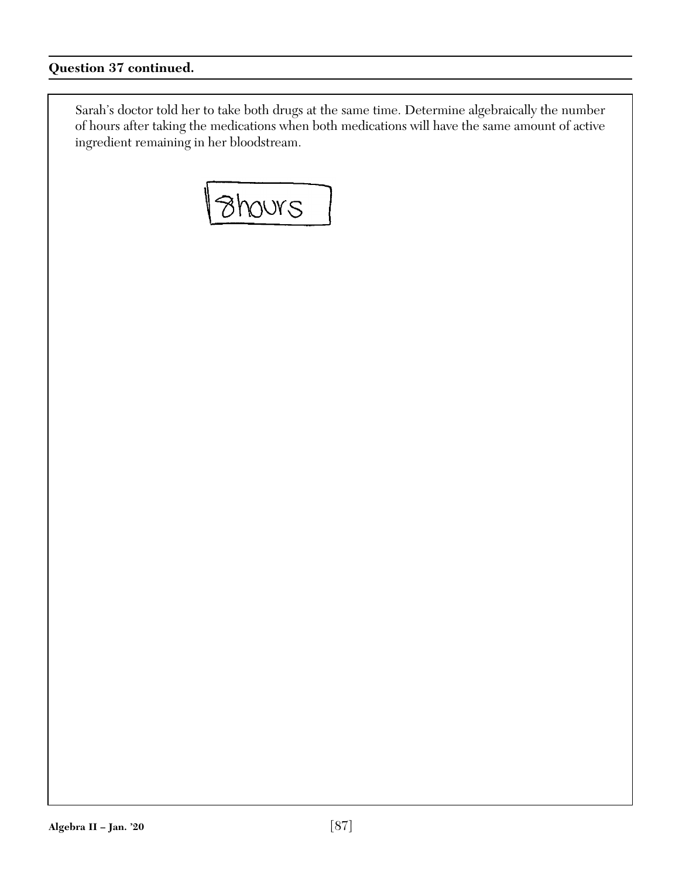**Question 37 continued.**

Sarah's doctor told her to take both drugs at the same time. Determine algebraically the number of hours after taking the medications when both medications will have the same amount of active ingredient remaining in her bloodstream.

8hours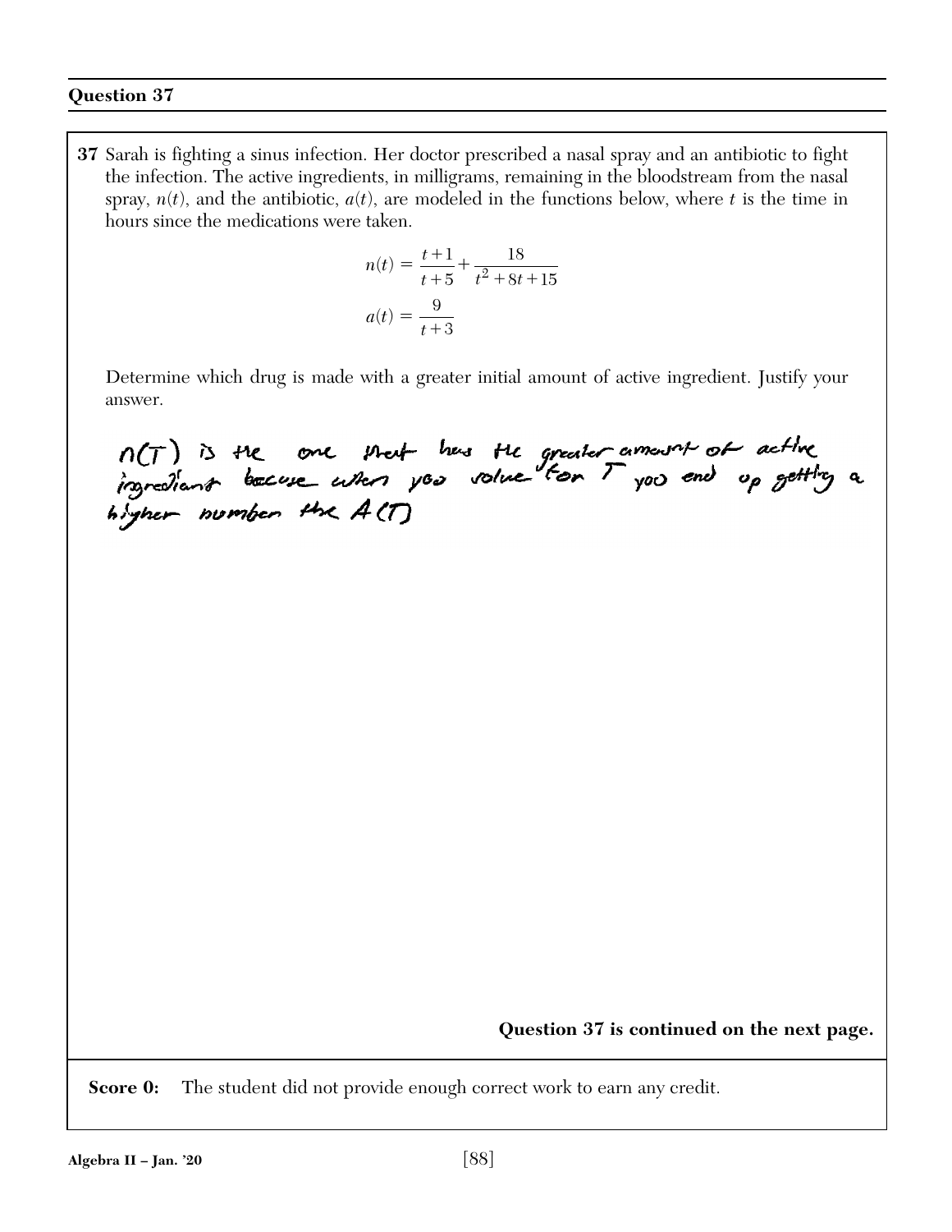### Question 37

**37** Sarah is fighting a sinus infection. Her doctor prescribed a nasal spray and an antibiotic to fight the infection. The active ingredients, in milligrams, remaining in the bloodstream from the nasal spray, $n(t)$, and the antibiotic, $a(t)$, are modeled in the functions below, where $t$ is the time in hours since the medications were taken.

$$n(t) = \frac{t+1}{t+5} + \frac{18}{t^2 + 8t + 15}$$

$$a(t) = \frac{9}{t+3}$$

Determine which drug is made with a greater initial amount of active ingredient. Justify your answer.

N(T) is the one that has the greater amount of active ingrediant because when you solve for T you end up getting a higher number the A(T)

**Question 37 is continued on the next page.**

**Score 0:** The student did not provide enough correct work to earn any credit.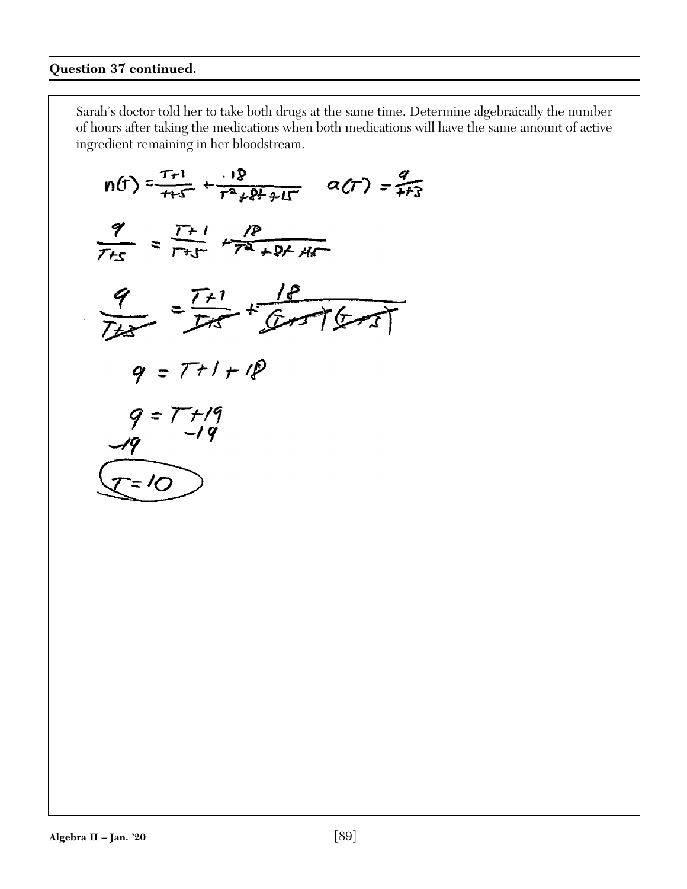**Question 37 continued.**

Sarah's doctor told her to take both drugs at the same time. Determine algebraically the number of hours after taking the medications when both medications will have the same amount of active ingredient remaining in her bloodstream.

$$n(T) = \frac{T+1}{t+5} + \frac{.18}{T^2+8t+15} \qquad a(T) = \frac{9}{t+3}$$

$$\frac{9}{T+5} = \frac{T+1}{T+5} + \frac{18}{T^2+8t+15}$$

$$\frac{9}{T+3} = \frac{T+1}{T+5} + \frac{18}{(T+5)(T+3)}$$

$$9 = T+1+18$$

$$9 = T+19$$
$$-19 \qquad -19$$

$$T = 10$$